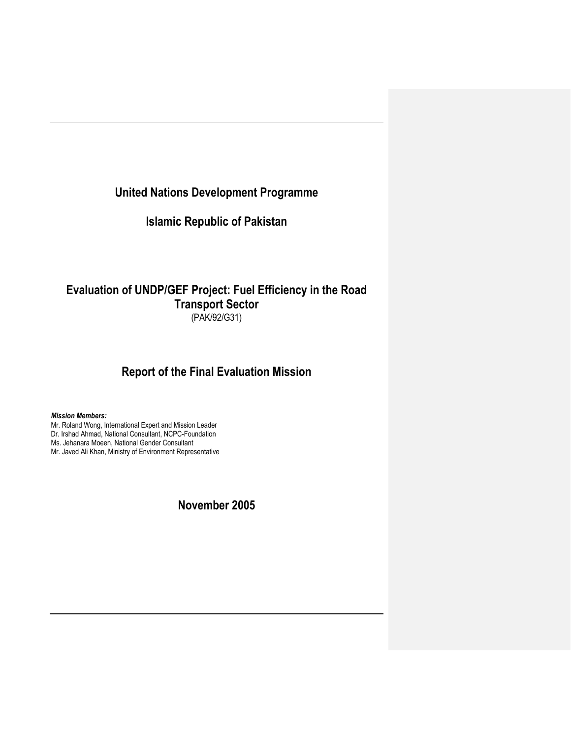# United Nations Development Programme

# Islamic Republic of Pakistan

## Evaluation of UNDP/GEF Project: Fuel Efficiency in the Road Transport Sector

(PAK/92/G31)

## Report of the Final Evaluation Mission

***Mission Members:***

Mr. Roland Wong, International Expert and Mission Leader
Dr. Irshad Ahmad, National Consultant, NCPC-Foundation
Ms. Jehanara Moeen, National Gender Consultant
Mr. Javed Ali Khan, Ministry of Environment Representative

## November 2005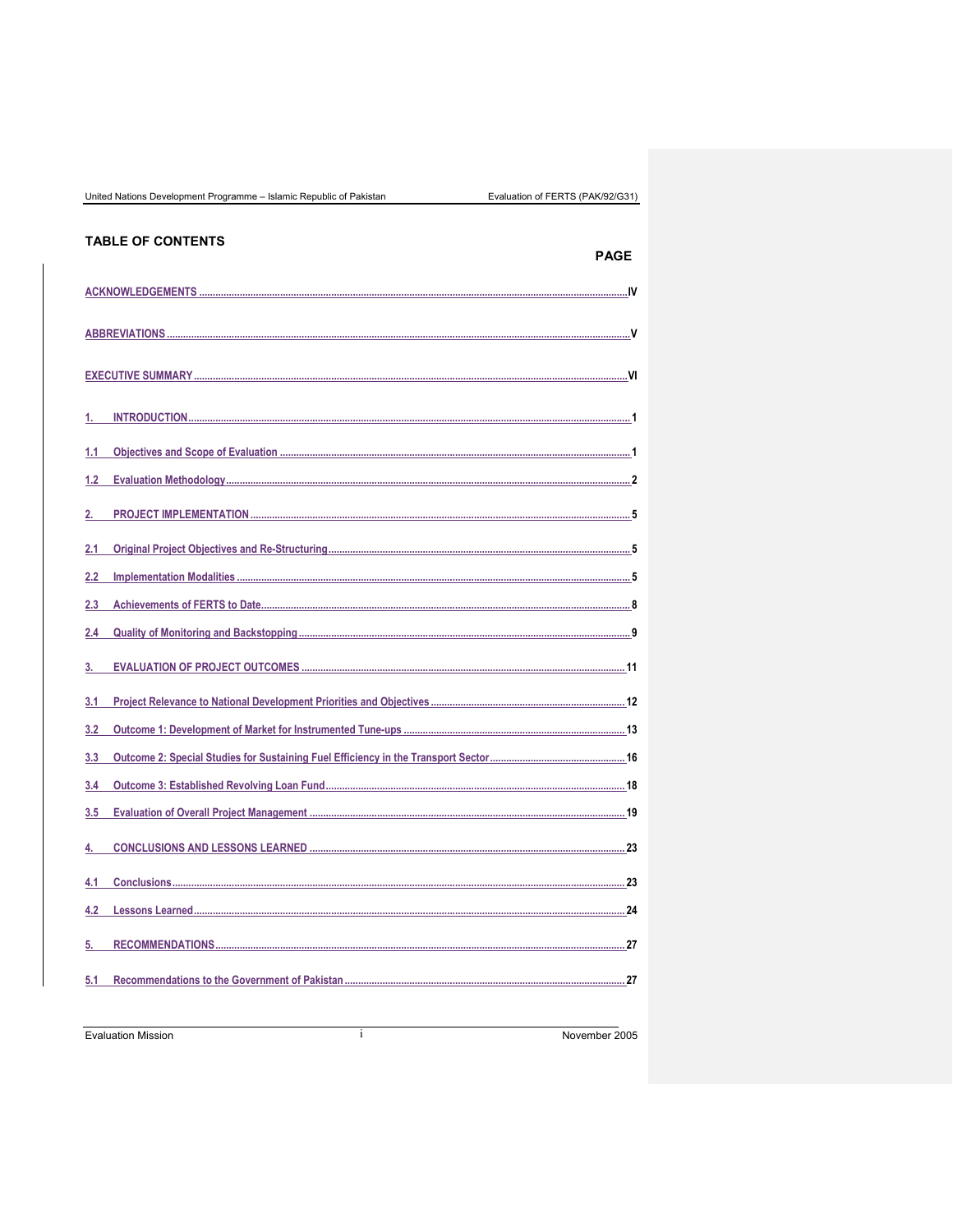## TABLE OF CONTENTS

| | PAGE |
|---|---|
| ACKNOWLEDGEMENTS | IV |
| ABBREVIATIONS | V |
| EXECUTIVE SUMMARY | VI |
| 1. INTRODUCTION | 1 |
| 1.1 Objectives and Scope of Evaluation | 1 |
| 1.2 Evaluation Methodology | 2 |
| 2. PROJECT IMPLEMENTATION | 5 |
| 2.1 Original Project Objectives and Re-Structuring | 5 |
| 2.2 Implementation Modalities | 5 |
| 2.3 Achievements of FERTS to Date | 8 |
| 2.4 Quality of Monitoring and Backstopping | 9 |
| 3. EVALUATION OF PROJECT OUTCOMES | 11 |
| 3.1 Project Relevance to National Development Priorities and Objectives | 12 |
| 3.2 Outcome 1: Development of Market for Instrumented Tune-ups | 13 |
| 3.3 Outcome 2: Special Studies for Sustaining Fuel Efficiency in the Transport Sector | 16 |
| 3.4 Outcome 3: Established Revolving Loan Fund | 18 |
| 3.5 Evaluation of Overall Project Management | 19 |
| 4. CONCLUSIONS AND LESSONS LEARNED | 23 |
| 4.1 Conclusions | 23 |
| 4.2 Lessons Learned | 24 |
| 5. RECOMMENDATIONS | 27 |
| 5.1 Recommendations to the Government of Pakistan | 27 |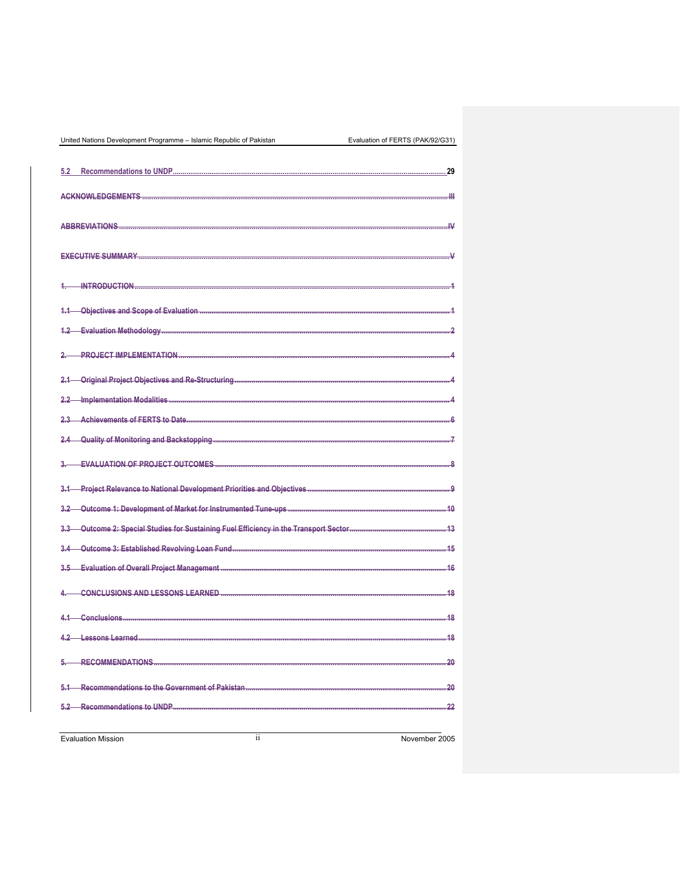5.2 Recommendations to UNDP ..... 29

~~ACKNOWLEDGEMENTS ..... III~~

~~ABBREVIATIONS ..... IV~~

~~EXECUTIVE SUMMARY ..... V~~

~~1. INTRODUCTION ..... 1~~

~~1.1 Objectives and Scope of Evaluation ..... 1~~

~~1.2 Evaluation Methodology ..... 2~~

~~2. PROJECT IMPLEMENTATION ..... 4~~

~~2.1 Original Project Objectives and Re-Structuring ..... 4~~

~~2.2 Implementation Modalities ..... 4~~

~~2.3 Achievements of FERTS to Date ..... 6~~

~~2.4 Quality of Monitoring and Backstopping ..... 7~~

~~3. EVALUATION OF PROJECT OUTCOMES ..... 8~~

~~3.1 Project Relevance to National Development Priorities and Objectives ..... 9~~

~~3.2 Outcome 1: Development of Market for Instrumented Tune-ups ..... 10~~

~~3.3 Outcome 2: Special Studies for Sustaining Fuel Efficiency in the Transport Sector ..... 13~~

~~3.4 Outcome 3: Established Revolving Loan Fund ..... 15~~

~~3.5 Evaluation of Overall Project Management ..... 16~~

~~4. CONCLUSIONS AND LESSONS LEARNED ..... 18~~

~~4.1 Conclusions ..... 18~~

~~4.2 Lessons Learned ..... 18~~

~~5. RECOMMENDATIONS ..... 20~~

~~5.1 Recommendations to the Government of Pakistan ..... 20~~

~~5.2 Recommendations to UNDP ..... 22~~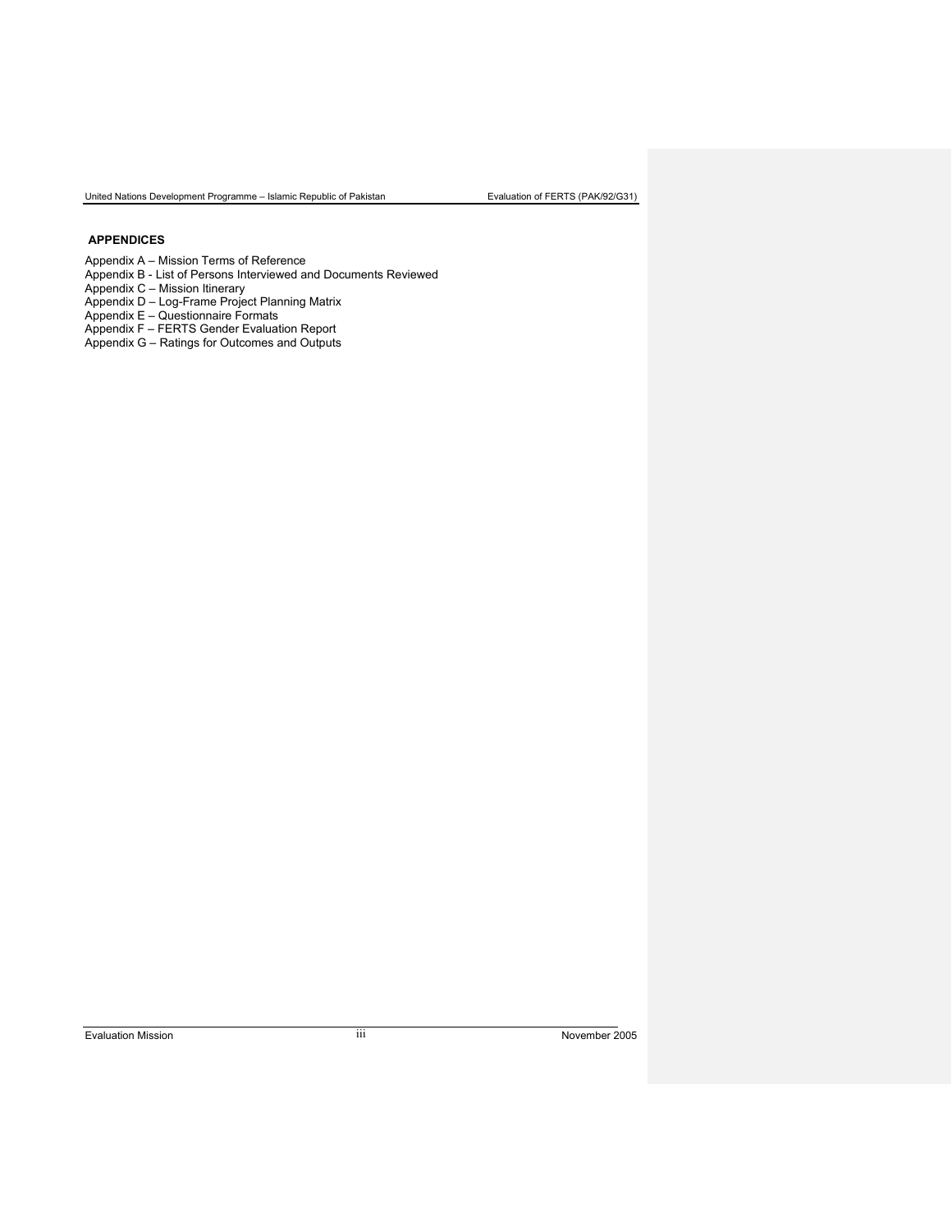## APPENDICES

Appendix A – Mission Terms of Reference
Appendix B - List of Persons Interviewed and Documents Reviewed
Appendix C – Mission Itinerary
Appendix D – Log-Frame Project Planning Matrix
Appendix E – Questionnaire Formats
Appendix F – FERTS Gender Evaluation Report
Appendix G – Ratings for Outcomes and Outputs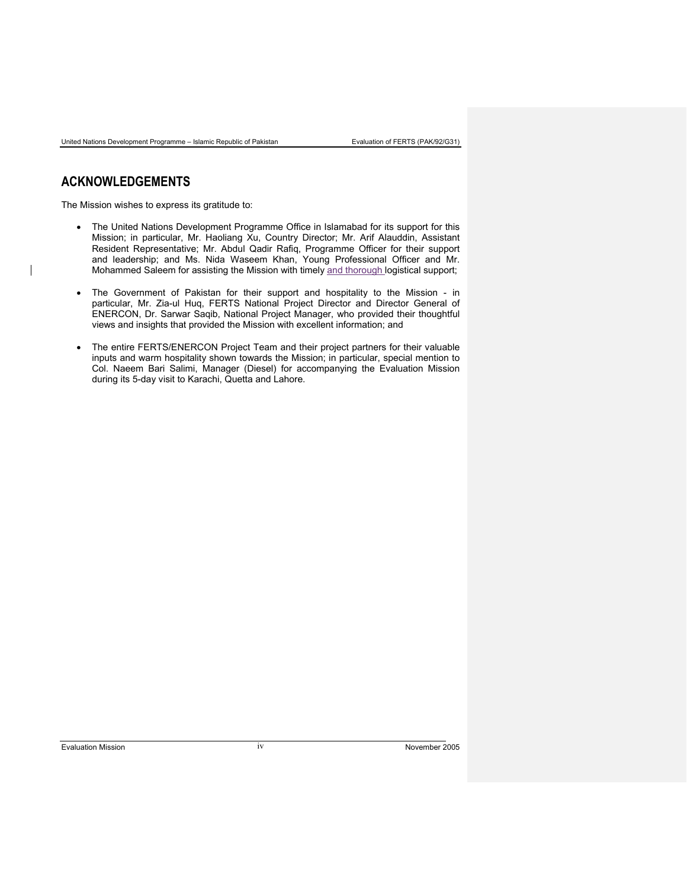# ACKNOWLEDGEMENTS

The Mission wishes to express its gratitude to:

- The United Nations Development Programme Office in Islamabad for its support for this Mission; in particular, Mr. Haoliang Xu, Country Director; Mr. Arif Alauddin, Assistant Resident Representative; Mr. Abdul Qadir Rafiq, Programme Officer for their support and leadership; and Ms. Nida Waseem Khan, Young Professional Officer and Mr. Mohammed Saleem for assisting the Mission with timely and thorough logistical support;

- The Government of Pakistan for their support and hospitality to the Mission - in particular, Mr. Zia-ul Huq, FERTS National Project Director and Director General of ENERCON, Dr. Sarwar Saqib, National Project Manager, who provided their thoughtful views and insights that provided the Mission with excellent information; and

- The entire FERTS/ENERCON Project Team and their project partners for their valuable inputs and warm hospitality shown towards the Mission; in particular, special mention to Col. Naeem Bari Salimi, Manager (Diesel) for accompanying the Evaluation Mission during its 5-day visit to Karachi, Quetta and Lahore.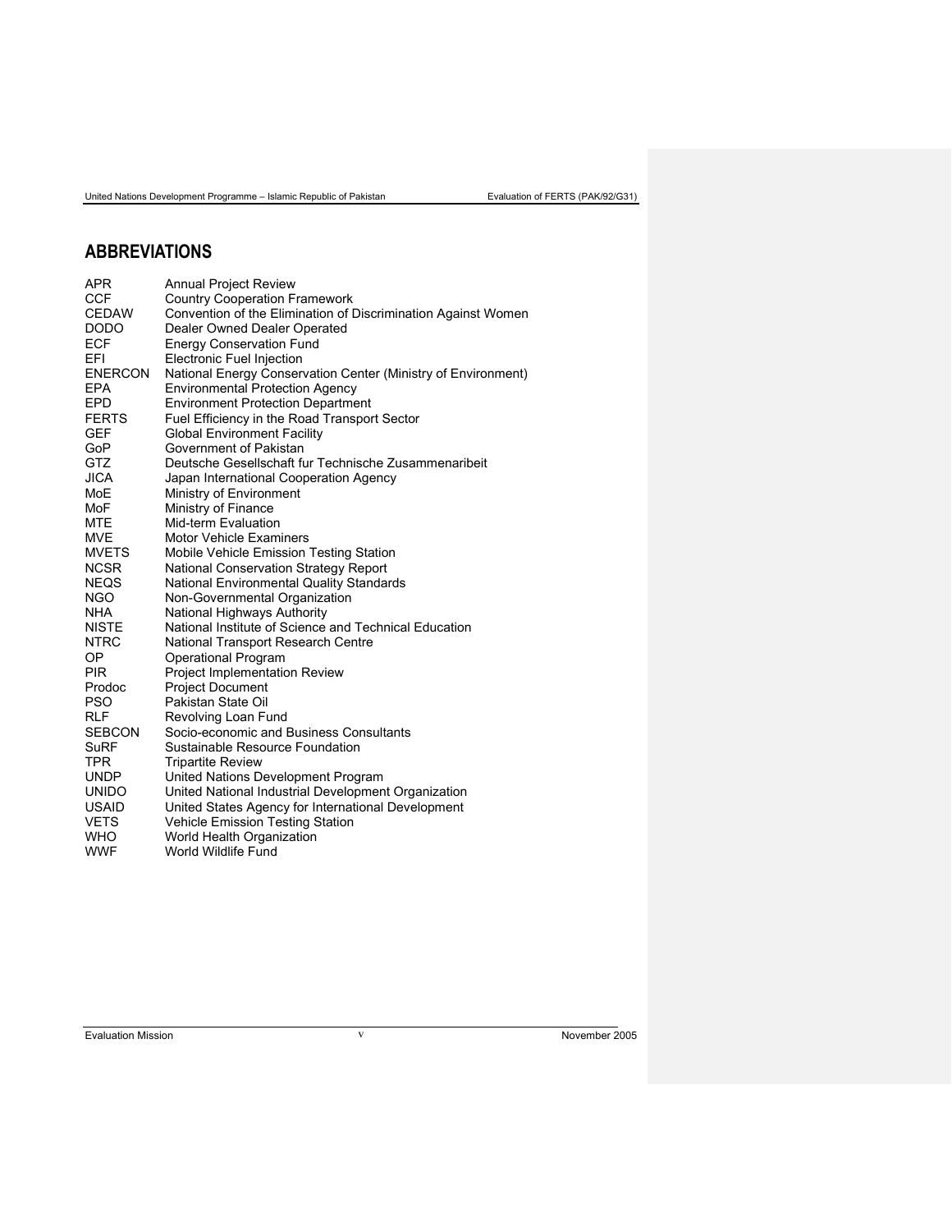## ABBREVIATIONS

| | |
|---|---|
| APR | Annual Project Review |
| CCF | Country Cooperation Framework |
| CEDAW | Convention of the Elimination of Discrimination Against Women |
| DODO | Dealer Owned Dealer Operated |
| ECF | Energy Conservation Fund |
| EFI | Electronic Fuel Injection |
| ENERCON | National Energy Conservation Center (Ministry of Environment) |
| EPA | Environmental Protection Agency |
| EPD | Environment Protection Department |
| FERTS | Fuel Efficiency in the Road Transport Sector |
| GEF | Global Environment Facility |
| GoP | Government of Pakistan |
| GTZ | Deutsche Gesellschaft fur Technische Zusammenaribeit |
| JICA | Japan International Cooperation Agency |
| MoE | Ministry of Environment |
| MoF | Ministry of Finance |
| MTE | Mid-term Evaluation |
| MVE | Motor Vehicle Examiners |
| MVETS | Mobile Vehicle Emission Testing Station |
| NCSR | National Conservation Strategy Report |
| NEQS | National Environmental Quality Standards |
| NGO | Non-Governmental Organization |
| NHA | National Highways Authority |
| NISTE | National Institute of Science and Technical Education |
| NTRC | National Transport Research Centre |
| OP | Operational Program |
| PIR | Project Implementation Review |
| Prodoc | Project Document |
| PSO | Pakistan State Oil |
| RLF | Revolving Loan Fund |
| SEBCON | Socio-economic and Business Consultants |
| SuRF | Sustainable Resource Foundation |
| TPR | Tripartite Review |
| UNDP | United Nations Development Program |
| UNIDO | United National Industrial Development Organization |
| USAID | United States Agency for International Development |
| VETS | Vehicle Emission Testing Station |
| WHO | World Health Organization |
| WWF | World Wildlife Fund |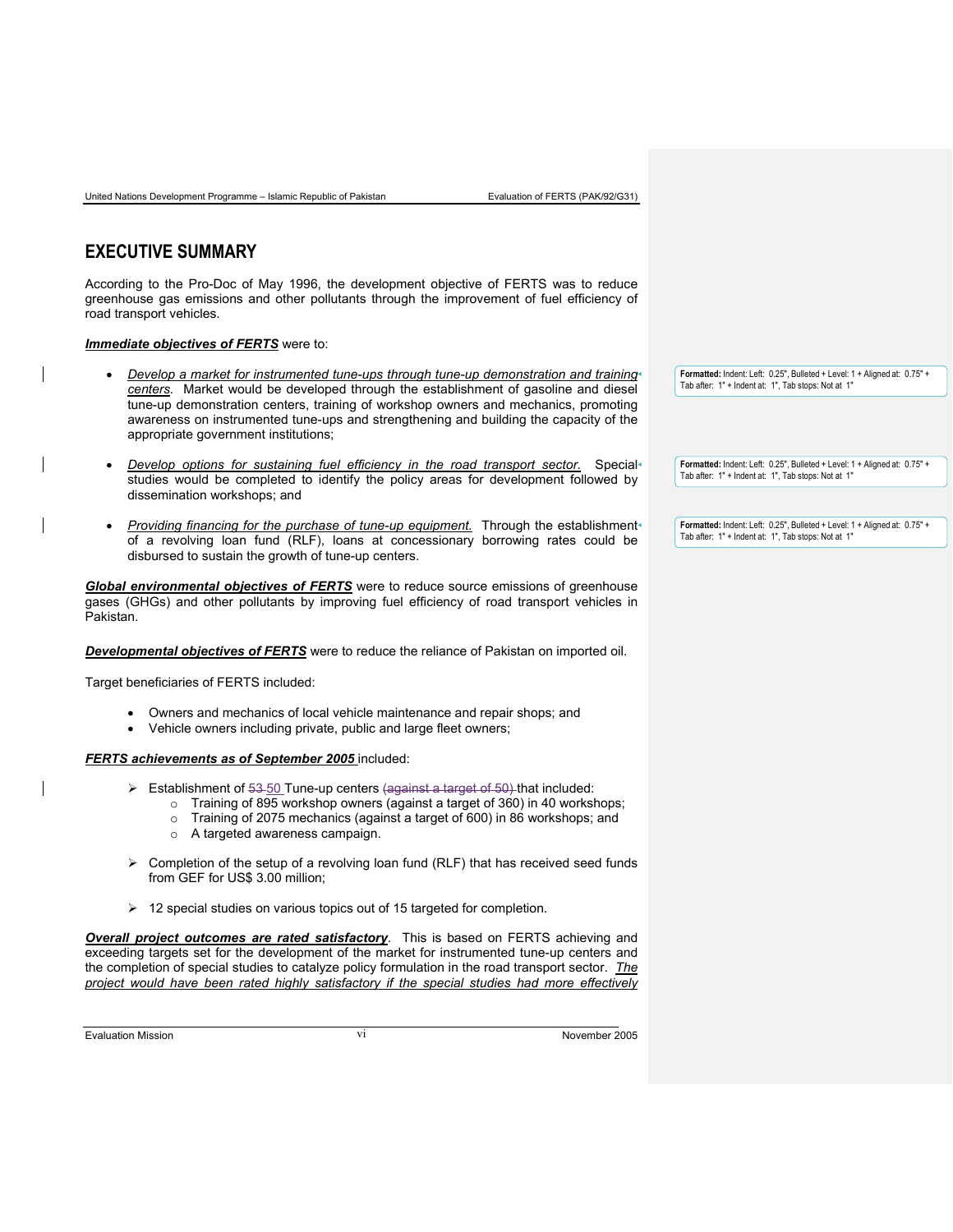# EXECUTIVE SUMMARY

According to the Pro-Doc of May 1996, the development objective of FERTS was to reduce greenhouse gas emissions and other pollutants through the improvement of fuel efficiency of road transport vehicles.

***Immediate objectives of FERTS*** were to:

- *Develop a market for instrumented tune-ups through tune-up demonstration and training centers.* Market would be developed through the establishment of gasoline and diesel tune-up demonstration centers, training of workshop owners and mechanics, promoting awareness on instrumented tune-ups and strengthening and building the capacity of the appropriate government institutions;

- *Develop options for sustaining fuel efficiency in the road transport sector.* Special studies would be completed to identify the policy areas for development followed by dissemination workshops; and

- *Providing financing for the purchase of tune-up equipment.* Through the establishment of a revolving loan fund (RLF), loans at concessionary borrowing rates could be disbursed to sustain the growth of tune-up centers.

***Global environmental objectives of FERTS*** were to reduce source emissions of greenhouse gases (GHGs) and other pollutants by improving fuel efficiency of road transport vehicles in Pakistan.

***Developmental objectives of FERTS*** were to reduce the reliance of Pakistan on imported oil.

Target beneficiaries of FERTS included:

- Owners and mechanics of local vehicle maintenance and repair shops; and
- Vehicle owners including private, public and large fleet owners;

***FERTS achievements as of September 2005*** included:

- Establishment of ~~53~~ 50 Tune-up centers ~~(against a target of 50)~~ that included:
  - Training of 895 workshop owners (against a target of 360) in 40 workshops;
  - Training of 2075 mechanics (against a target of 600) in 86 workshops; and
  - A targeted awareness campaign.

- Completion of the setup of a revolving loan fund (RLF) that has received seed funds from GEF for US$ 3.00 million;

- 12 special studies on various topics out of 15 targeted for completion.

***Overall project outcomes are rated satisfactory***. This is based on FERTS achieving and exceeding targets set for the development of the market for instrumented tune-up centers and the completion of special studies to catalyze policy formulation in the road transport sector. *The project would have been rated highly satisfactory if the special studies had more effectively*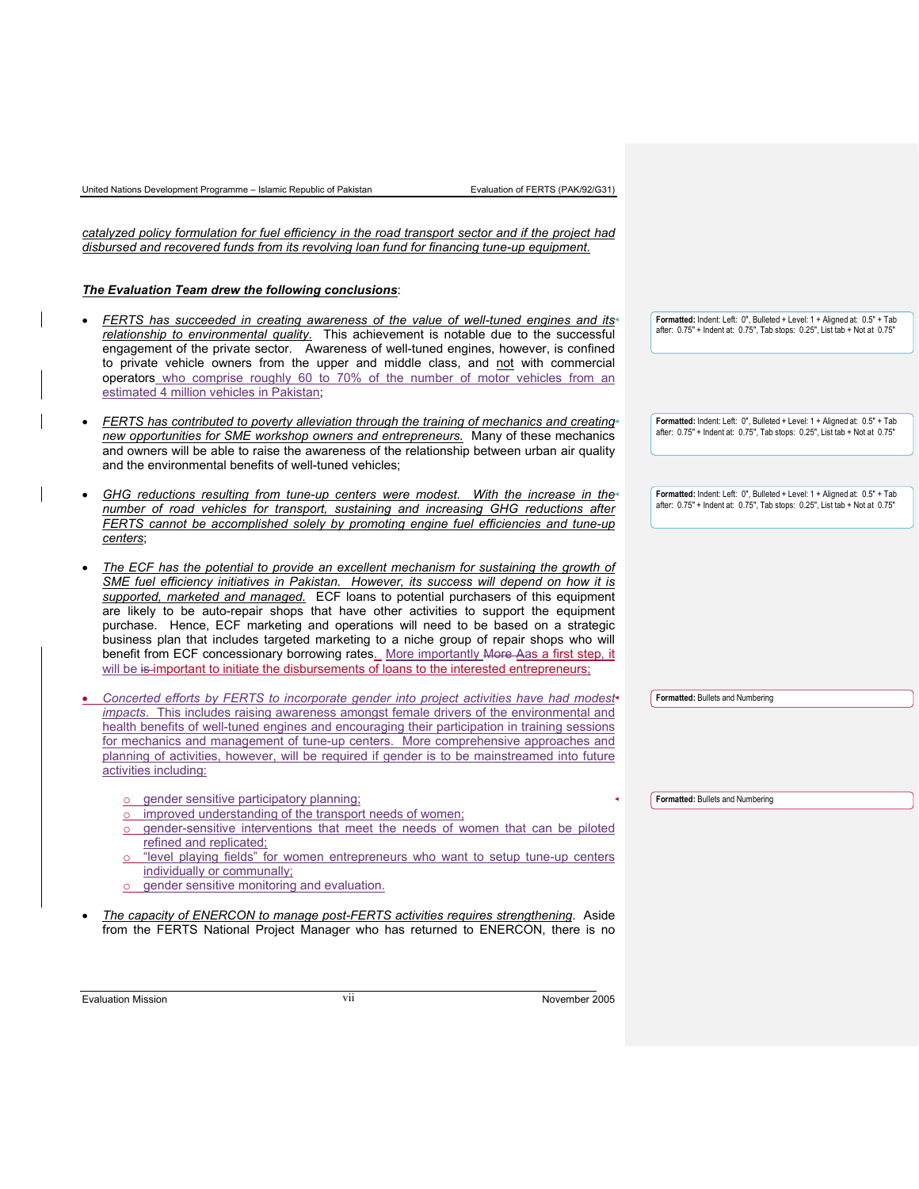*catalyzed policy formulation for fuel efficiency in the road transport sector and if the project had disbursed and recovered funds from its revolving loan fund for financing tune-up equipment.*

***The Evaluation Team drew the following conclusions***:

- *FERTS has succeeded in creating awareness of the value of well-tuned engines and its relationship to environmental quality.* This achievement is notable due to the successful engagement of the private sector. Awareness of well-tuned engines, however, is confined to private vehicle owners from the upper and middle class, and not with commercial operators who comprise roughly 60 to 70% of the number of motor vehicles from an estimated 4 million vehicles in Pakistan;

- *FERTS has contributed to poverty alleviation through the training of mechanics and creating new opportunities for SME workshop owners and entrepreneurs.* Many of these mechanics and owners will be able to raise the awareness of the relationship between urban air quality and the environmental benefits of well-tuned vehicles;

- *GHG reductions resulting from tune-up centers were modest. With the increase in the number of road vehicles for transport, sustaining and increasing GHG reductions after FERTS cannot be accomplished solely by promoting engine fuel efficiencies and tune-up centers*;

- *The ECF has the potential to provide an excellent mechanism for sustaining the growth of SME fuel efficiency initiatives in Pakistan. However, its success will depend on how it is supported, marketed and managed.* ECF loans to potential purchasers of this equipment are likely to be auto-repair shops that have other activities to support the equipment purchase. Hence, ECF marketing and operations will need to be based on a strategic business plan that includes targeted marketing to a niche group of repair shops who will benefit from ECF concessionary borrowing rates. More importantly ~~More~~ ~~A~~as a first step, it will be ~~is~~ important to initiate the disbursements of loans to the interested entrepreneurs;

- *Concerted efforts by FERTS to incorporate gender into project activities have had modest impacts.* This includes raising awareness amongst female drivers of the environmental and health benefits of well-tuned engines and encouraging their participation in training sessions for mechanics and management of tune-up centers. More comprehensive approaches and planning of activities, however, will be required if gender is to be mainstreamed into future activities including:
  - gender sensitive participatory planning;
  - improved understanding of the transport needs of women;
  - gender-sensitive interventions that meet the needs of women that can be piloted refined and replicated;
  - "level playing fields" for women entrepreneurs who want to setup tune-up centers individually or communally;
  - gender sensitive monitoring and evaluation.

- *The capacity of ENERCON to manage post-FERTS activities requires strengthening*. Aside from the FERTS National Project Manager who has returned to ENERCON, there is no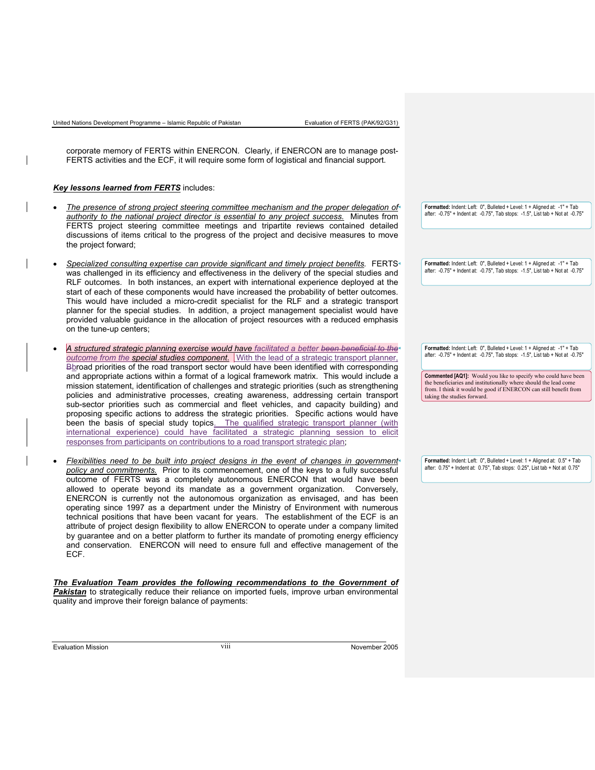corporate memory of FERTS within ENERCON. Clearly, if ENERCON are to manage post-FERTS activities and the ECF, it will require some form of logistical and financial support.

***Key lessons learned from FERTS*** includes:

- *The presence of strong project steering committee mechanism and the proper delegation of authority to the national project director is essential to any project success.* Minutes from FERTS project steering committee meetings and tripartite reviews contained detailed discussions of items critical to the progress of the project and decisive measures to move the project forward;

- *Specialized consulting expertise can provide significant and timely project benefits.* FERTS was challenged in its efficiency and effectiveness in the delivery of the special studies and RLF outcomes. In both instances, an expert with international experience deployed at the start of each of these components would have increased the probability of better outcomes. This would have included a micro-credit specialist for the RLF and a strategic transport planner for the special studies. In addition, a project management specialist would have provided valuable guidance in the allocation of project resources with a reduced emphasis on the tune-up centers;

- *A structured strategic planning exercise would have facilitated a better outcome from the special studies component.* With the lead of a strategic transport planner, broad priorities of the road transport sector would have been identified with corresponding and appropriate actions within a format of a logical framework matrix. This would include a mission statement, identification of challenges and strategic priorities (such as strengthening policies and administrative processes, creating awareness, addressing certain transport sub-sector priorities such as commercial and fleet vehicles, and capacity building) and proposing specific actions to address the strategic priorities. Specific actions would have been the basis of special study topics. The qualified strategic transport planner (with international experience) could have facilitated a strategic planning session to elicit responses from participants on contributions to a road transport strategic plan;

- *Flexibilities need to be built into project designs in the event of changes in government policy and commitments.* Prior to its commencement, one of the keys to a fully successful outcome of FERTS was a completely autonomous ENERCON that would have been allowed to operate beyond its mandate as a government organization. Conversely, ENERCON is currently not the autonomous organization as envisaged, and has been operating since 1997 as a department under the Ministry of Environment with numerous technical positions that have been vacant for years. The establishment of the ECF is an attribute of project design flexibility to allow ENERCON to operate under a company limited by guarantee and on a better platform to further its mandate of promoting energy efficiency and conservation. ENERCON will need to ensure full and effective management of the ECF.

***The Evaluation Team provides the following recommendations to the Government of Pakistan*** to strategically reduce their reliance on imported fuels, improve urban environmental quality and improve their foreign balance of payments:

Commented [AQ1]: Would you like to specify who could have been the beneficiaries and institutionally where should the lead come from. I think it would be good if ENERCON can still benefit from taking the studies forward.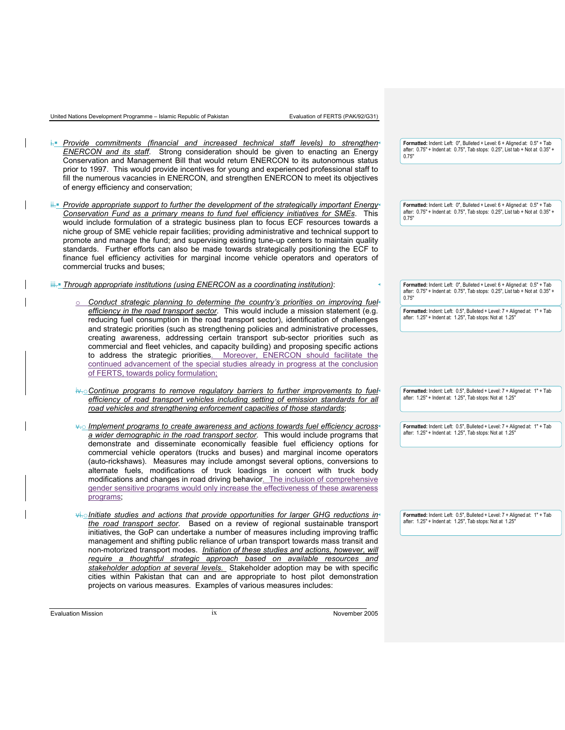i. *Provide commitments (financial and increased technical staff levels) to strengthen ENERCON and its staff*. Strong consideration should be given to enacting an Energy Conservation and Management Bill that would return ENERCON to its autonomous status prior to 1997. This would provide incentives for young and experienced professional staff to fill the numerous vacancies in ENERCON, and strengthen ENERCON to meet its objectives of energy efficiency and conservation;

ii. *Provide appropriate support to further the development of the strategically important Energy Conservation Fund as a primary means to fund fuel efficiency initiatives for SMEs*. This would include formulation of a strategic business plan to focus ECF resources towards a niche group of SME vehicle repair facilities; providing administrative and technical support to promote and manage the fund; and supervising existing tune-up centers to maintain quality standards. Further efforts can also be made towards strategically positioning the ECF to finance fuel efficiency activities for marginal income vehicle operators and operators of commercial trucks and buses;

iii. *Through appropriate institutions (using ENERCON as a coordinating institution)*:

- *Conduct strategic planning to determine the country's priorities on improving fuel efficiency in the road transport sector*. This would include a mission statement (e.g. reducing fuel consumption in the road transport sector), identification of challenges and strategic priorities (such as strengthening policies and administrative processes, creating awareness, addressing certain transport sub-sector priorities such as commercial and fleet vehicles, and capacity building) and proposing specific actions to address the strategic priorities. Moreover, ENERCON should facilitate the continued advancement of the special studies already in progress at the conclusion of FERTS, towards policy formulation;

- *Continue programs to remove regulatory barriers to further improvements to fuel efficiency of road transport vehicles including setting of emission standards for all road vehicles and strengthening enforcement capacities of those standards*;

- *Implement programs to create awareness and actions towards fuel efficiency across a wider demographic in the road transport sector*. This would include programs that demonstrate and disseminate economically feasible fuel efficiency options for commercial vehicle operators (trucks and buses) and marginal income operators (auto-rickshaws). Measures may include amongst several options, conversions to alternate fuels, modifications of truck loadings in concert with truck body modifications and changes in road driving behavior. The inclusion of comprehensive gender sensitive programs would only increase the effectiveness of these awareness programs;

- *Initiate studies and actions that provide opportunities for larger GHG reductions in the road transport sector*. Based on a review of regional sustainable transport initiatives, the GoP can undertake a number of measures including improving traffic management and shifting public reliance of urban transport towards mass transit and non-motorized transport modes. *Initiation of these studies and actions, however, will require a thoughtful strategic approach based on available resources and stakeholder adoption at several levels.* Stakeholder adoption may be with specific cities within Pakistan that can and are appropriate to host pilot demonstration projects on various measures. Examples of various measures includes: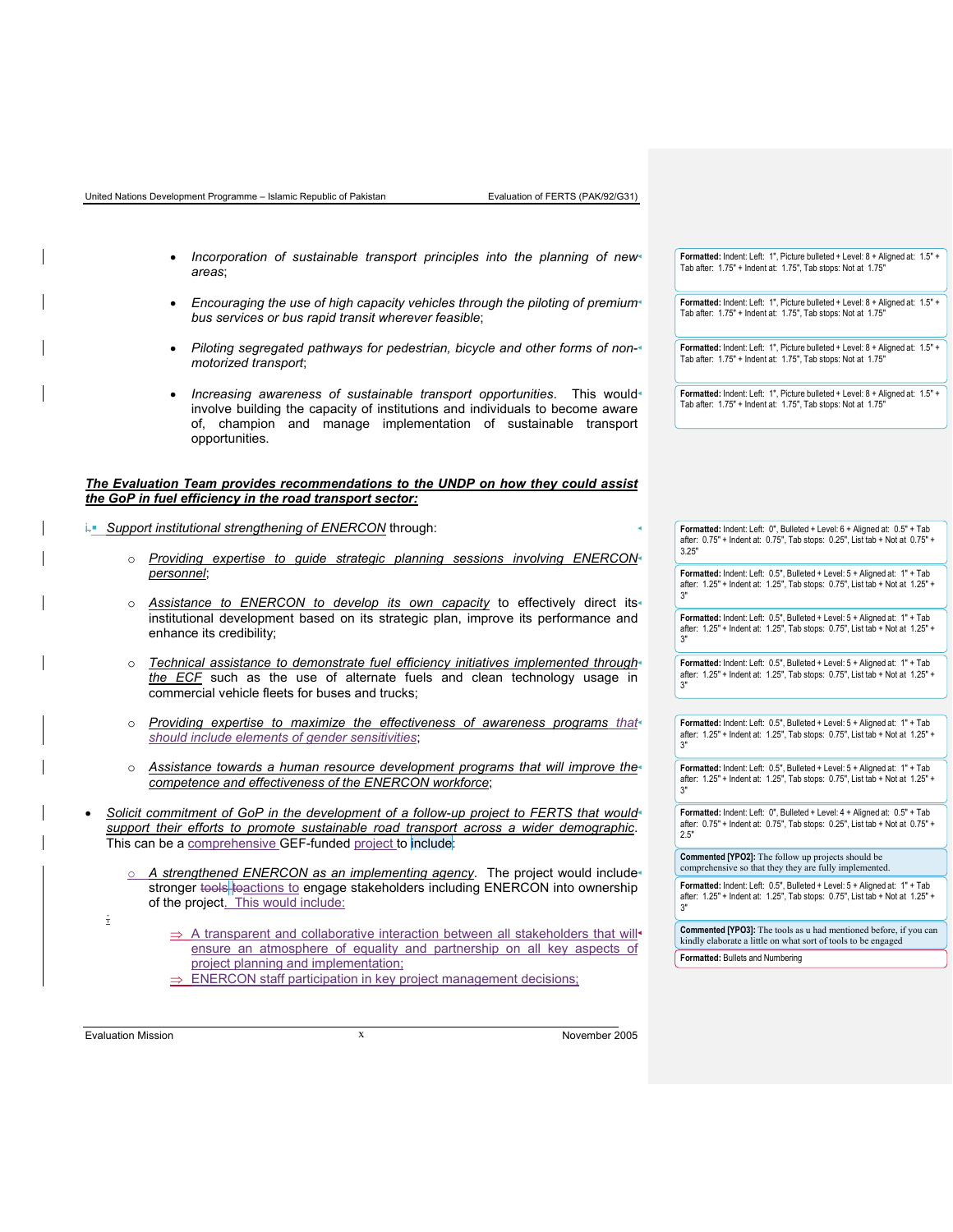- *Incorporation of sustainable transport principles into the planning of new areas*;
- *Encouraging the use of high capacity vehicles through the piloting of premium bus services or bus rapid transit wherever feasible*;
- *Piloting segregated pathways for pedestrian, bicycle and other forms of non-motorized transport*;
- *Increasing awareness of sustainable transport opportunities*. This would involve building the capacity of institutions and individuals to become aware of, champion and manage implementation of sustainable transport opportunities.

***The Evaluation Team provides recommendations to the UNDP on how they could assist the GoP in fuel efficiency in the road transport sector:***

- *Support institutional strengthening of ENERCON* through:
  - *Providing expertise to guide strategic planning sessions involving ENERCON personnel*;
  - *Assistance to ENERCON to develop its own capacity* to effectively direct its institutional development based on its strategic plan, improve its performance and enhance its credibility;
  - *Technical assistance to demonstrate fuel efficiency initiatives implemented through the ECF* such as the use of alternate fuels and clean technology usage in commercial vehicle fleets for buses and trucks;
  - *Providing expertise to maximize the effectiveness of awareness programs that should include elements of gender sensitivities*;
  - *Assistance towards a human resource development programs that will improve the competence and effectiveness of the ENERCON workforce*;
- *Solicit commitment of GoP in the development of a follow-up project to FERTS that would support their efforts to promote sustainable road transport across a wider demographic*. This can be a comprehensive GEF-funded project to include:
  - *A strengthened ENERCON as an implementing agency*. The project would include stronger actions to engage stakeholders including ENERCON into ownership of the project. This would include:
    - ⇒ A transparent and collaborative interaction between all stakeholders that will ensure an atmosphere of equality and partnership on all key aspects of project planning and implementation;
    - ⇒ ENERCON staff participation in key project management decisions;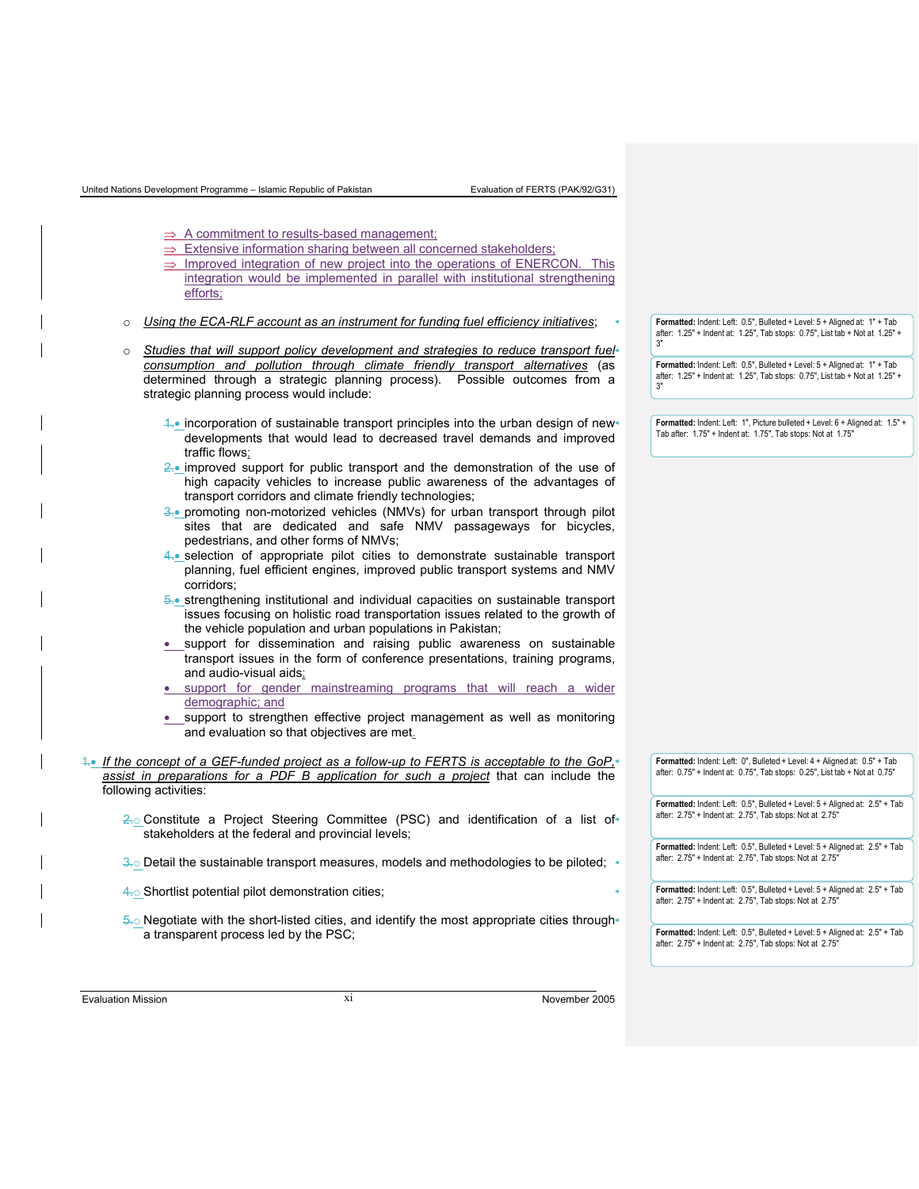- ⇒ A commitment to results-based management;
- ⇒ Extensive information sharing between all concerned stakeholders;
- ⇒ Improved integration of new project into the operations of ENERCON. This integration would be implemented in parallel with institutional strengthening efforts;

- *Using the ECA-RLF account as an instrument for funding fuel efficiency initiatives*;

- *Studies that will support policy development and strategies to reduce transport fuel consumption and pollution through climate friendly transport alternatives* (as determined through a strategic planning process). Possible outcomes from a strategic planning process would include:

  - incorporation of sustainable transport principles into the urban design of new developments that would lead to decreased travel demands and improved traffic flows;
  - improved support for public transport and the demonstration of the use of high capacity vehicles to increase public awareness of the advantages of transport corridors and climate friendly technologies;
  - promoting non-motorized vehicles (NMVs) for urban transport through pilot sites that are dedicated and safe NMV passageways for bicycles, pedestrians, and other forms of NMVs;
  - selection of appropriate pilot cities to demonstrate sustainable transport planning, fuel efficient engines, improved public transport systems and NMV corridors;
  - strengthening institutional and individual capacities on sustainable transport issues focusing on holistic road transportation issues related to the growth of the vehicle population and urban populations in Pakistan;
  - support for dissemination and raising public awareness on sustainable transport issues in the form of conference presentations, training programs, and audio-visual aids;
  - support for gender mainstreaming programs that will reach a wider demographic; and
  - support to strengthen effective project management as well as monitoring and evaluation so that objectives are met.

- *If the concept of a GEF-funded project as a follow-up to FERTS is acceptable to the GoP, assist in preparations for a PDF B application for such a project* that can include the following activities:

  - Constitute a Project Steering Committee (PSC) and identification of a list of stakeholders at the federal and provincial levels;
  - Detail the sustainable transport measures, models and methodologies to be piloted;
  - Shortlist potential pilot demonstration cities;
  - Negotiate with the short-listed cities, and identify the most appropriate cities through a transparent process led by the PSC;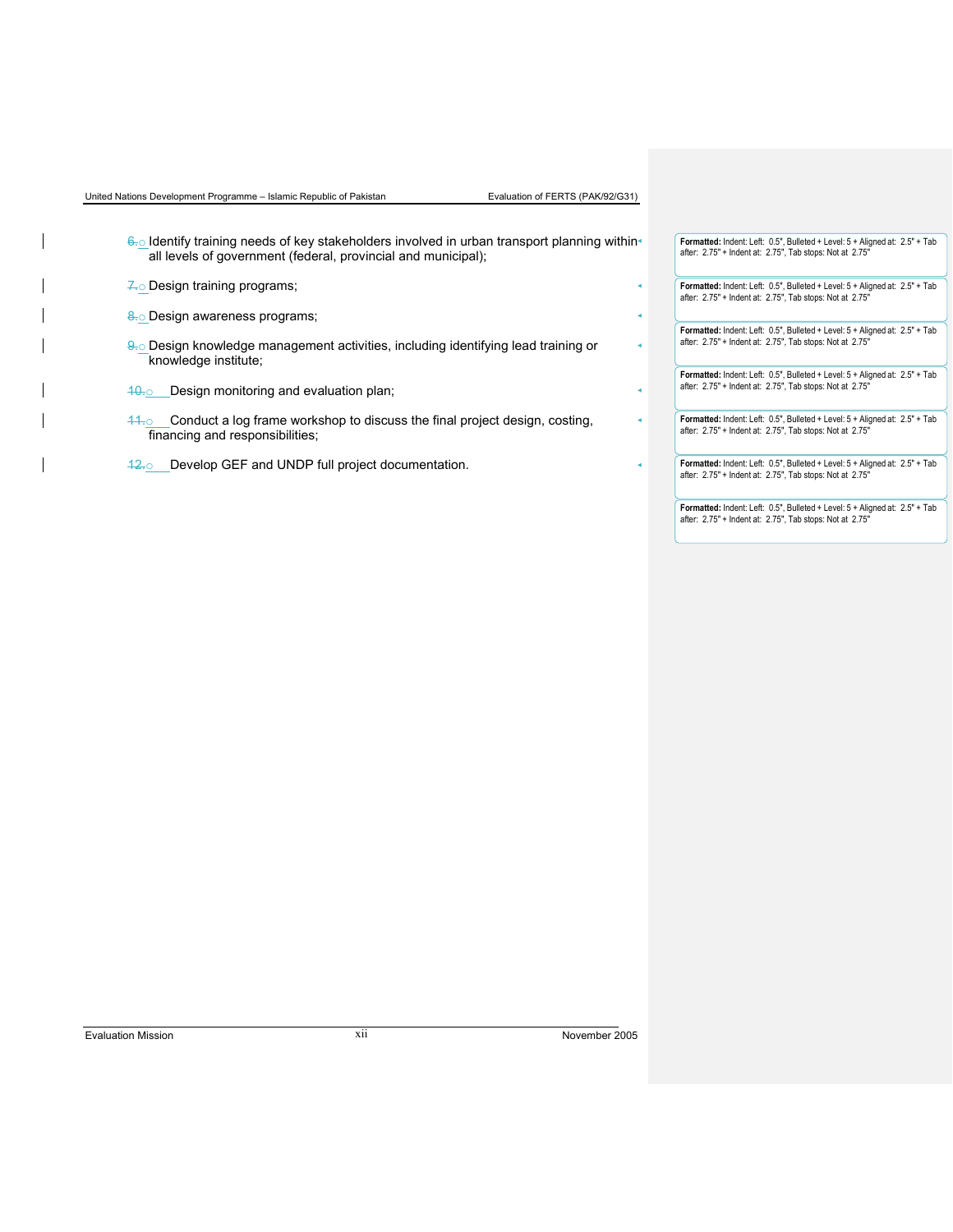6. Identify training needs of key stakeholders involved in urban transport planning within all levels of government (federal, provincial and municipal);

7. Design training programs;

8. Design awareness programs;

9. Design knowledge management activities, including identifying lead training or knowledge institute;

10. Design monitoring and evaluation plan;

11. Conduct a log frame workshop to discuss the final project design, costing, financing and responsibilities;

12. Develop GEF and UNDP full project documentation.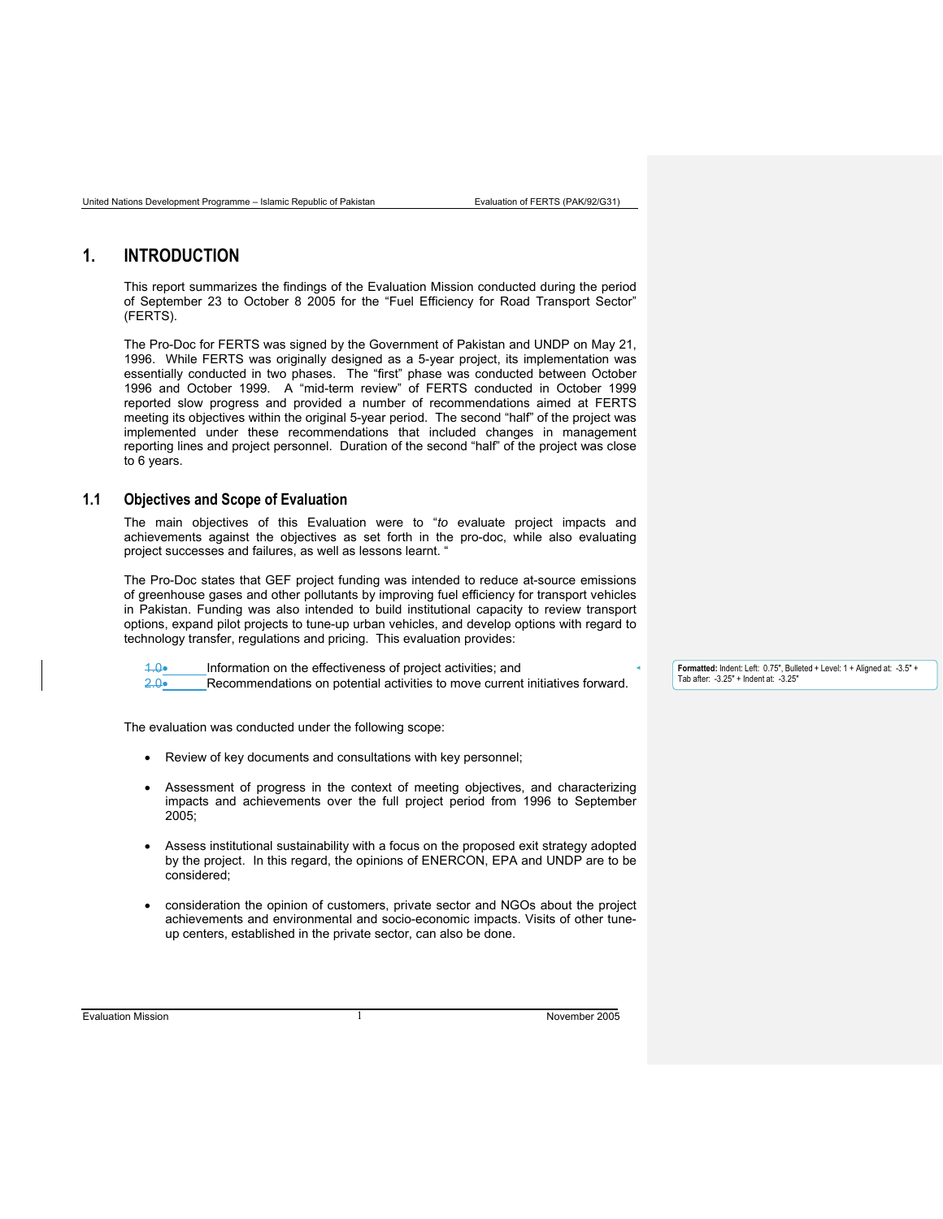# 1. INTRODUCTION

This report summarizes the findings of the Evaluation Mission conducted during the period of September 23 to October 8 2005 for the "Fuel Efficiency for Road Transport Sector" (FERTS).

The Pro-Doc for FERTS was signed by the Government of Pakistan and UNDP on May 21, 1996. While FERTS was originally designed as a 5-year project, its implementation was essentially conducted in two phases. The "first" phase was conducted between October 1996 and October 1999. A "mid-term review" of FERTS conducted in October 1999 reported slow progress and provided a number of recommendations aimed at FERTS meeting its objectives within the original 5-year period. The second "half" of the project was implemented under these recommendations that included changes in management reporting lines and project personnel. Duration of the second "half" of the project was close to 6 years.

## 1.1 Objectives and Scope of Evaluation

The main objectives of this Evaluation were to "*to* evaluate project impacts and achievements against the objectives as set forth in the pro-doc, while also evaluating project successes and failures, as well as lessons learnt. "

The Pro-Doc states that GEF project funding was intended to reduce at-source emissions of greenhouse gases and other pollutants by improving fuel efficiency for transport vehicles in Pakistan. Funding was also intended to build institutional capacity to review transport options, expand pilot projects to tune-up urban vehicles, and develop options with regard to technology transfer, regulations and pricing. This evaluation provides:

- Information on the effectiveness of project activities; and
- Recommendations on potential activities to move current initiatives forward.

The evaluation was conducted under the following scope:

- Review of key documents and consultations with key personnel;
- Assessment of progress in the context of meeting objectives, and characterizing impacts and achievements over the full project period from 1996 to September 2005;
- Assess institutional sustainability with a focus on the proposed exit strategy adopted by the project. In this regard, the opinions of ENERCON, EPA and UNDP are to be considered;
- consideration the opinion of customers, private sector and NGOs about the project achievements and environmental and socio-economic impacts. Visits of other tune-up centers, established in the private sector, can also be done.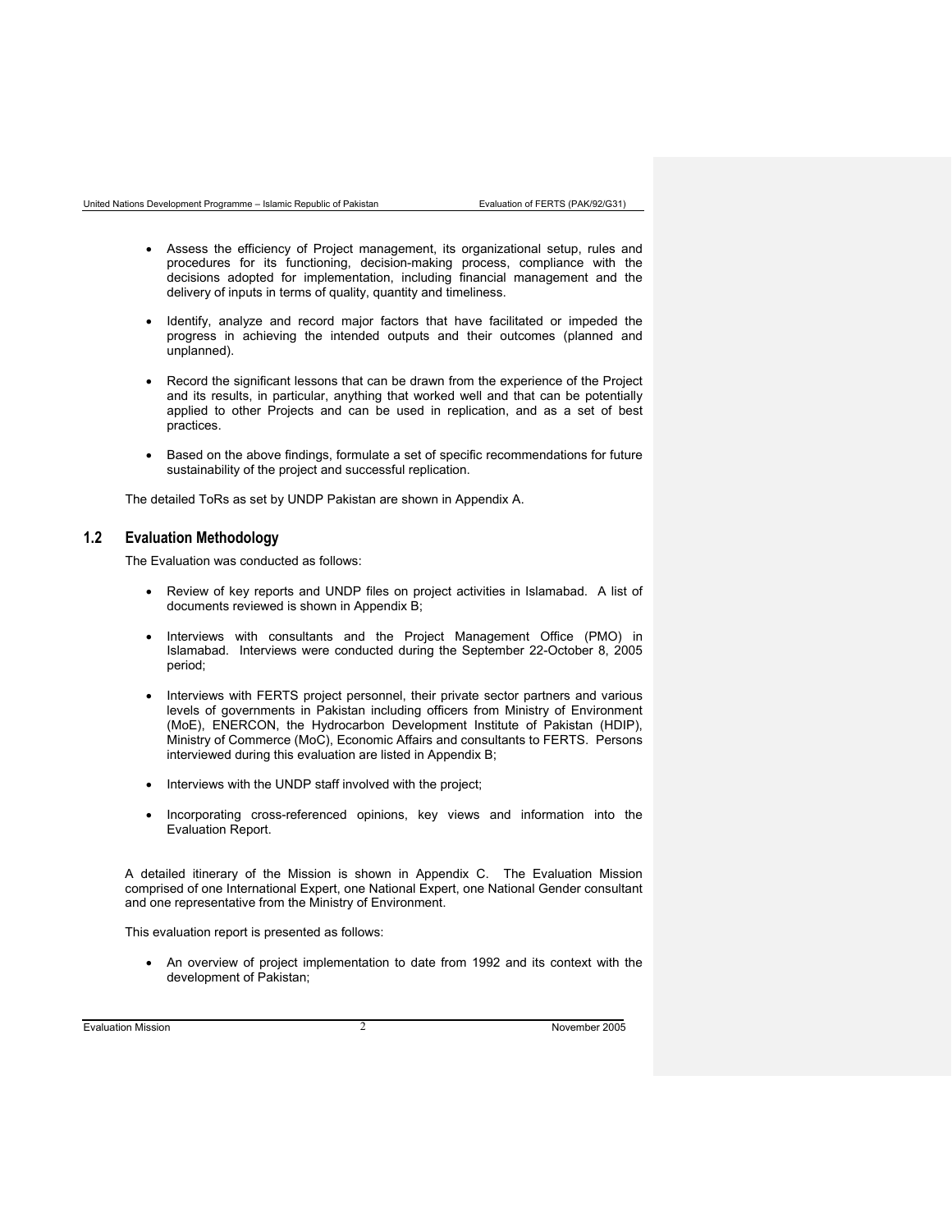- Assess the efficiency of Project management, its organizational setup, rules and procedures for its functioning, decision-making process, compliance with the decisions adopted for implementation, including financial management and the delivery of inputs in terms of quality, quantity and timeliness.

- Identify, analyze and record major factors that have facilitated or impeded the progress in achieving the intended outputs and their outcomes (planned and unplanned).

- Record the significant lessons that can be drawn from the experience of the Project and its results, in particular, anything that worked well and that can be potentially applied to other Projects and can be used in replication, and as a set of best practices.

- Based on the above findings, formulate a set of specific recommendations for future sustainability of the project and successful replication.

The detailed ToRs as set by UNDP Pakistan are shown in Appendix A.

## 1.2 Evaluation Methodology

The Evaluation was conducted as follows:

- Review of key reports and UNDP files on project activities in Islamabad. A list of documents reviewed is shown in Appendix B;

- Interviews with consultants and the Project Management Office (PMO) in Islamabad. Interviews were conducted during the September 22-October 8, 2005 period;

- Interviews with FERTS project personnel, their private sector partners and various levels of governments in Pakistan including officers from Ministry of Environment (MoE), ENERCON, the Hydrocarbon Development Institute of Pakistan (HDIP), Ministry of Commerce (MoC), Economic Affairs and consultants to FERTS. Persons interviewed during this evaluation are listed in Appendix B;

- Interviews with the UNDP staff involved with the project;

- Incorporating cross-referenced opinions, key views and information into the Evaluation Report.

A detailed itinerary of the Mission is shown in Appendix C. The Evaluation Mission comprised of one International Expert, one National Expert, one National Gender consultant and one representative from the Ministry of Environment.

This evaluation report is presented as follows:

- An overview of project implementation to date from 1992 and its context with the development of Pakistan;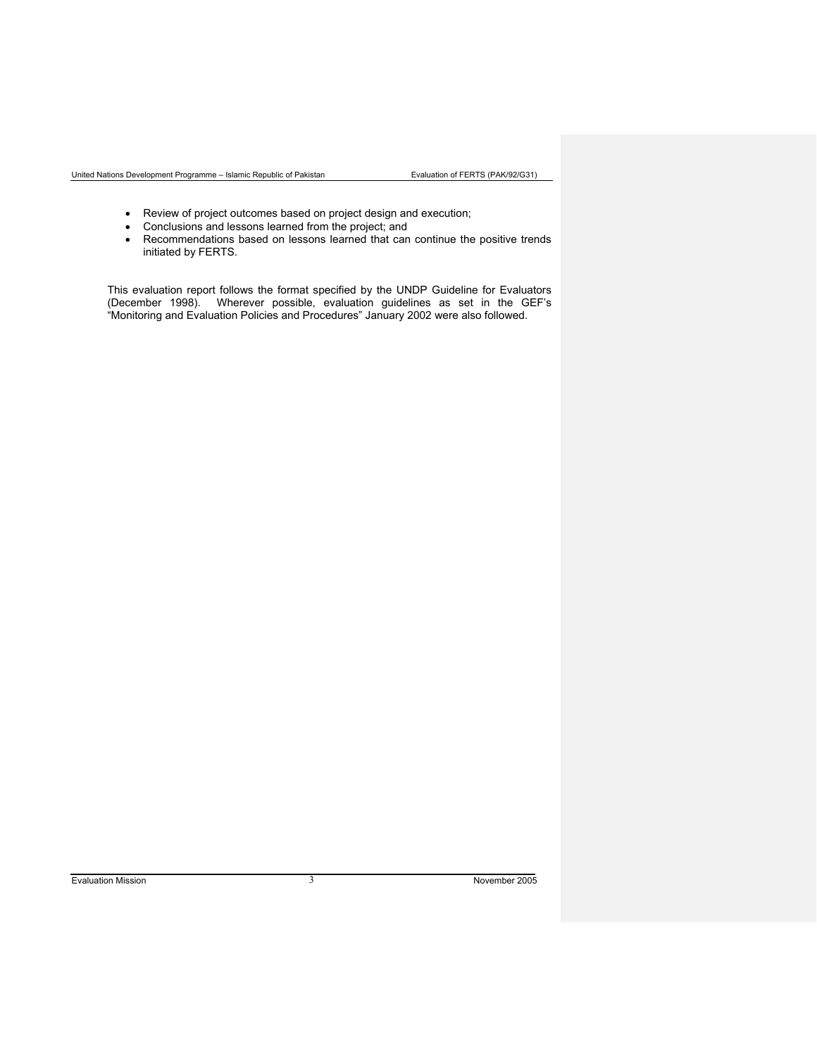- Review of project outcomes based on project design and execution;
- Conclusions and lessons learned from the project; and
- Recommendations based on lessons learned that can continue the positive trends initiated by FERTS.

This evaluation report follows the format specified by the UNDP Guideline for Evaluators (December 1998). Wherever possible, evaluation guidelines as set in the GEF's "Monitoring and Evaluation Policies and Procedures" January 2002 were also followed.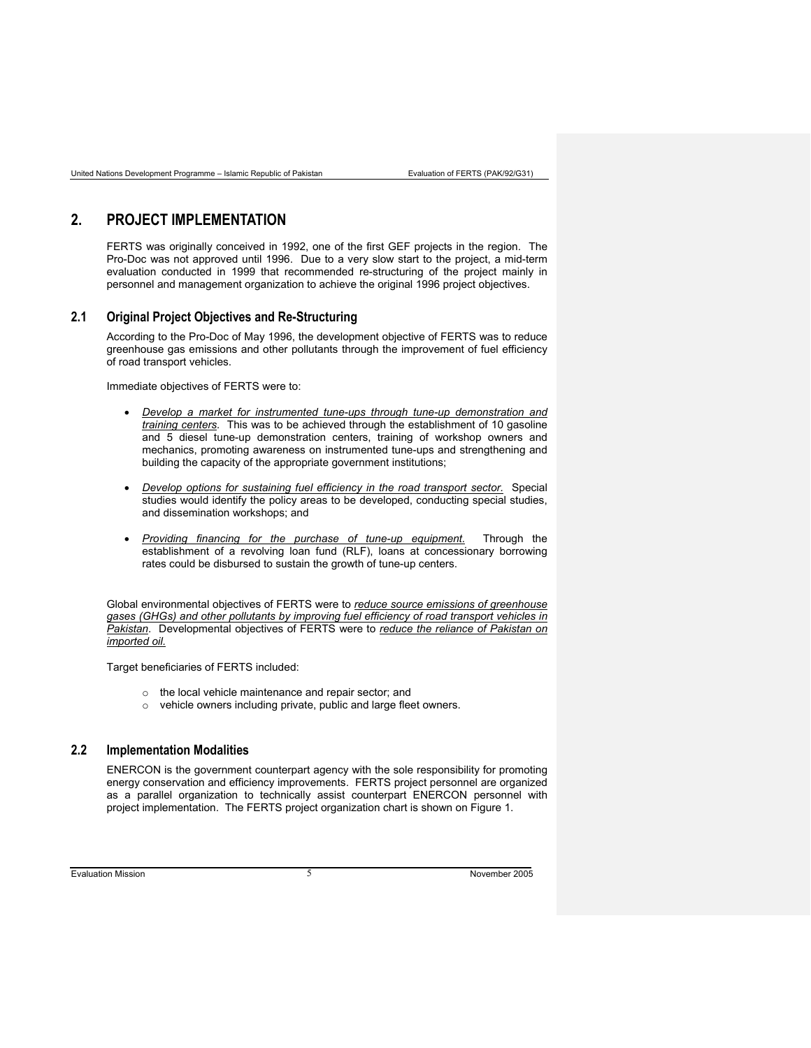# 2. PROJECT IMPLEMENTATION

FERTS was originally conceived in 1992, one of the first GEF projects in the region. The Pro-Doc was not approved until 1996. Due to a very slow start to the project, a mid-term evaluation conducted in 1999 that recommended re-structuring of the project mainly in personnel and management organization to achieve the original 1996 project objectives.

## 2.1 Original Project Objectives and Re-Structuring

According to the Pro-Doc of May 1996, the development objective of FERTS was to reduce greenhouse gas emissions and other pollutants through the improvement of fuel efficiency of road transport vehicles.

Immediate objectives of FERTS were to:

- *Develop a market for instrumented tune-ups through tune-up demonstration and training centers.* This was to be achieved through the establishment of 10 gasoline and 5 diesel tune-up demonstration centers, training of workshop owners and mechanics, promoting awareness on instrumented tune-ups and strengthening and building the capacity of the appropriate government institutions;

- *Develop options for sustaining fuel efficiency in the road transport sector.* Special studies would identify the policy areas to be developed, conducting special studies, and dissemination workshops; and

- *Providing financing for the purchase of tune-up equipment.* Through the establishment of a revolving loan fund (RLF), loans at concessionary borrowing rates could be disbursed to sustain the growth of tune-up centers.

Global environmental objectives of FERTS were to *reduce source emissions of greenhouse gases (GHGs) and other pollutants by improving fuel efficiency of road transport vehicles in Pakistan*. Developmental objectives of FERTS were to *reduce the reliance of Pakistan on imported oil.*

Target beneficiaries of FERTS included:

- the local vehicle maintenance and repair sector; and
- vehicle owners including private, public and large fleet owners.

## 2.2 Implementation Modalities

ENERCON is the government counterpart agency with the sole responsibility for promoting energy conservation and efficiency improvements. FERTS project personnel are organized as a parallel organization to technically assist counterpart ENERCON personnel with project implementation. The FERTS project organization chart is shown on Figure 1.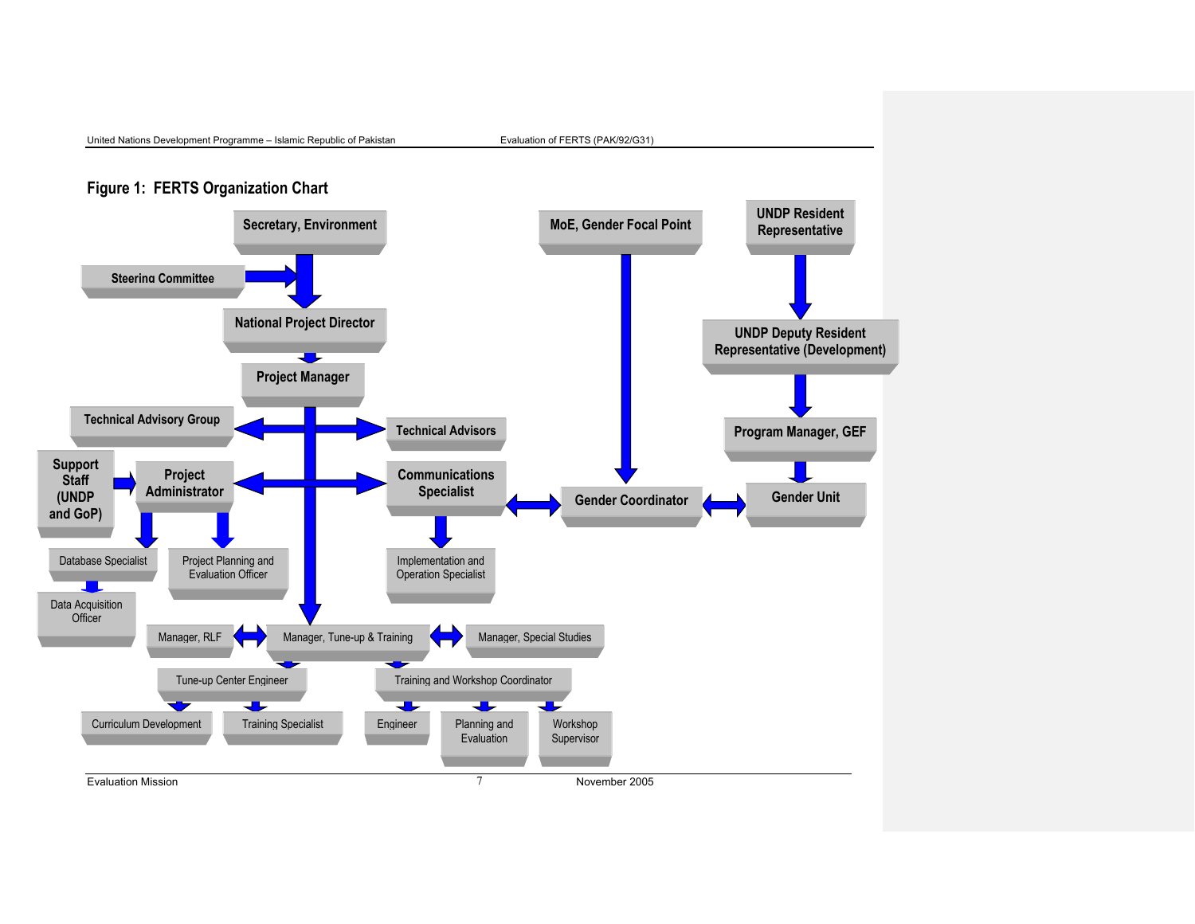## Figure 1: FERTS Organization Chart

Secretary, Environment

MoE, Gender Focal Point

UNDP Resident Representative

Steering Committee

National Project Director

UNDP Deputy Resident Representative (Development)

Project Manager

Technical Advisory Group

Technical Advisors

Program Manager, GEF

Support Staff (UNDP and GoP)

Project Administrator

Communications Specialist

Gender Coordinator

Gender Unit

Database Specialist

Project Planning and Evaluation Officer

Implementation and Operation Specialist

Data Acquisition Officer

Manager, RLF

Manager, Tune-up & Training

Manager, Special Studies

Tune-up Center Engineer

Training and Workshop Coordinator

Curriculum Development

Training Specialist

Engineer

Planning and Evaluation

Workshop Supervisor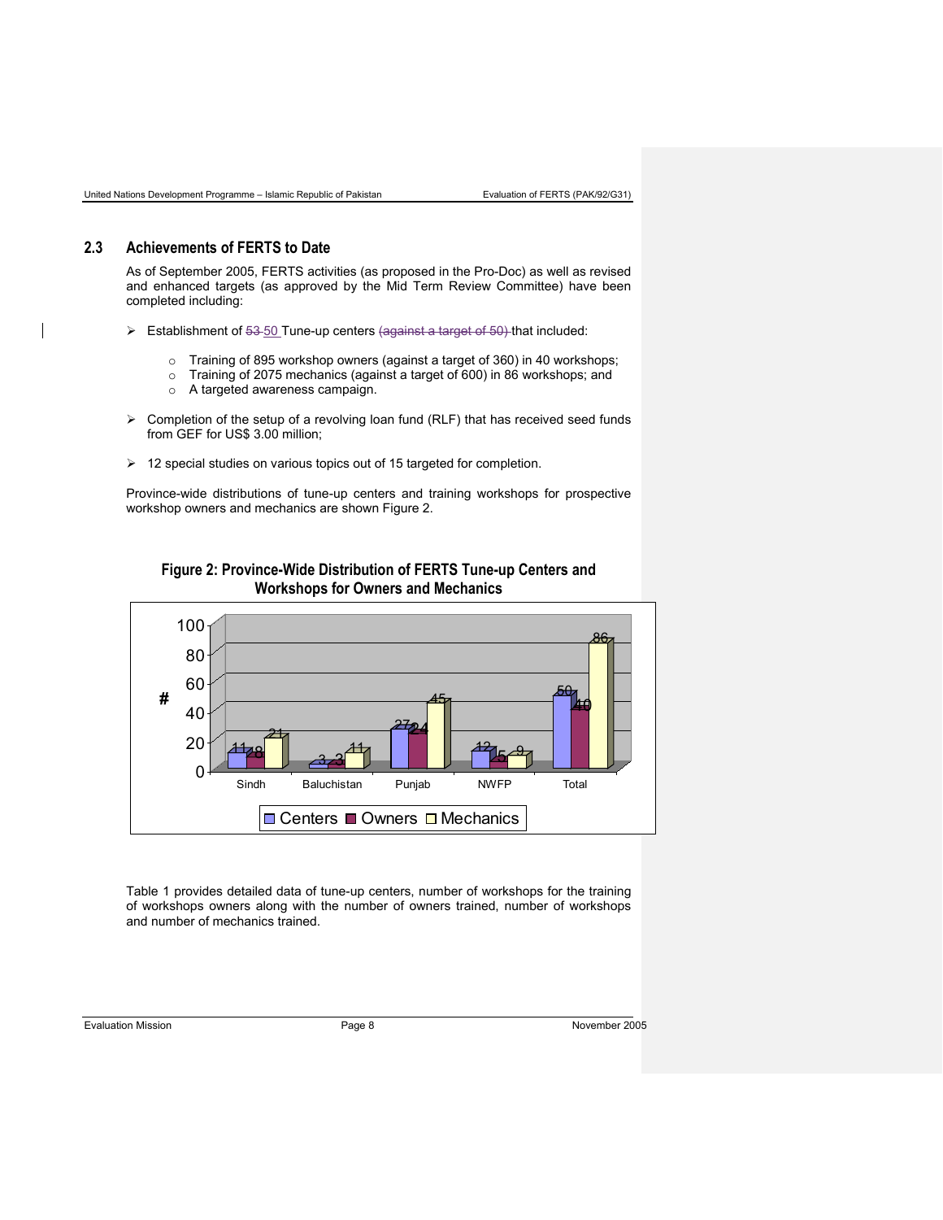## 2.3 Achievements of FERTS to Date

As of September 2005, FERTS activities (as proposed in the Pro-Doc) as well as revised and enhanced targets (as approved by the Mid Term Review Committee) have been completed including:

- Establishment of ~~53~~ 50 Tune-up centers ~~(against a target of 50)~~ that included:
  - Training of 895 workshop owners (against a target of 360) in 40 workshops;
  - Training of 2075 mechanics (against a target of 600) in 86 workshops; and
  - A targeted awareness campaign.
- Completion of the setup of a revolving loan fund (RLF) that has received seed funds from GEF for US$ 3.00 million;
- 12 special studies on various topics out of 15 targeted for completion.

Province-wide distributions of tune-up centers and training workshops for prospective workshop owners and mechanics are shown Figure 2.

**Figure 2: Province-Wide Distribution of FERTS Tune-up Centers and Workshops for Owners and Mechanics**

| # | Sindh | Baluchistan | Punjab | NWFP | Total |
|---|---|---|---|---|---|
| Centers | 11 | 3 | 27 | 12 | 50 |
| Owners | 8 | 3 | 24 | 5 | 40 |
| Mechanics | 21 | 11 | 45 | 9 | 86 |

Table 1 provides detailed data of tune-up centers, number of workshops for the training of workshops owners along with the number of owners trained, number of workshops and number of mechanics trained.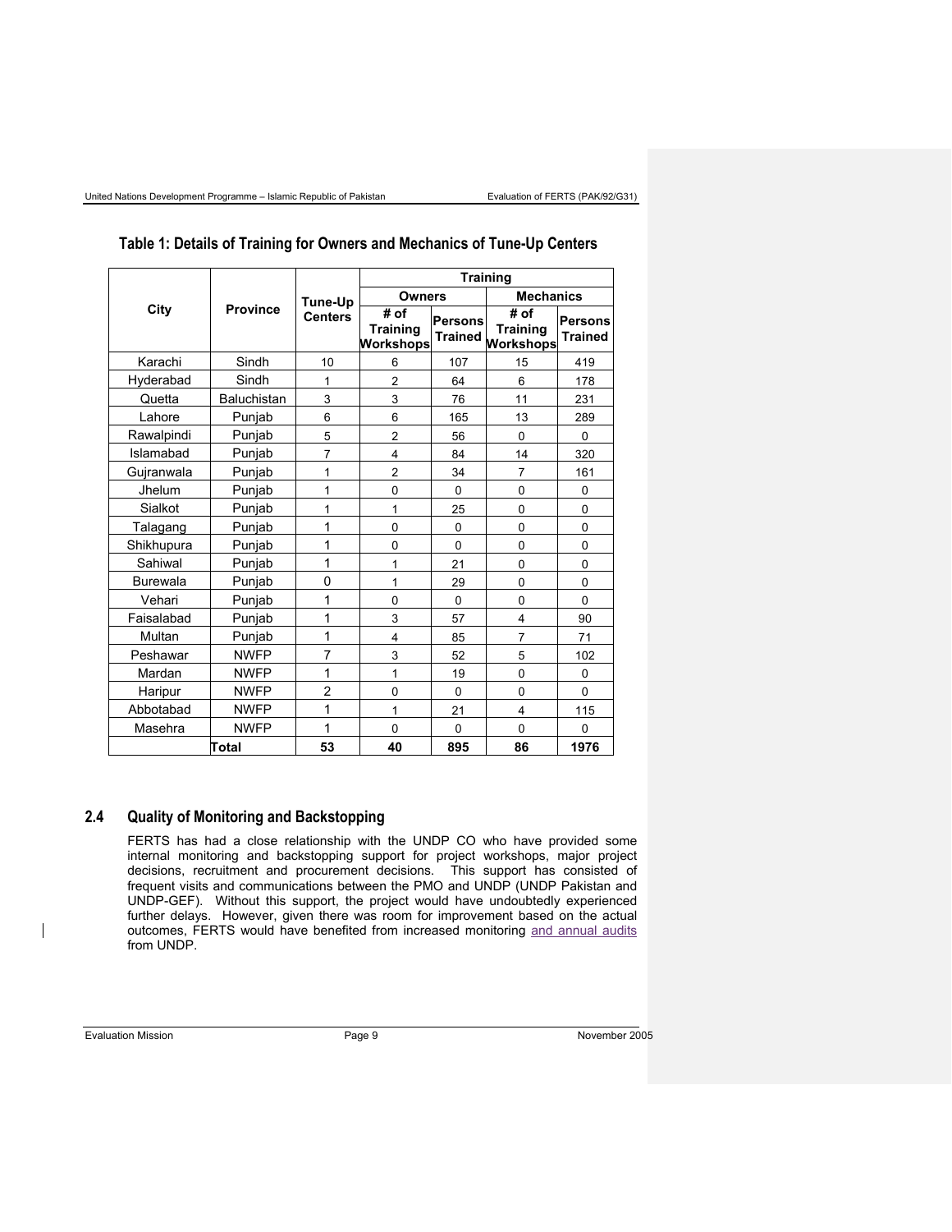**Table 1: Details of Training for Owners and Mechanics of Tune-Up Centers**

| City | Province | Tune-Up Centers | Training | | | |
|---|---|---|---|---|---|---|
| | | | Owners | | Mechanics | |
| | | | # of Training Workshops | Persons Trained | # of Training Workshops | Persons Trained |
| Karachi | Sindh | 10 | 6 | 107 | 15 | 419 |
| Hyderabad | Sindh | 1 | 2 | 64 | 6 | 178 |
| Quetta | Baluchistan | 3 | 3 | 76 | 11 | 231 |
| Lahore | Punjab | 6 | 6 | 165 | 13 | 289 |
| Rawalpindi | Punjab | 5 | 2 | 56 | 0 | 0 |
| Islamabad | Punjab | 7 | 4 | 84 | 14 | 320 |
| Gujranwala | Punjab | 1 | 2 | 34 | 7 | 161 |
| Jhelum | Punjab | 1 | 0 | 0 | 0 | 0 |
| Sialkot | Punjab | 1 | 1 | 25 | 0 | 0 |
| Talagang | Punjab | 1 | 0 | 0 | 0 | 0 |
| Shikhupura | Punjab | 1 | 0 | 0 | 0 | 0 |
| Sahiwal | Punjab | 1 | 1 | 21 | 0 | 0 |
| Burewala | Punjab | 0 | 1 | 29 | 0 | 0 |
| Vehari | Punjab | 1 | 0 | 0 | 0 | 0 |
| Faisalabad | Punjab | 1 | 3 | 57 | 4 | 90 |
| Multan | Punjab | 1 | 4 | 85 | 7 | 71 |
| Peshawar | NWFP | 7 | 3 | 52 | 5 | 102 |
| Mardan | NWFP | 1 | 1 | 19 | 0 | 0 |
| Haripur | NWFP | 2 | 0 | 0 | 0 | 0 |
| Abbotabad | NWFP | 1 | 1 | 21 | 4 | 115 |
| Masehra | NWFP | 1 | 0 | 0 | 0 | 0 |
| | **Total** | **53** | **40** | **895** | **86** | **1976** |

## 2.4 Quality of Monitoring and Backstopping

FERTS has had a close relationship with the UNDP CO who have provided some internal monitoring and backstopping support for project workshops, major project decisions, recruitment and procurement decisions. This support has consisted of frequent visits and communications between the PMO and UNDP (UNDP Pakistan and UNDP-GEF). Without this support, the project would have undoubtedly experienced further delays. However, given there was room for improvement based on the actual outcomes, FERTS would have benefited from increased monitoring and annual audits from UNDP.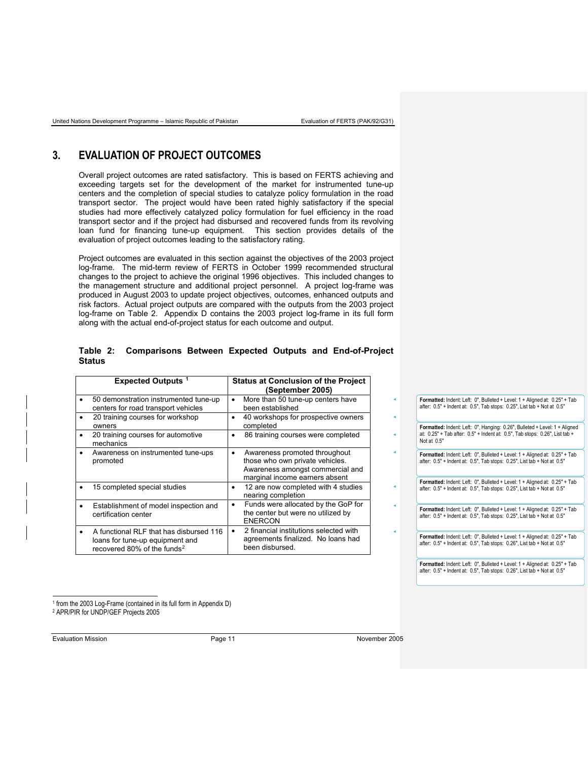# 3. EVALUATION OF PROJECT OUTCOMES

Overall project outcomes are rated satisfactory. This is based on FERTS achieving and exceeding targets set for the development of the market for instrumented tune-up centers and the completion of special studies to catalyze policy formulation in the road transport sector. The project would have been rated highly satisfactory if the special studies had more effectively catalyzed policy formulation for fuel efficiency in the road transport sector and if the project had disbursed and recovered funds from its revolving loan fund for financing tune-up equipment. This section provides details of the evaluation of project outcomes leading to the satisfactory rating.

Project outcomes are evaluated in this section against the objectives of the 2003 project log-frame. The mid-term review of FERTS in October 1999 recommended structural changes to the project to achieve the original 1996 objectives. This included changes to the management structure and additional project personnel. A project log-frame was produced in August 2003 to update project objectives, outcomes, enhanced outputs and risk factors. Actual project outputs are compared with the outputs from the 2003 project log-frame on Table 2. Appendix D contains the 2003 project log-frame in its full form along with the actual end-of-project status for each outcome and output.

**Table 2: Comparisons Between Expected Outputs and End-of-Project Status**

| Expected Outputs [1] | Status at Conclusion of the Project (September 2005) |
|---|---|
| • 50 demonstration instrumented tune-up centers for road transport vehicles | • More than 50 tune-up centers have been established |
| • 20 training courses for workshop owners | • 40 workshops for prospective owners completed |
| • 20 training courses for automotive mechanics | • 86 training courses were completed |
| • Awareness on instrumented tune-ups promoted | • Awareness promoted throughout those who own private vehicles. Awareness amongst commercial and marginal income earners absent |
| • 15 completed special studies | • 12 are now completed with 4 studies nearing completion |
| • Establishment of model inspection and certification center | • Funds were allocated by the GoP for the center but were no utilized by ENERCON |
| • A functional RLF that has disbursed 116 loans for tune-up equipment and recovered 80% of the funds[2] | • 2 financial institutions selected with agreements finalized. No loans had been disbursed. |

[1] from the 2003 Log-Frame (contained in its full form in Appendix D)

[2] APR/PIR for UNDP/GEF Projects 2005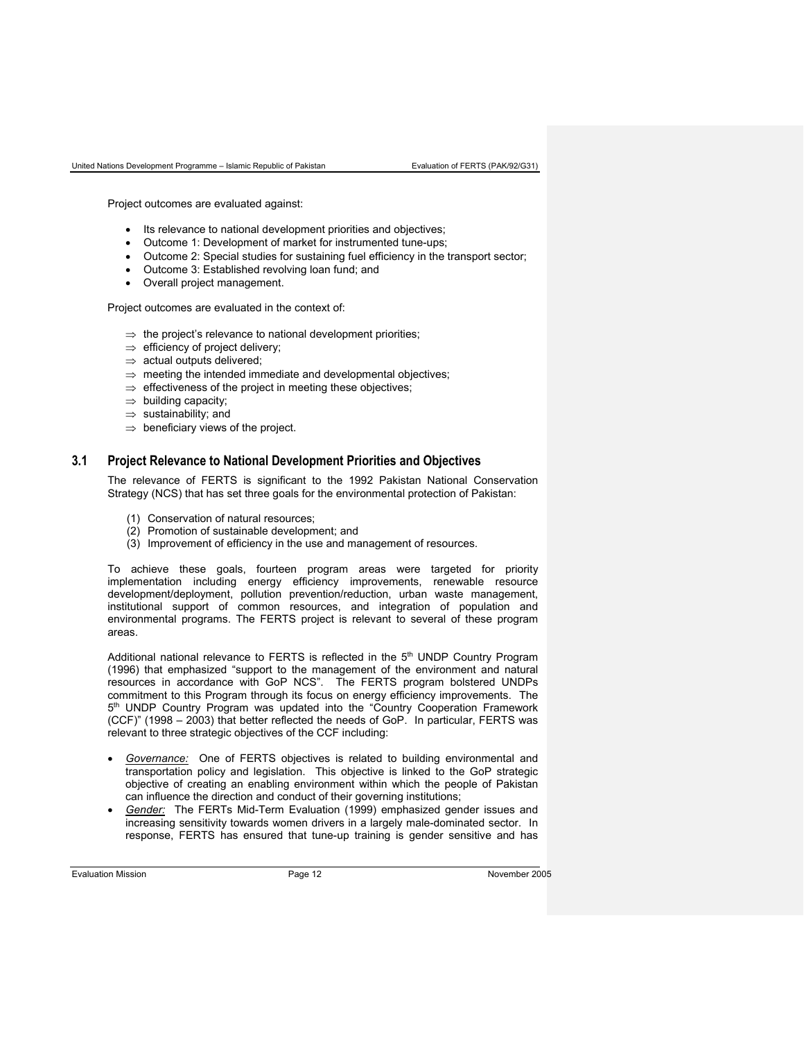Project outcomes are evaluated against:

- Its relevance to national development priorities and objectives;
- Outcome 1: Development of market for instrumented tune-ups;
- Outcome 2: Special studies for sustaining fuel efficiency in the transport sector;
- Outcome 3: Established revolving loan fund; and
- Overall project management.

Project outcomes are evaluated in the context of:

- ⇒ the project's relevance to national development priorities;
- ⇒ efficiency of project delivery;
- ⇒ actual outputs delivered;
- ⇒ meeting the intended immediate and developmental objectives;
- ⇒ effectiveness of the project in meeting these objectives;
- ⇒ building capacity;
- ⇒ sustainability; and
- ⇒ beneficiary views of the project.

## 3.1 Project Relevance to National Development Priorities and Objectives

The relevance of FERTS is significant to the 1992 Pakistan National Conservation Strategy (NCS) that has set three goals for the environmental protection of Pakistan:

(1) Conservation of natural resources;
(2) Promotion of sustainable development; and
(3) Improvement of efficiency in the use and management of resources.

To achieve these goals, fourteen program areas were targeted for priority implementation including energy efficiency improvements, renewable resource development/deployment, pollution prevention/reduction, urban waste management, institutional support of common resources, and integration of population and environmental programs. The FERTS project is relevant to several of these program areas.

Additional national relevance to FERTS is reflected in the 5th UNDP Country Program (1996) that emphasized "support to the management of the environment and natural resources in accordance with GoP NCS". The FERTS program bolstered UNDPs commitment to this Program through its focus on energy efficiency improvements. The 5th UNDP Country Program was updated into the "Country Cooperation Framework (CCF)" (1998 – 2003) that better reflected the needs of GoP. In particular, FERTS was relevant to three strategic objectives of the CCF including:

- *Governance:* One of FERTS objectives is related to building environmental and transportation policy and legislation. This objective is linked to the GoP strategic objective of creating an enabling environment within which the people of Pakistan can influence the direction and conduct of their governing institutions;
- *Gender:* The FERTs Mid-Term Evaluation (1999) emphasized gender issues and increasing sensitivity towards women drivers in a largely male-dominated sector. In response, FERTS has ensured that tune-up training is gender sensitive and has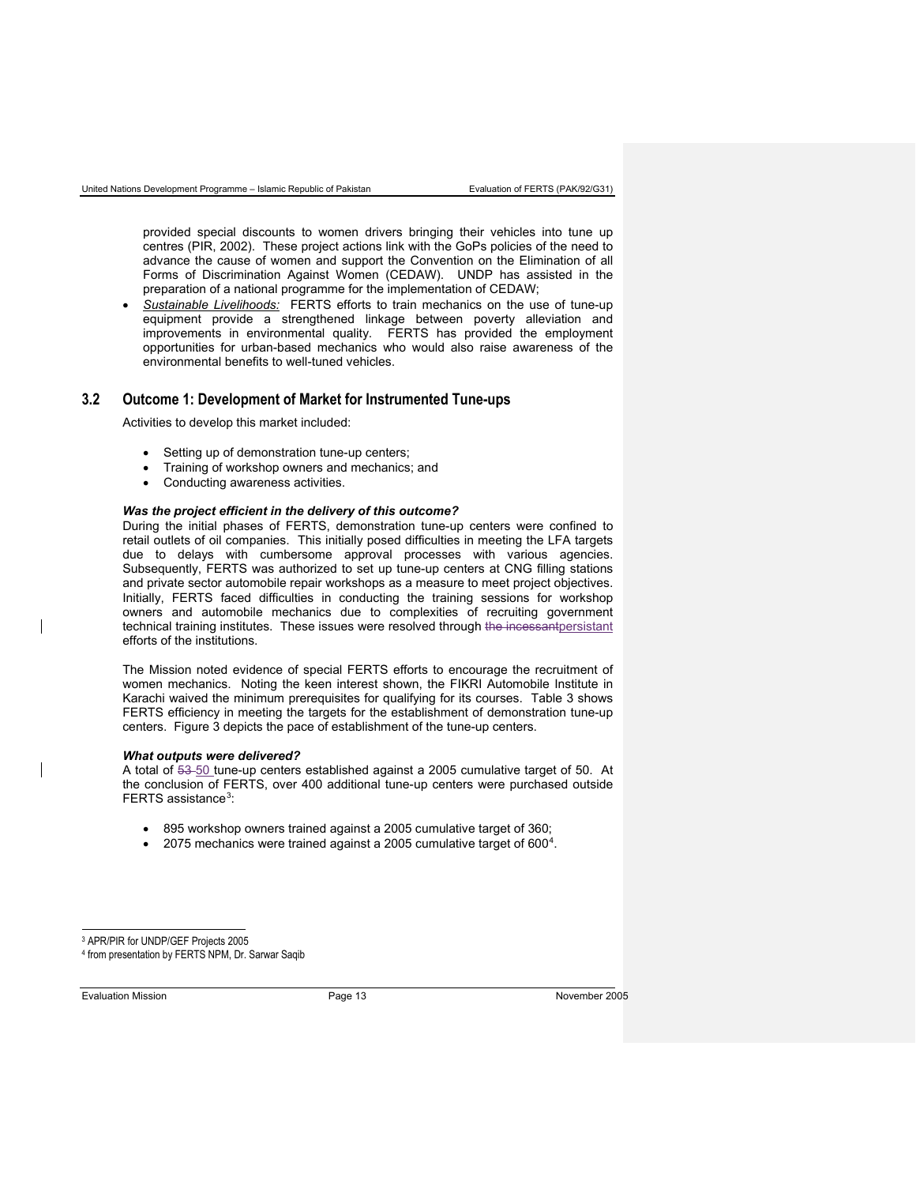provided special discounts to women drivers bringing their vehicles into tune up centres (PIR, 2002). These project actions link with the GoPs policies of the need to advance the cause of women and support the Convention on the Elimination of all Forms of Discrimination Against Women (CEDAW). UNDP has assisted in the preparation of a national programme for the implementation of CEDAW;

- *Sustainable Livelihoods:* FERTS efforts to train mechanics on the use of tune-up equipment provide a strengthened linkage between poverty alleviation and improvements in environmental quality. FERTS has provided the employment opportunities for urban-based mechanics who would also raise awareness of the environmental benefits to well-tuned vehicles.

## 3.2 Outcome 1: Development of Market for Instrumented Tune-ups

Activities to develop this market included:

- Setting up of demonstration tune-up centers;
- Training of workshop owners and mechanics; and
- Conducting awareness activities.

***Was the project efficient in the delivery of this outcome?***

During the initial phases of FERTS, demonstration tune-up centers were confined to retail outlets of oil companies. This initially posed difficulties in meeting the LFA targets due to delays with cumbersome approval processes with various agencies. Subsequently, FERTS was authorized to set up tune-up centers at CNG filling stations and private sector automobile repair workshops as a measure to meet project objectives. Initially, FERTS faced difficulties in conducting the training sessions for workshop owners and automobile mechanics due to complexities of recruiting government technical training institutes. These issues were resolved through ~~the incessant~~persistant efforts of the institutions.

The Mission noted evidence of special FERTS efforts to encourage the recruitment of women mechanics. Noting the keen interest shown, the FIKRI Automobile Institute in Karachi waived the minimum prerequisites for qualifying for its courses. Table 3 shows FERTS efficiency in meeting the targets for the establishment of demonstration tune-up centers. Figure 3 depicts the pace of establishment of the tune-up centers.

***What outputs were delivered?***

A total of ~~53~~ 50 tune-up centers established against a 2005 cumulative target of 50. At the conclusion of FERTS, over 400 additional tune-up centers were purchased outside FERTS assistance[3]:

- 895 workshop owners trained against a 2005 cumulative target of 360;
- 2075 mechanics were trained against a 2005 cumulative target of 600[4].

[3] APR/PIR for UNDP/GEF Projects 2005

[4] from presentation by FERTS NPM, Dr. Sarwar Saqib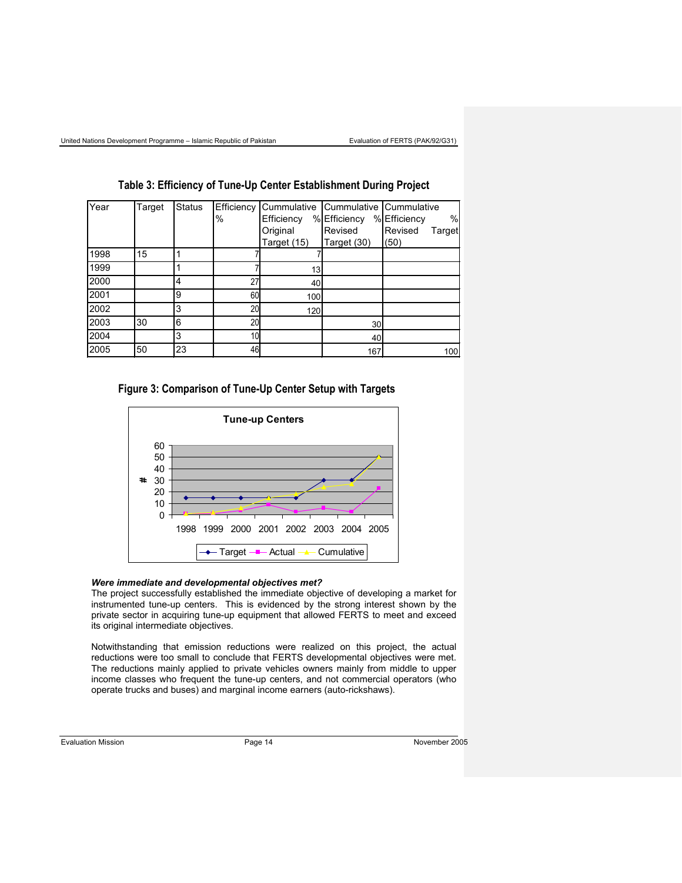### Table 3: Efficiency of Tune-Up Center Establishment During Project

| Year | Target | Status | Efficiency % | Cummulative Efficiency % Original Target (15) | Cummulative Efficiency % Revised Target (30) | Cummulative Efficiency % Revised Target (50) |
|---|---|---|---|---|---|---|
| 1998 | 15 | 1 | 7 | 7 | | |
| 1999 | | 1 | 7 | 13 | | |
| 2000 | | 4 | 27 | 40 | | |
| 2001 | | 9 | 60 | 100 | | |
| 2002 | | 3 | 20 | 120 | | |
| 2003 | 30 | 6 | 20 | | 30 | |
| 2004 | | 3 | 10 | | 40 | |
| 2005 | 50 | 23 | 46 | | 167 | 100 |

### Figure 3: Comparison of Tune-Up Center Setup with Targets

***Were immediate and developmental objectives met?***

The project successfully established the immediate objective of developing a market for instrumented tune-up centers. This is evidenced by the strong interest shown by the private sector in acquiring tune-up equipment that allowed FERTS to meet and exceed its original intermediate objectives.

Notwithstanding that emission reductions were realized on this project, the actual reductions were too small to conclude that FERTS developmental objectives were met. The reductions mainly applied to private vehicles owners mainly from middle to upper income classes who frequent the tune-up centers, and not commercial operators (who operate trucks and buses) and marginal income earners (auto-rickshaws).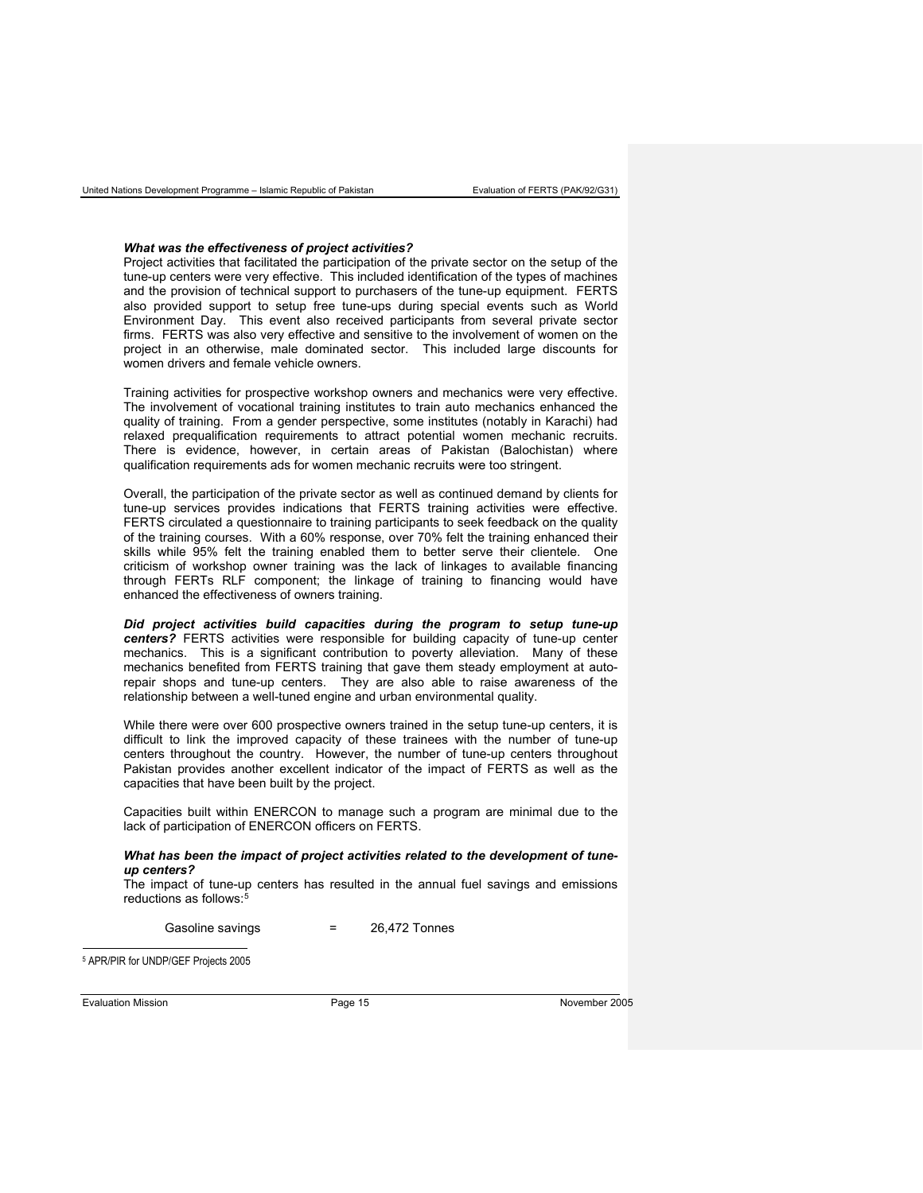***What was the effectiveness of project activities?***
Project activities that facilitated the participation of the private sector on the setup of the tune-up centers were very effective. This included identification of the types of machines and the provision of technical support to purchasers of the tune-up equipment. FERTS also provided support to setup free tune-ups during special events such as World Environment Day. This event also received participants from several private sector firms. FERTS was also very effective and sensitive to the involvement of women on the project in an otherwise, male dominated sector. This included large discounts for women drivers and female vehicle owners.

Training activities for prospective workshop owners and mechanics were very effective. The involvement of vocational training institutes to train auto mechanics enhanced the quality of training. From a gender perspective, some institutes (notably in Karachi) had relaxed prequalification requirements to attract potential women mechanic recruits. There is evidence, however, in certain areas of Pakistan (Balochistan) where qualification requirements ads for women mechanic recruits were too stringent.

Overall, the participation of the private sector as well as continued demand by clients for tune-up services provides indications that FERTS training activities were effective. FERTS circulated a questionnaire to training participants to seek feedback on the quality of the training courses. With a 60% response, over 70% felt the training enhanced their skills while 95% felt the training enabled them to better serve their clientele. One criticism of workshop owner training was the lack of linkages to available financing through FERTs RLF component; the linkage of training to financing would have enhanced the effectiveness of owners training.

***Did project activities build capacities during the program to setup tune-up centers?*** FERTS activities were responsible for building capacity of tune-up center mechanics. This is a significant contribution to poverty alleviation. Many of these mechanics benefited from FERTS training that gave them steady employment at auto-repair shops and tune-up centers. They are also able to raise awareness of the relationship between a well-tuned engine and urban environmental quality.

While there were over 600 prospective owners trained in the setup tune-up centers, it is difficult to link the improved capacity of these trainees with the number of tune-up centers throughout the country. However, the number of tune-up centers throughout Pakistan provides another excellent indicator of the impact of FERTS as well as the capacities that have been built by the project.

Capacities built within ENERCON to manage such a program are minimal due to the lack of participation of ENERCON officers on FERTS.

***What has been the impact of project activities related to the development of tune-up centers?***
The impact of tune-up centers has resulted in the annual fuel savings and emissions reductions as follows:[5]

Gasoline savings = 26,472 Tonnes

[5] APR/PIR for UNDP/GEF Projects 2005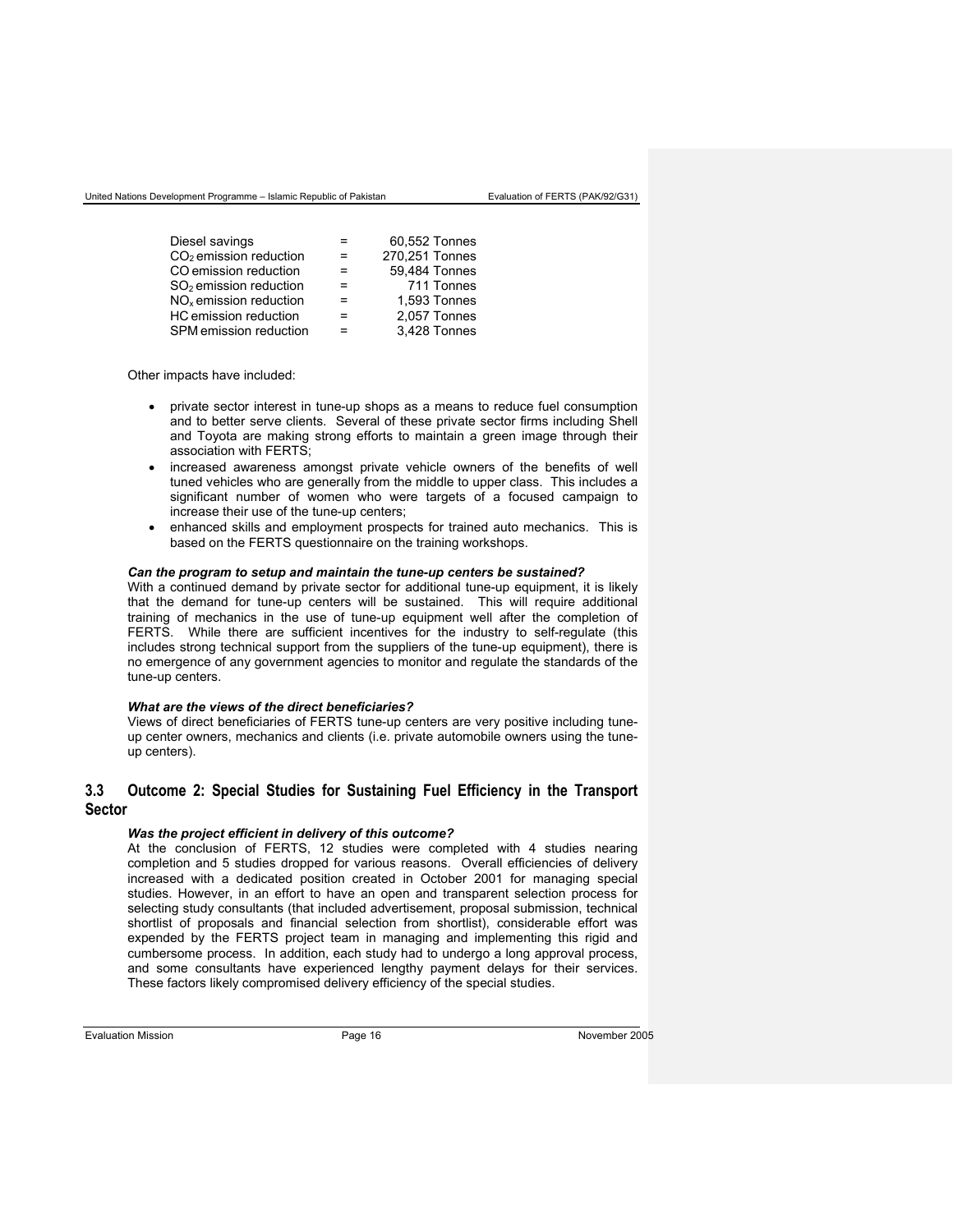| | | |
|---|---|---|
| Diesel savings | = | 60,552 Tonnes |
| $CO_2$ emission reduction | = | 270,251 Tonnes |
| CO emission reduction | = | 59,484 Tonnes |
| $SO_2$ emission reduction | = | 711 Tonnes |
| $NO_x$ emission reduction | = | 1,593 Tonnes |
| HC emission reduction | = | 2,057 Tonnes |
| SPM emission reduction | = | 3,428 Tonnes |

Other impacts have included:

- private sector interest in tune-up shops as a means to reduce fuel consumption and to better serve clients. Several of these private sector firms including Shell and Toyota are making strong efforts to maintain a green image through their association with FERTS;
- increased awareness amongst private vehicle owners of the benefits of well tuned vehicles who are generally from the middle to upper class. This includes a significant number of women who were targets of a focused campaign to increase their use of the tune-up centers;
- enhanced skills and employment prospects for trained auto mechanics. This is based on the FERTS questionnaire on the training workshops.

***Can the program to setup and maintain the tune-up centers be sustained?***

With a continued demand by private sector for additional tune-up equipment, it is likely that the demand for tune-up centers will be sustained. This will require additional training of mechanics in the use of tune-up equipment well after the completion of FERTS. While there are sufficient incentives for the industry to self-regulate (this includes strong technical support from the suppliers of the tune-up equipment), there is no emergence of any government agencies to monitor and regulate the standards of the tune-up centers.

***What are the views of the direct beneficiaries?***

Views of direct beneficiaries of FERTS tune-up centers are very positive including tune-up center owners, mechanics and clients (i.e. private automobile owners using the tune-up centers).

## 3.3 Outcome 2: Special Studies for Sustaining Fuel Efficiency in the Transport Sector

***Was the project efficient in delivery of this outcome?***

At the conclusion of FERTS, 12 studies were completed with 4 studies nearing completion and 5 studies dropped for various reasons. Overall efficiencies of delivery increased with a dedicated position created in October 2001 for managing special studies. However, in an effort to have an open and transparent selection process for selecting study consultants (that included advertisement, proposal submission, technical shortlist of proposals and financial selection from shortlist), considerable effort was expended by the FERTS project team in managing and implementing this rigid and cumbersome process. In addition, each study had to undergo a long approval process, and some consultants have experienced lengthy payment delays for their services. These factors likely compromised delivery efficiency of the special studies.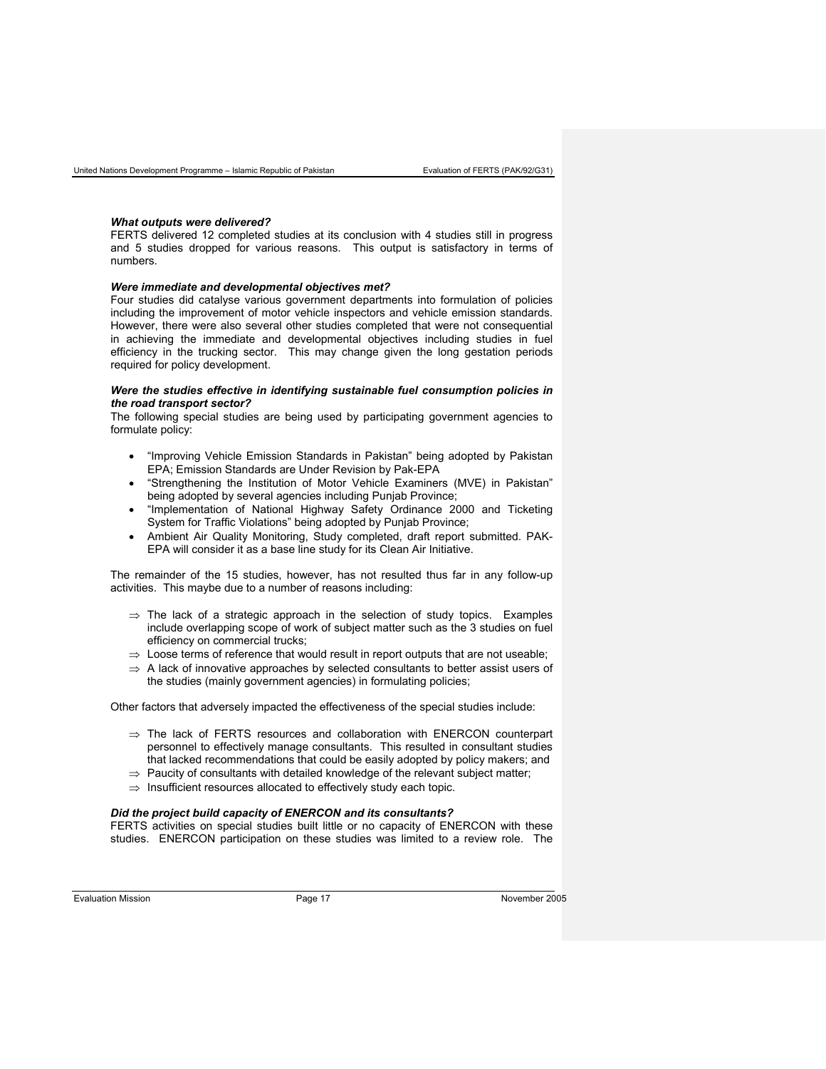***What outputs were delivered?***
FERTS delivered 12 completed studies at its conclusion with 4 studies still in progress and 5 studies dropped for various reasons. This output is satisfactory in terms of numbers.

***Were immediate and developmental objectives met?***
Four studies did catalyse various government departments into formulation of policies including the improvement of motor vehicle inspectors and vehicle emission standards. However, there were also several other studies completed that were not consequential in achieving the immediate and developmental objectives including studies in fuel efficiency in the trucking sector. This may change given the long gestation periods required for policy development.

***Were the studies effective in identifying sustainable fuel consumption policies in the road transport sector?***
The following special studies are being used by participating government agencies to formulate policy:

- "Improving Vehicle Emission Standards in Pakistan" being adopted by Pakistan EPA; Emission Standards are Under Revision by Pak-EPA
- "Strengthening the Institution of Motor Vehicle Examiners (MVE) in Pakistan" being adopted by several agencies including Punjab Province;
- "Implementation of National Highway Safety Ordinance 2000 and Ticketing System for Traffic Violations" being adopted by Punjab Province;
- Ambient Air Quality Monitoring, Study completed, draft report submitted. PAK-EPA will consider it as a base line study for its Clean Air Initiative.

The remainder of the 15 studies, however, has not resulted thus far in any follow-up activities. This maybe due to a number of reasons including:

- ⇒ The lack of a strategic approach in the selection of study topics. Examples include overlapping scope of work of subject matter such as the 3 studies on fuel efficiency on commercial trucks;
- ⇒ Loose terms of reference that would result in report outputs that are not useable;
- ⇒ A lack of innovative approaches by selected consultants to better assist users of the studies (mainly government agencies) in formulating policies;

Other factors that adversely impacted the effectiveness of the special studies include:

- ⇒ The lack of FERTS resources and collaboration with ENERCON counterpart personnel to effectively manage consultants. This resulted in consultant studies that lacked recommendations that could be easily adopted by policy makers; and
- ⇒ Paucity of consultants with detailed knowledge of the relevant subject matter;
- ⇒ Insufficient resources allocated to effectively study each topic.

***Did the project build capacity of ENERCON and its consultants?***
FERTS activities on special studies built little or no capacity of ENERCON with these studies. ENERCON participation on these studies was limited to a review role. The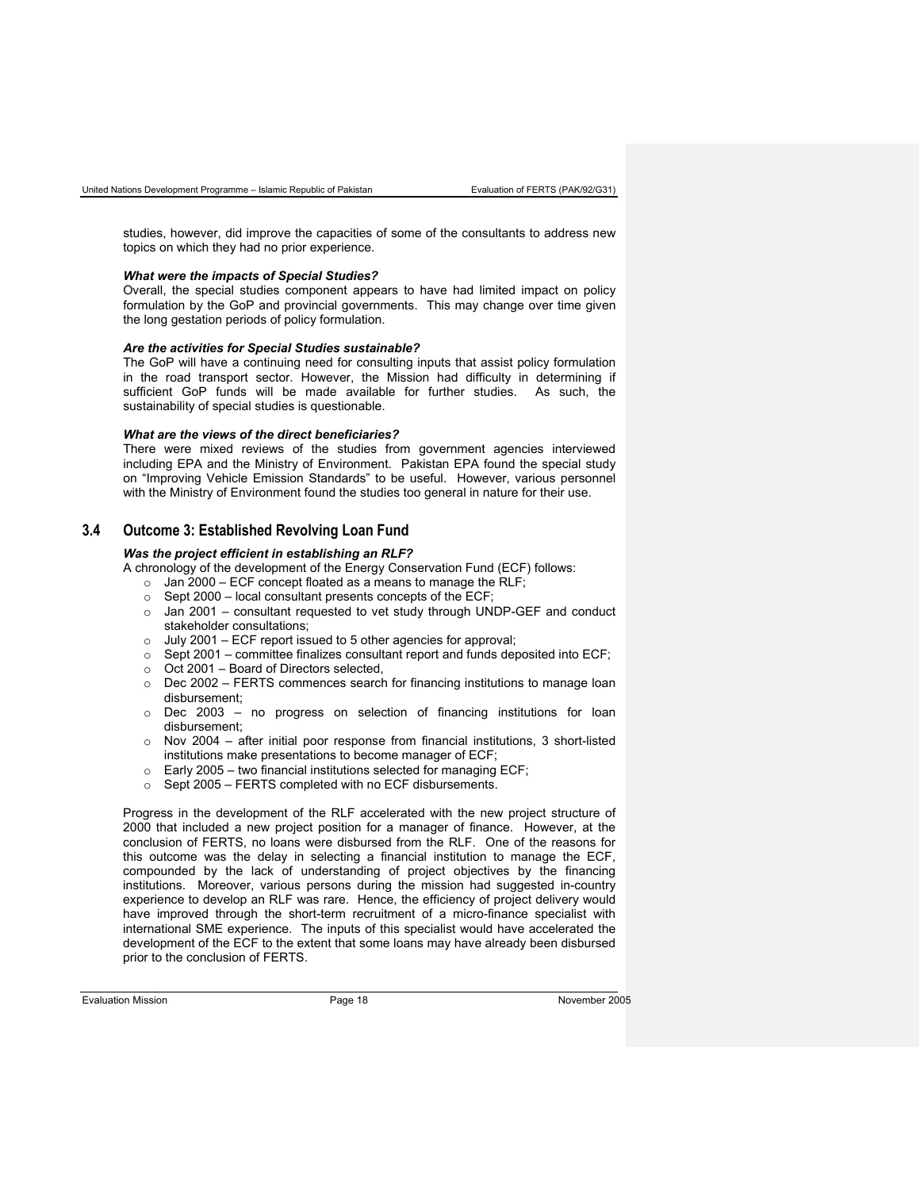studies, however, did improve the capacities of some of the consultants to address new topics on which they had no prior experience.

***What were the impacts of Special Studies?***

Overall, the special studies component appears to have had limited impact on policy formulation by the GoP and provincial governments. This may change over time given the long gestation periods of policy formulation.

***Are the activities for Special Studies sustainable?***

The GoP will have a continuing need for consulting inputs that assist policy formulation in the road transport sector. However, the Mission had difficulty in determining if sufficient GoP funds will be made available for further studies. As such, the sustainability of special studies is questionable.

***What are the views of the direct beneficiaries?***

There were mixed reviews of the studies from government agencies interviewed including EPA and the Ministry of Environment. Pakistan EPA found the special study on "Improving Vehicle Emission Standards" to be useful. However, various personnel with the Ministry of Environment found the studies too general in nature for their use.

## 3.4 Outcome 3: Established Revolving Loan Fund

***Was the project efficient in establishing an RLF?***

A chronology of the development of the Energy Conservation Fund (ECF) follows:

- Jan 2000 – ECF concept floated as a means to manage the RLF;
- Sept 2000 – local consultant presents concepts of the ECF;
- Jan 2001 – consultant requested to vet study through UNDP-GEF and conduct stakeholder consultations;
- July 2001 – ECF report issued to 5 other agencies for approval;
- Sept 2001 – committee finalizes consultant report and funds deposited into ECF;
- Oct 2001 – Board of Directors selected,
- Dec 2002 – FERTS commences search for financing institutions to manage loan disbursement;
- Dec 2003 – no progress on selection of financing institutions for loan disbursement;
- Nov 2004 – after initial poor response from financial institutions, 3 short-listed institutions make presentations to become manager of ECF;
- Early 2005 – two financial institutions selected for managing ECF;
- Sept 2005 – FERTS completed with no ECF disbursements.

Progress in the development of the RLF accelerated with the new project structure of 2000 that included a new project position for a manager of finance. However, at the conclusion of FERTS, no loans were disbursed from the RLF. One of the reasons for this outcome was the delay in selecting a financial institution to manage the ECF, compounded by the lack of understanding of project objectives by the financing institutions. Moreover, various persons during the mission had suggested in-country experience to develop an RLF was rare. Hence, the efficiency of project delivery would have improved through the short-term recruitment of a micro-finance specialist with international SME experience. The inputs of this specialist would have accelerated the development of the ECF to the extent that some loans may have already been disbursed prior to the conclusion of FERTS.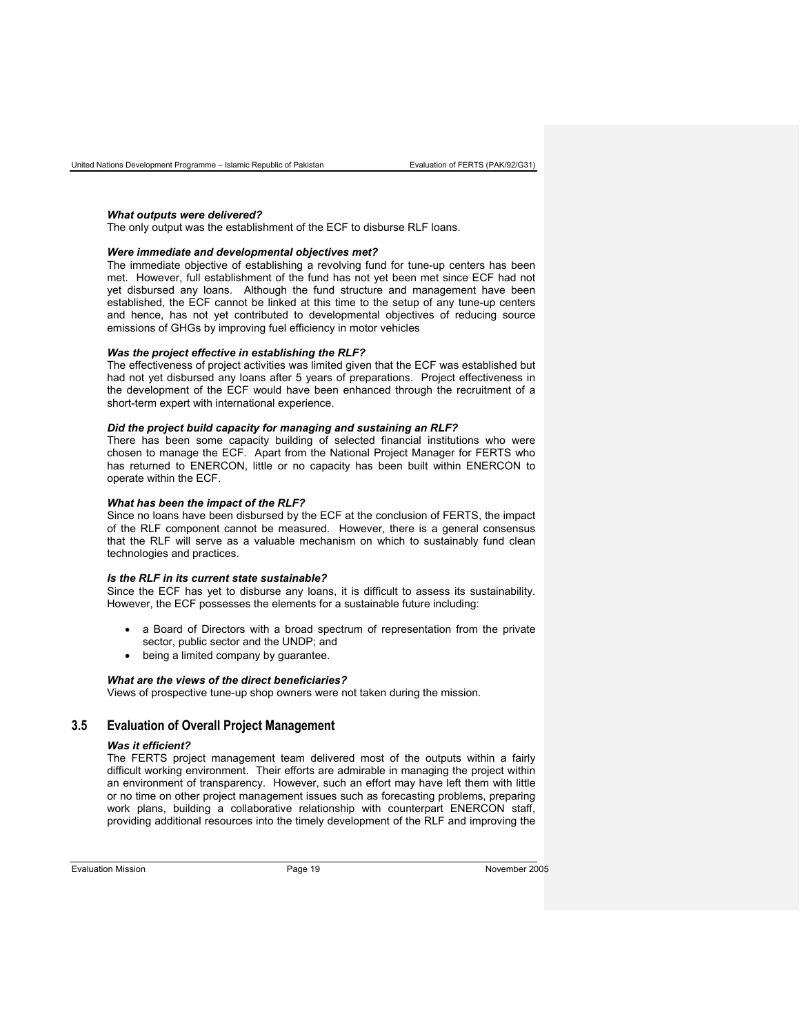***What outputs were delivered?***
The only output was the establishment of the ECF to disburse RLF loans.

***Were immediate and developmental objectives met?***
The immediate objective of establishing a revolving fund for tune-up centers has been met. However, full establishment of the fund has not yet been met since ECF had not yet disbursed any loans. Although the fund structure and management have been established, the ECF cannot be linked at this time to the setup of any tune-up centers and hence, has not yet contributed to developmental objectives of reducing source emissions of GHGs by improving fuel efficiency in motor vehicles

***Was the project effective in establishing the RLF?***
The effectiveness of project activities was limited given that the ECF was established but had not yet disbursed any loans after 5 years of preparations. Project effectiveness in the development of the ECF would have been enhanced through the recruitment of a short-term expert with international experience.

***Did the project build capacity for managing and sustaining an RLF?***
There has been some capacity building of selected financial institutions who were chosen to manage the ECF. Apart from the National Project Manager for FERTS who has returned to ENERCON, little or no capacity has been built within ENERCON to operate within the ECF.

***What has been the impact of the RLF?***
Since no loans have been disbursed by the ECF at the conclusion of FERTS, the impact of the RLF component cannot be measured. However, there is a general consensus that the RLF will serve as a valuable mechanism on which to sustainably fund clean technologies and practices.

***Is the RLF in its current state sustainable?***
Since the ECF has yet to disburse any loans, it is difficult to assess its sustainability. However, the ECF possesses the elements for a sustainable future including:

- a Board of Directors with a broad spectrum of representation from the private sector, public sector and the UNDP; and
- being a limited company by guarantee.

***What are the views of the direct beneficiaries?***
Views of prospective tune-up shop owners were not taken during the mission.

## 3.5 Evaluation of Overall Project Management

***Was it efficient?***
The FERTS project management team delivered most of the outputs within a fairly difficult working environment. Their efforts are admirable in managing the project within an environment of transparency. However, such an effort may have left them with little or no time on other project management issues such as forecasting problems, preparing work plans, building a collaborative relationship with counterpart ENERCON staff, providing additional resources into the timely development of the RLF and improving the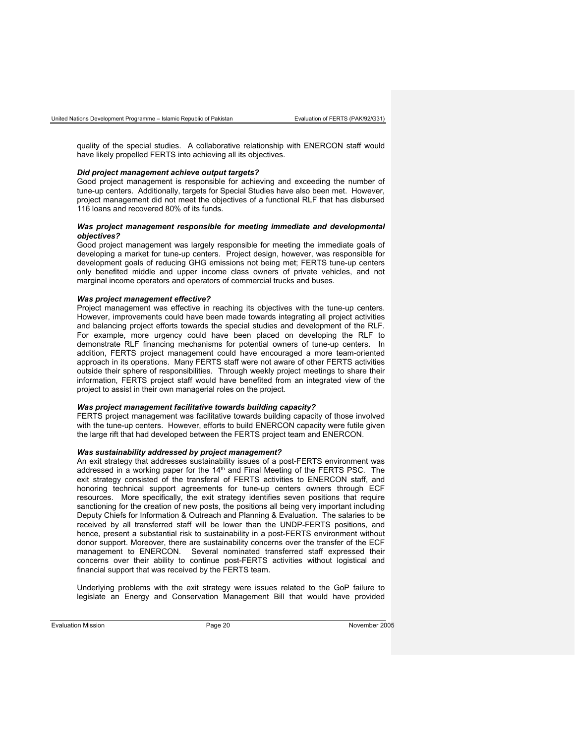quality of the special studies. A collaborative relationship with ENERCON staff would have likely propelled FERTS into achieving all its objectives.

***Did project management achieve output targets?***

Good project management is responsible for achieving and exceeding the number of tune-up centers. Additionally, targets for Special Studies have also been met. However, project management did not meet the objectives of a functional RLF that has disbursed 116 loans and recovered 80% of its funds.

***Was project management responsible for meeting immediate and developmental objectives?***

Good project management was largely responsible for meeting the immediate goals of developing a market for tune-up centers. Project design, however, was responsible for development goals of reducing GHG emissions not being met; FERTS tune-up centers only benefited middle and upper income class owners of private vehicles, and not marginal income operators and operators of commercial trucks and buses.

***Was project management effective?***

Project management was effective in reaching its objectives with the tune-up centers. However, improvements could have been made towards integrating all project activities and balancing project efforts towards the special studies and development of the RLF. For example, more urgency could have been placed on developing the RLF to demonstrate RLF financing mechanisms for potential owners of tune-up centers. In addition, FERTS project management could have encouraged a more team-oriented approach in its operations. Many FERTS staff were not aware of other FERTS activities outside their sphere of responsibilities. Through weekly project meetings to share their information, FERTS project staff would have benefited from an integrated view of the project to assist in their own managerial roles on the project.

***Was project management facilitative towards building capacity?***

FERTS project management was facilitative towards building capacity of those involved with the tune-up centers. However, efforts to build ENERCON capacity were futile given the large rift that had developed between the FERTS project team and ENERCON.

***Was sustainability addressed by project management?***

An exit strategy that addresses sustainability issues of a post-FERTS environment was addressed in a working paper for the 14th and Final Meeting of the FERTS PSC. The exit strategy consisted of the transferal of FERTS activities to ENERCON staff, and honoring technical support agreements for tune-up centers owners through ECF resources. More specifically, the exit strategy identifies seven positions that require sanctioning for the creation of new posts, the positions all being very important including Deputy Chiefs for Information & Outreach and Planning & Evaluation. The salaries to be received by all transferred staff will be lower than the UNDP-FERTS positions, and hence, present a substantial risk to sustainability in a post-FERTS environment without donor support. Moreover, there are sustainability concerns over the transfer of the ECF management to ENERCON. Several nominated transferred staff expressed their concerns over their ability to continue post-FERTS activities without logistical and financial support that was received by the FERTS team.

Underlying problems with the exit strategy were issues related to the GoP failure to legislate an Energy and Conservation Management Bill that would have provided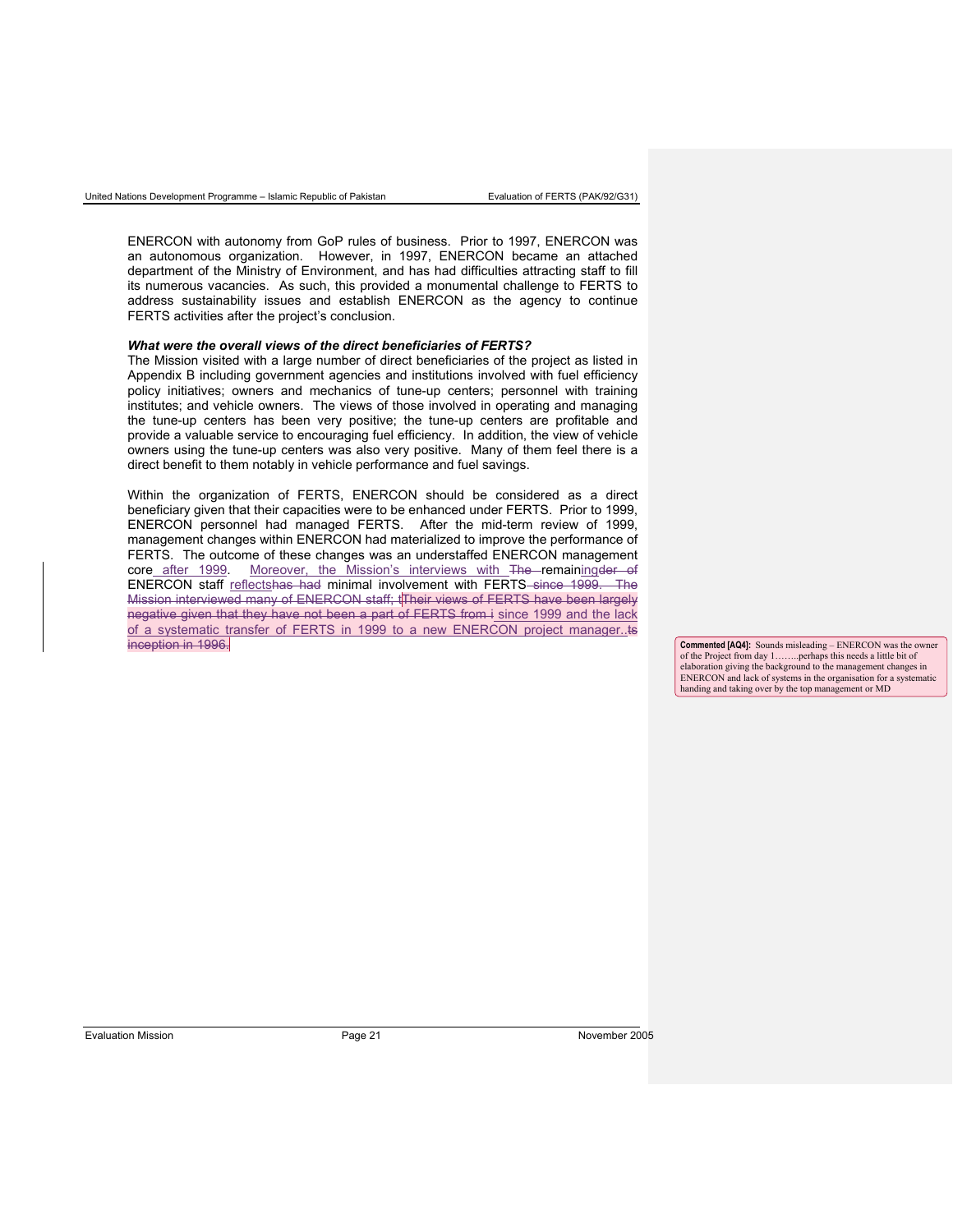ENERCON with autonomy from GoP rules of business. Prior to 1997, ENERCON was an autonomous organization. However, in 1997, ENERCON became an attached department of the Ministry of Environment, and has had difficulties attracting staff to fill its numerous vacancies. As such, this provided a monumental challenge to FERTS to address sustainability issues and establish ENERCON as the agency to continue FERTS activities after the project's conclusion.

***What were the overall views of the direct beneficiaries of FERTS?***

The Mission visited with a large number of direct beneficiaries of the project as listed in Appendix B including government agencies and institutions involved with fuel efficiency policy initiatives; owners and mechanics of tune-up centers; personnel with training institutes; and vehicle owners. The views of those involved in operating and managing the tune-up centers has been very positive; the tune-up centers are profitable and provide a valuable service to encouraging fuel efficiency. In addition, the view of vehicle owners using the tune-up centers was also very positive. Many of them feel there is a direct benefit to them notably in vehicle performance and fuel savings.

Within the organization of FERTS, ENERCON should be considered as a direct beneficiary given that their capacities were to be enhanced under FERTS. Prior to 1999, ENERCON personnel had managed FERTS. After the mid-term review of 1999, management changes within ENERCON had materialized to improve the performance of FERTS. The outcome of these changes was an understaffed ENERCON management core after 1999. Moreover, the Mission's interviews with ~~The~~ remaining~~der of~~ ENERCON staff reflects~~has had~~ minimal involvement with FERTS~~ since 1999. The Mission interviewed many of ENERCON staff; tTheir views of FERTS have been largely negative given that they have not been a part of FERTS from i~~ since 1999 and the lack of a systematic transfer of FERTS in 1999 to a new ENERCON project manager..~~ts inception in 1996.~~

> **Commented [AQ4]:** Sounds misleading – ENERCON was the owner of the Project from day 1……..perhaps this needs a little bit of elaboration giving the background to the management changes in ENERCON and lack of systems in the organisation for a systematic handing and taking over by the top management or MD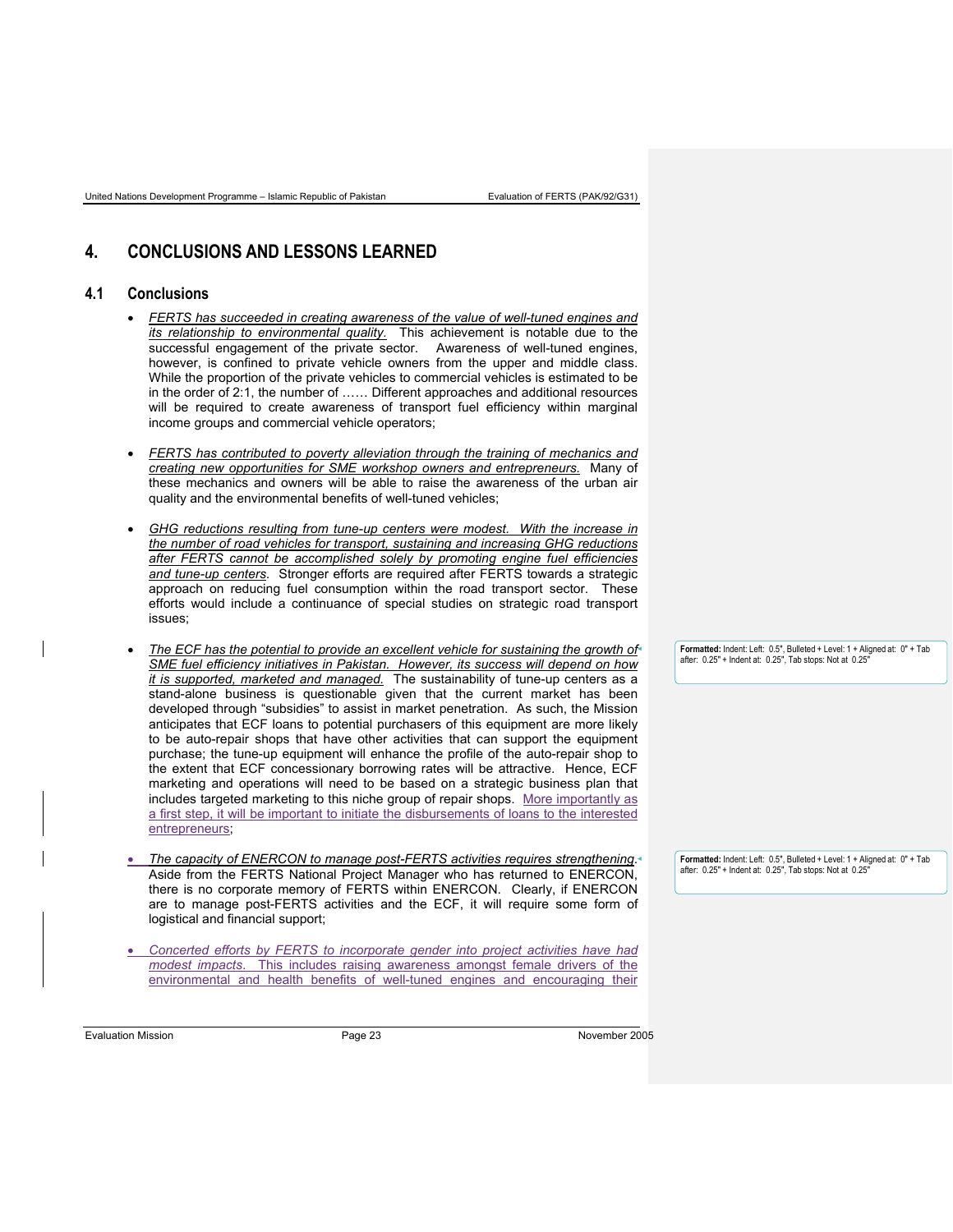# 4. CONCLUSIONS AND LESSONS LEARNED

## 4.1 Conclusions

- *FERTS has succeeded in creating awareness of the value of well-tuned engines and its relationship to environmental quality.* This achievement is notable due to the successful engagement of the private sector. Awareness of well-tuned engines, however, is confined to private vehicle owners from the upper and middle class. While the proportion of the private vehicles to commercial vehicles is estimated to be in the order of 2:1, the number of …… Different approaches and additional resources will be required to create awareness of transport fuel efficiency within marginal income groups and commercial vehicle operators;

- *FERTS has contributed to poverty alleviation through the training of mechanics and creating new opportunities for SME workshop owners and entrepreneurs.* Many of these mechanics and owners will be able to raise the awareness of the urban air quality and the environmental benefits of well-tuned vehicles;

- *GHG reductions resulting from tune-up centers were modest. With the increase in the number of road vehicles for transport, sustaining and increasing GHG reductions after FERTS cannot be accomplished solely by promoting engine fuel efficiencies and tune-up centers.* Stronger efforts are required after FERTS towards a strategic approach on reducing fuel consumption within the road transport sector. These efforts would include a continuance of special studies on strategic road transport issues;

- *The ECF has the potential to provide an excellent vehicle for sustaining the growth of SME fuel efficiency initiatives in Pakistan. However, its success will depend on how it is supported, marketed and managed.* The sustainability of tune-up centers as a stand-alone business is questionable given that the current market has been developed through "subsidies" to assist in market penetration. As such, the Mission anticipates that ECF loans to potential purchasers of this equipment are more likely to be auto-repair shops that have other activities that can support the equipment purchase; the tune-up equipment will enhance the profile of the auto-repair shop to the extent that ECF concessionary borrowing rates will be attractive. Hence, ECF marketing and operations will need to be based on a strategic business plan that includes targeted marketing to this niche group of repair shops. More importantly as a first step, it will be important to initiate the disbursements of loans to the interested entrepreneurs;

- *The capacity of ENERCON to manage post-FERTS activities requires strengthening.* Aside from the FERTS National Project Manager who has returned to ENERCON, there is no corporate memory of FERTS within ENERCON. Clearly, if ENERCON are to manage post-FERTS activities and the ECF, it will require some form of logistical and financial support;

- *Concerted efforts by FERTS to incorporate gender into project activities have had modest impacts.* This includes raising awareness amongst female drivers of the environmental and health benefits of well-tuned engines and encouraging their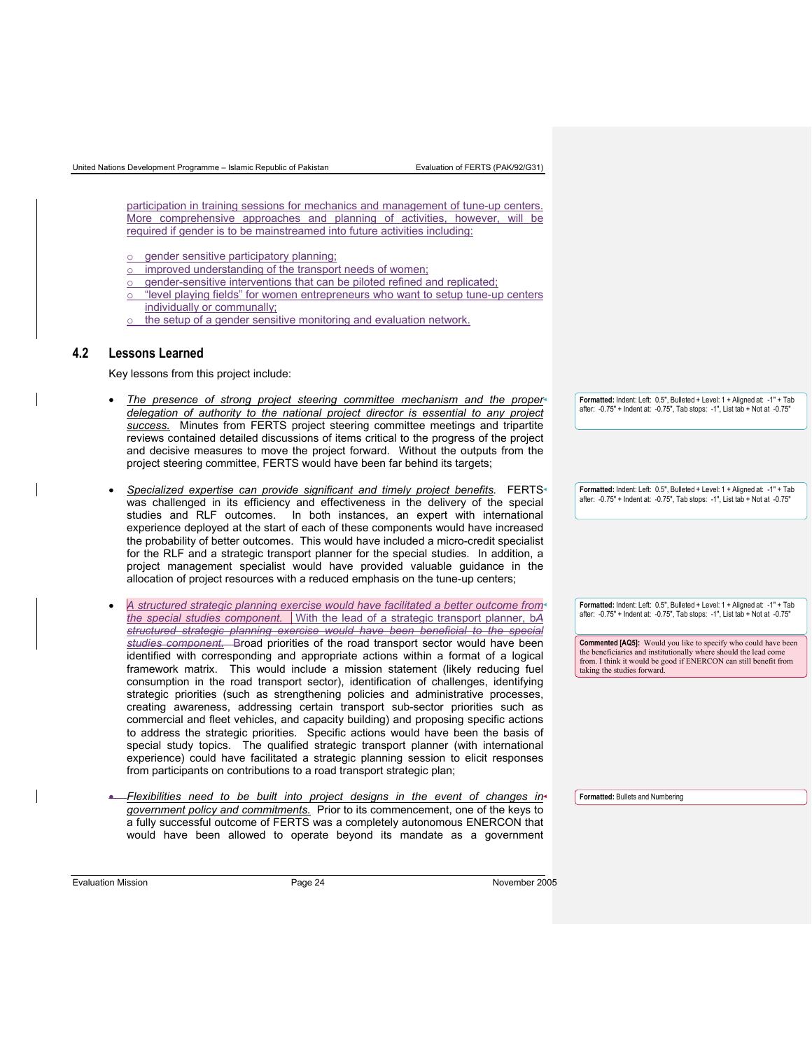participation in training sessions for mechanics and management of tune-up centers. More comprehensive approaches and planning of activities, however, will be required if gender is to be mainstreamed into future activities including:

- gender sensitive participatory planning;
- improved understanding of the transport needs of women;
- gender-sensitive interventions that can be piloted refined and replicated;
- "level playing fields" for women entrepreneurs who want to setup tune-up centers individually or communally;
- the setup of a gender sensitive monitoring and evaluation network.

## 4.2 Lessons Learned

Key lessons from this project include:

- *The presence of strong project steering committee mechanism and the proper delegation of authority to the national project director is essential to any project success.* Minutes from FERTS project steering committee meetings and tripartite reviews contained detailed discussions of items critical to the progress of the project and decisive measures to move the project forward. Without the outputs from the project steering committee, FERTS would have been far behind its targets;

- *Specialized expertise can provide significant and timely project benefits.* FERTS was challenged in its efficiency and effectiveness in the delivery of the special studies and RLF outcomes. In both instances, an expert with international experience deployed at the start of each of these components would have increased the probability of better outcomes. This would have included a micro-credit specialist for the RLF and a strategic transport planner for the special studies. In addition, a project management specialist would have provided valuable guidance in the allocation of project resources with a reduced emphasis on the tune-up centers;

- *A structured strategic planning exercise would have facilitated a better outcome from the special studies component.* With the lead of a strategic transport planner, b~~*A structured strategic planning exercise would have been beneficial to the special studies component.*~~ Broad priorities of the road transport sector would have been identified with corresponding and appropriate actions within a format of a logical framework matrix. This would include a mission statement (likely reducing fuel consumption in the road transport sector), identification of challenges, identifying strategic priorities (such as strengthening policies and administrative processes, creating awareness, addressing certain transport sub-sector priorities such as commercial and fleet vehicles, and capacity building) and proposing specific actions to address the strategic priorities. Specific actions would have been the basis of special study topics. The qualified strategic transport planner (with international experience) could have facilitated a strategic planning session to elicit responses from participants on contributions to a road transport strategic plan;

- *Flexibilities need to be built into project designs in the event of changes in government policy and commitments.* Prior to its commencement, one of the keys to a fully successful outcome of FERTS was a completely autonomous ENERCON that would have been allowed to operate beyond its mandate as a government

**Formatted:** Indent: Left: 0.5", Bulleted + Level: 1 + Aligned at: -1" + Tab after: -0.75" + Indent at: -0.75", Tab stops: -1", List tab + Not at -0.75"

**Formatted:** Indent: Left: 0.5", Bulleted + Level: 1 + Aligned at: -1" + Tab after: -0.75" + Indent at: -0.75", Tab stops: -1", List tab + Not at -0.75"

**Formatted:** Indent: Left: 0.5", Bulleted + Level: 1 + Aligned at: -1" + Tab after: -0.75" + Indent at: -0.75", Tab stops: -1", List tab + Not at -0.75"

**Commented [AQ5]:** Would you like to specify who could have been the beneficiaries and institutionally where should the lead come from. I think it would be good if ENERCON can still benefit from taking the studies forward.

**Formatted:** Bullets and Numbering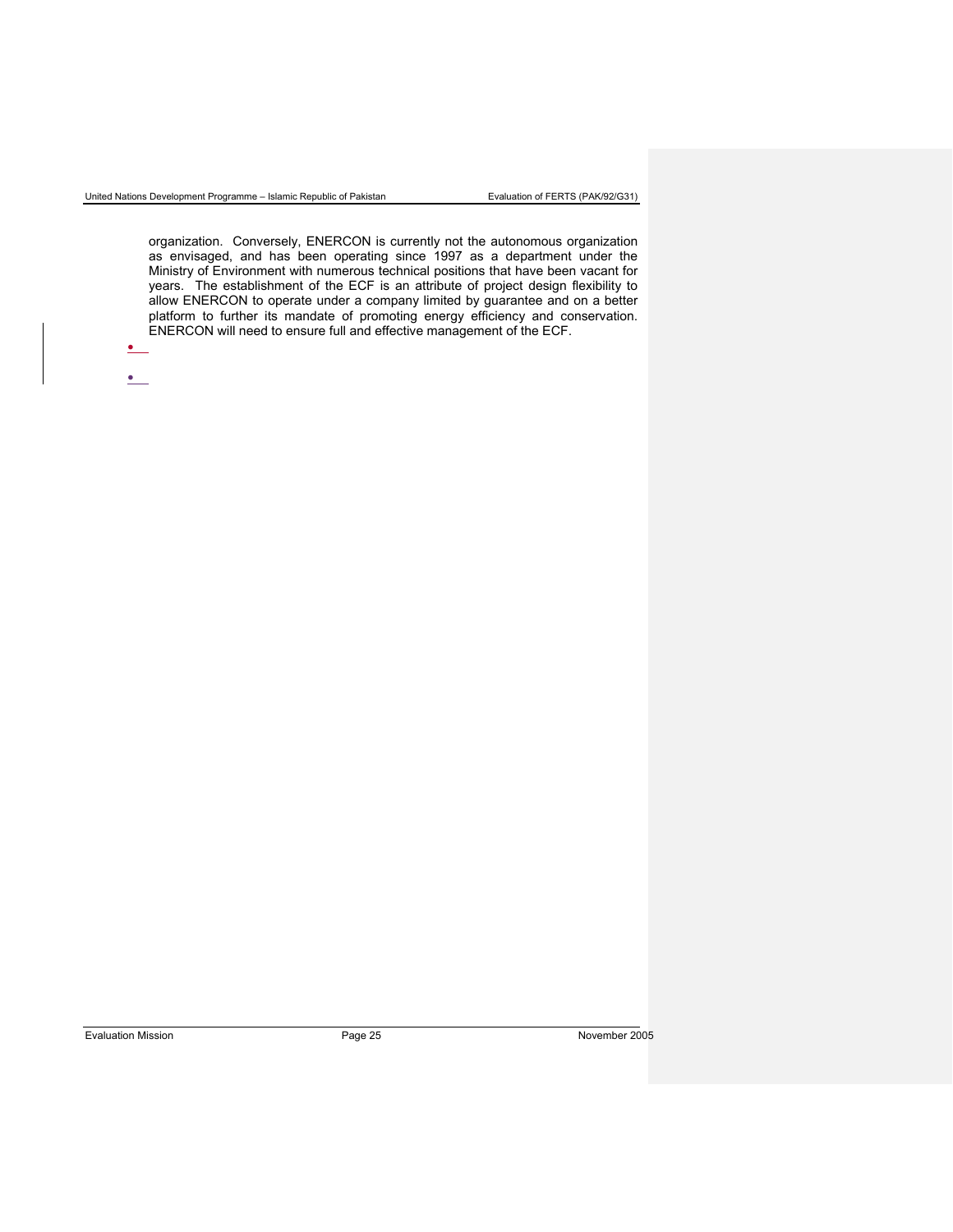organization. Conversely, ENERCON is currently not the autonomous organization as envisaged, and has been operating since 1997 as a department under the Ministry of Environment with numerous technical positions that have been vacant for years. The establishment of the ECF is an attribute of project design flexibility to allow ENERCON to operate under a company limited by guarantee and on a better platform to further its mandate of promoting energy efficiency and conservation. ENERCON will need to ensure full and effective management of the ECF.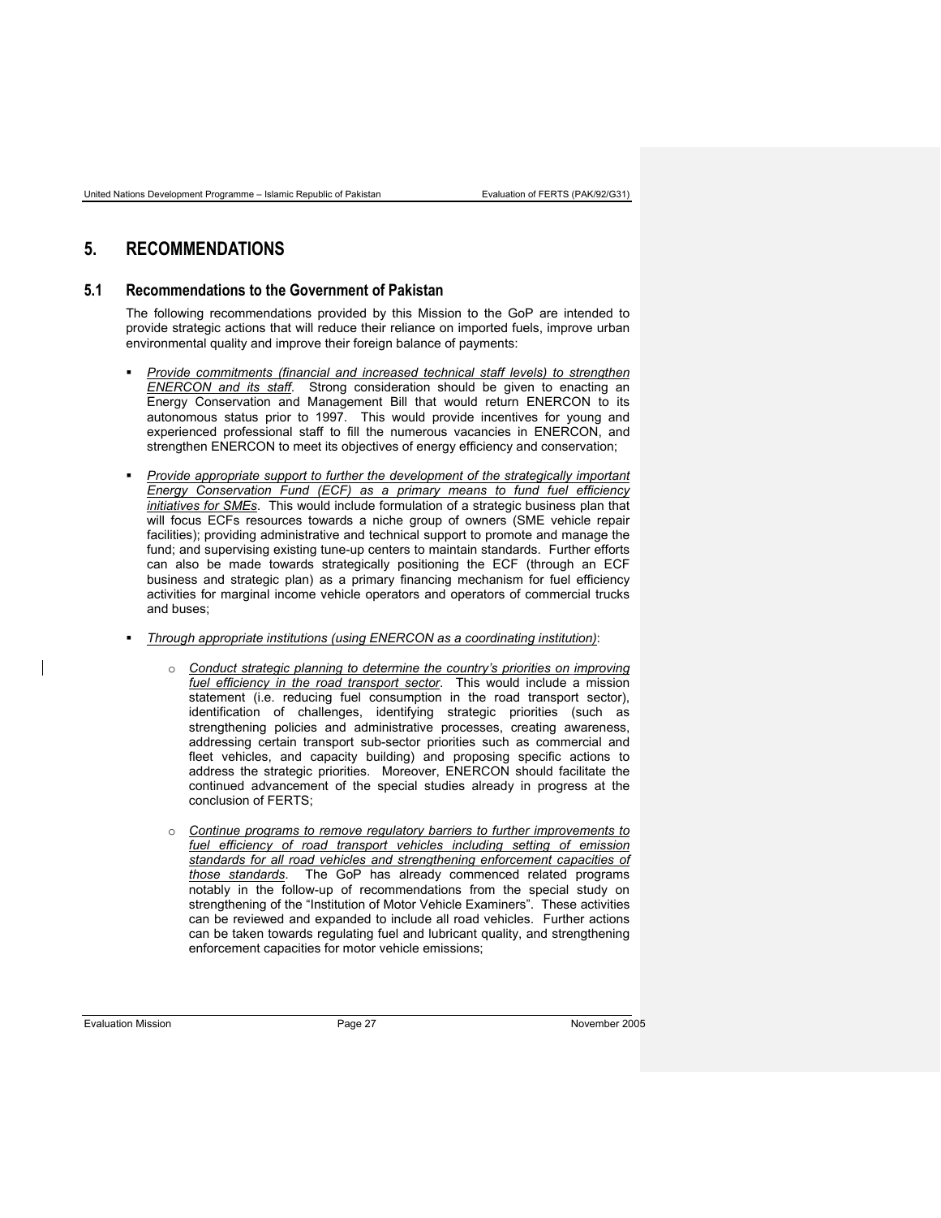# 5. RECOMMENDATIONS

## 5.1 Recommendations to the Government of Pakistan

The following recommendations provided by this Mission to the GoP are intended to provide strategic actions that will reduce their reliance on imported fuels, improve urban environmental quality and improve their foreign balance of payments:

- *Provide commitments (financial and increased technical staff levels) to strengthen ENERCON and its staff*. Strong consideration should be given to enacting an Energy Conservation and Management Bill that would return ENERCON to its autonomous status prior to 1997. This would provide incentives for young and experienced professional staff to fill the numerous vacancies in ENERCON, and strengthen ENERCON to meet its objectives of energy efficiency and conservation;

- *Provide appropriate support to further the development of the strategically important Energy Conservation Fund (ECF) as a primary means to fund fuel efficiency initiatives for SMEs*. This would include formulation of a strategic business plan that will focus ECFs resources towards a niche group of owners (SME vehicle repair facilities); providing administrative and technical support to promote and manage the fund; and supervising existing tune-up centers to maintain standards. Further efforts can also be made towards strategically positioning the ECF (through an ECF business and strategic plan) as a primary financing mechanism for fuel efficiency activities for marginal income vehicle operators and operators of commercial trucks and buses;

- *Through appropriate institutions (using ENERCON as a coordinating institution)*:

  - *Conduct strategic planning to determine the country's priorities on improving fuel efficiency in the road transport sector*. This would include a mission statement (i.e. reducing fuel consumption in the road transport sector), identification of challenges, identifying strategic priorities (such as strengthening policies and administrative processes, creating awareness, addressing certain transport sub-sector priorities such as commercial and fleet vehicles, and capacity building) and proposing specific actions to address the strategic priorities. Moreover, ENERCON should facilitate the continued advancement of the special studies already in progress at the conclusion of FERTS;

  - *Continue programs to remove regulatory barriers to further improvements to fuel efficiency of road transport vehicles including setting of emission standards for all road vehicles and strengthening enforcement capacities of those standards*. The GoP has already commenced related programs notably in the follow-up of recommendations from the special study on strengthening of the "Institution of Motor Vehicle Examiners". These activities can be reviewed and expanded to include all road vehicles. Further actions can be taken towards regulating fuel and lubricant quality, and strengthening enforcement capacities for motor vehicle emissions;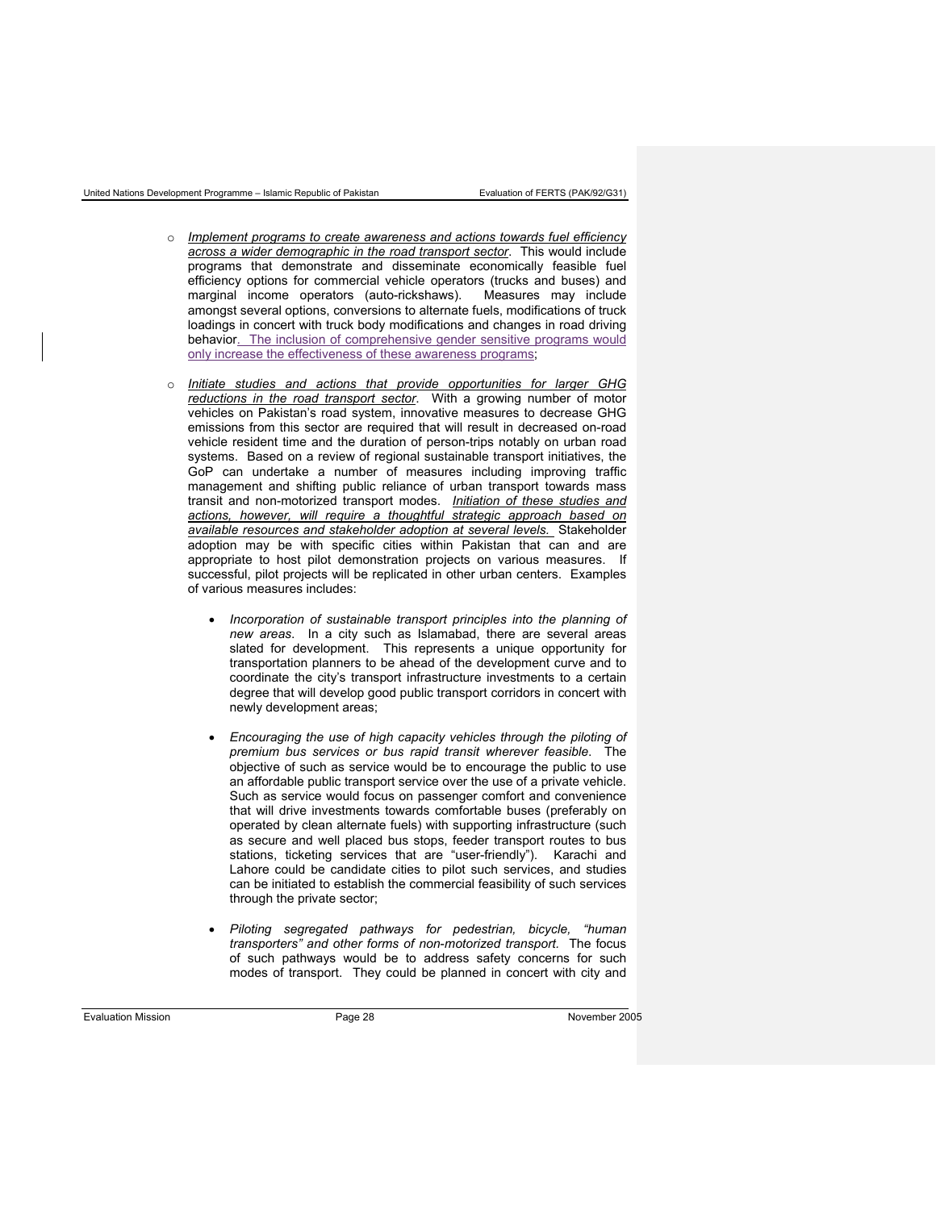- *Implement programs to create awareness and actions towards fuel efficiency across a wider demographic in the road transport sector*. This would include programs that demonstrate and disseminate economically feasible fuel efficiency options for commercial vehicle operators (trucks and buses) and marginal income operators (auto-rickshaws). Measures may include amongst several options, conversions to alternate fuels, modifications of truck loadings in concert with truck body modifications and changes in road driving behavior. The inclusion of comprehensive gender sensitive programs would only increase the effectiveness of these awareness programs;

- *Initiate studies and actions that provide opportunities for larger GHG reductions in the road transport sector*. With a growing number of motor vehicles on Pakistan's road system, innovative measures to decrease GHG emissions from this sector are required that will result in decreased on-road vehicle resident time and the duration of person-trips notably on urban road systems. Based on a review of regional sustainable transport initiatives, the GoP can undertake a number of measures including improving traffic management and shifting public reliance of urban transport towards mass transit and non-motorized transport modes. *Initiation of these studies and actions, however, will require a thoughtful strategic approach based on available resources and stakeholder adoption at several levels.* Stakeholder adoption may be with specific cities within Pakistan that can and are appropriate to host pilot demonstration projects on various measures. If successful, pilot projects will be replicated in other urban centers. Examples of various measures includes:

  - *Incorporation of sustainable transport principles into the planning of new areas*. In a city such as Islamabad, there are several areas slated for development. This represents a unique opportunity for transportation planners to be ahead of the development curve and to coordinate the city's transport infrastructure investments to a certain degree that will develop good public transport corridors in concert with newly development areas;

  - *Encouraging the use of high capacity vehicles through the piloting of premium bus services or bus rapid transit wherever feasible*. The objective of such as service would be to encourage the public to use an affordable public transport service over the use of a private vehicle. Such as service would focus on passenger comfort and convenience that will drive investments towards comfortable buses (preferably on operated by clean alternate fuels) with supporting infrastructure (such as secure and well placed bus stops, feeder transport routes to bus stations, ticketing services that are "user-friendly"). Karachi and Lahore could be candidate cities to pilot such services, and studies can be initiated to establish the commercial feasibility of such services through the private sector;

  - *Piloting segregated pathways for pedestrian, bicycle, "human transporters" and other forms of non-motorized transport.* The focus of such pathways would be to address safety concerns for such modes of transport. They could be planned in concert with city and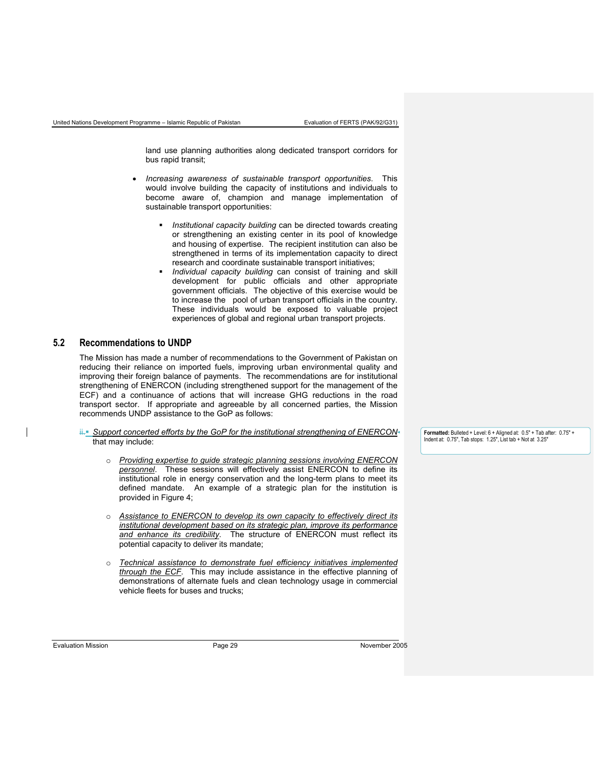land use planning authorities along dedicated transport corridors for bus rapid transit;

- *Increasing awareness of sustainable transport opportunities*. This would involve building the capacity of institutions and individuals to become aware of, champion and manage implementation of sustainable transport opportunities:
  - *Institutional capacity building* can be directed towards creating or strengthening an existing center in its pool of knowledge and housing of expertise. The recipient institution can also be strengthened in terms of its implementation capacity to direct research and coordinate sustainable transport initiatives;
  - *Individual capacity building* can consist of training and skill development for public officials and other appropriate government officials. The objective of this exercise would be to increase the pool of urban transport officials in the country. These individuals would be exposed to valuable project experiences of global and regional urban transport projects.

## 5.2 Recommendations to UNDP

The Mission has made a number of recommendations to the Government of Pakistan on reducing their reliance on imported fuels, improving urban environmental quality and improving their foreign balance of payments. The recommendations are for institutional strengthening of ENERCON (including strengthened support for the management of the ECF) and a continuance of actions that will increase GHG reductions in the road transport sector. If appropriate and agreeable by all concerned parties, the Mission recommends UNDP assistance to the GoP as follows:

- *Support concerted efforts by the GoP for the institutional strengthening of ENERCON* that may include:
  - *Providing expertise to guide strategic planning sessions involving ENERCON personnel*. These sessions will effectively assist ENERCON to define its institutional role in energy conservation and the long-term plans to meet its defined mandate. An example of a strategic plan for the institution is provided in Figure 4;
  - *Assistance to ENERCON to develop its own capacity to effectively direct its institutional development based on its strategic plan, improve its performance and enhance its credibility*. The structure of ENERCON must reflect its potential capacity to deliver its mandate;
  - *Technical assistance to demonstrate fuel efficiency initiatives implemented through the ECF*. This may include assistance in the effective planning of demonstrations of alternate fuels and clean technology usage in commercial vehicle fleets for buses and trucks;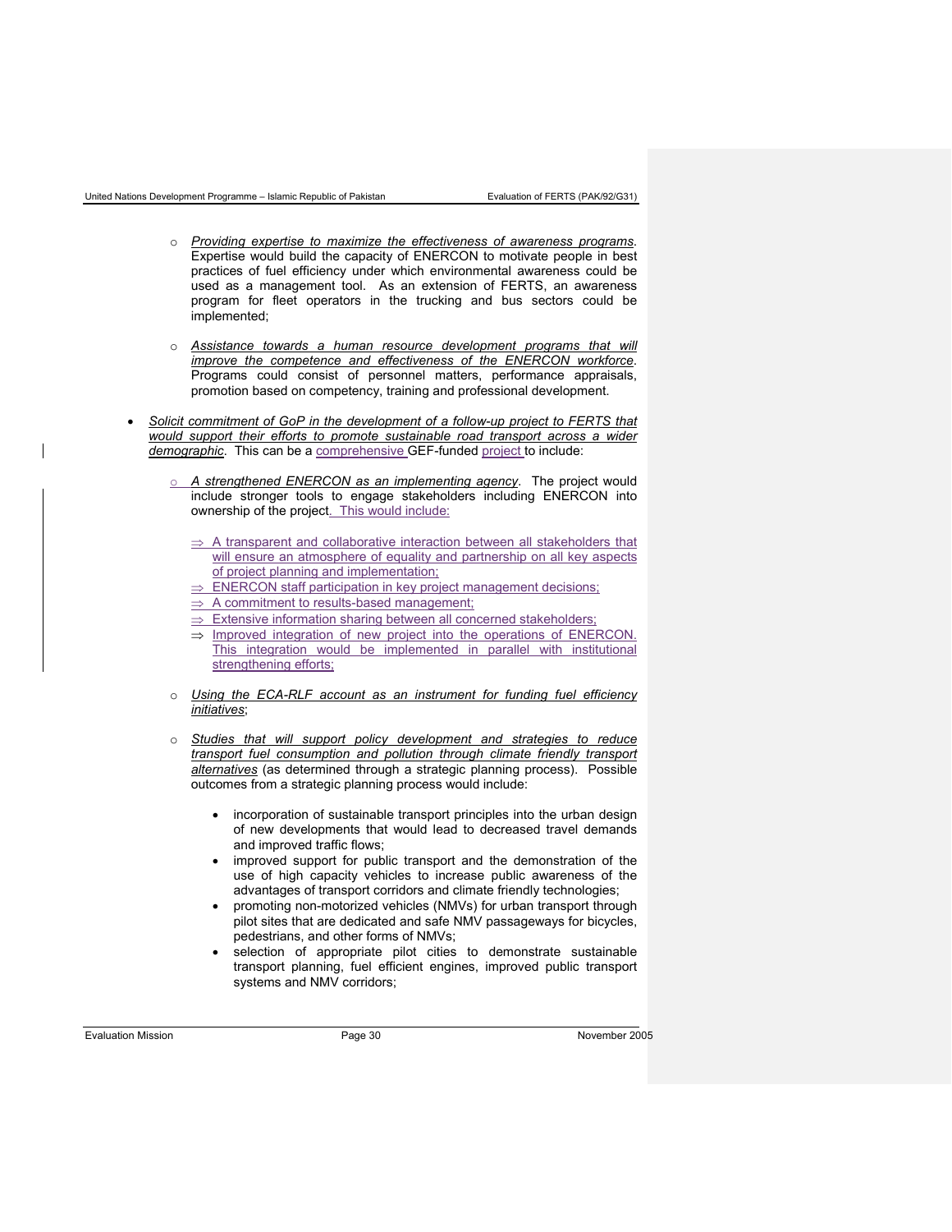- *Providing expertise to maximize the effectiveness of awareness programs*. Expertise would build the capacity of ENERCON to motivate people in best practices of fuel efficiency under which environmental awareness could be used as a management tool. As an extension of FERTS, an awareness program for fleet operators in the trucking and bus sectors could be implemented;

- *Assistance towards a human resource development programs that will improve the competence and effectiveness of the ENERCON workforce*. Programs could consist of personnel matters, performance appraisals, promotion based on competency, training and professional development.

- *Solicit commitment of GoP in the development of a follow-up project to FERTS that would support their efforts to promote sustainable road transport across a wider demographic*. This can be a comprehensive GEF-funded project to include:

  - *A strengthened ENERCON as an implementing agency*. The project would include stronger tools to engage stakeholders including ENERCON into ownership of the project. This would include:

    - ⇒ A transparent and collaborative interaction between all stakeholders that will ensure an atmosphere of equality and partnership on all key aspects of project planning and implementation;
    - ⇒ ENERCON staff participation in key project management decisions;
    - ⇒ A commitment to results-based management;
    - ⇒ Extensive information sharing between all concerned stakeholders;
    - ⇒ Improved integration of new project into the operations of ENERCON. This integration would be implemented in parallel with institutional strengthening efforts;

  - *Using the ECA-RLF account as an instrument for funding fuel efficiency initiatives*;

  - *Studies that will support policy development and strategies to reduce transport fuel consumption and pollution through climate friendly transport alternatives* (as determined through a strategic planning process). Possible outcomes from a strategic planning process would include:

    - incorporation of sustainable transport principles into the urban design of new developments that would lead to decreased travel demands and improved traffic flows;
    - improved support for public transport and the demonstration of the use of high capacity vehicles to increase public awareness of the advantages of transport corridors and climate friendly technologies;
    - promoting non-motorized vehicles (NMVs) for urban transport through pilot sites that are dedicated and safe NMV passageways for bicycles, pedestrians, and other forms of NMVs;
    - selection of appropriate pilot cities to demonstrate sustainable transport planning, fuel efficient engines, improved public transport systems and NMV corridors;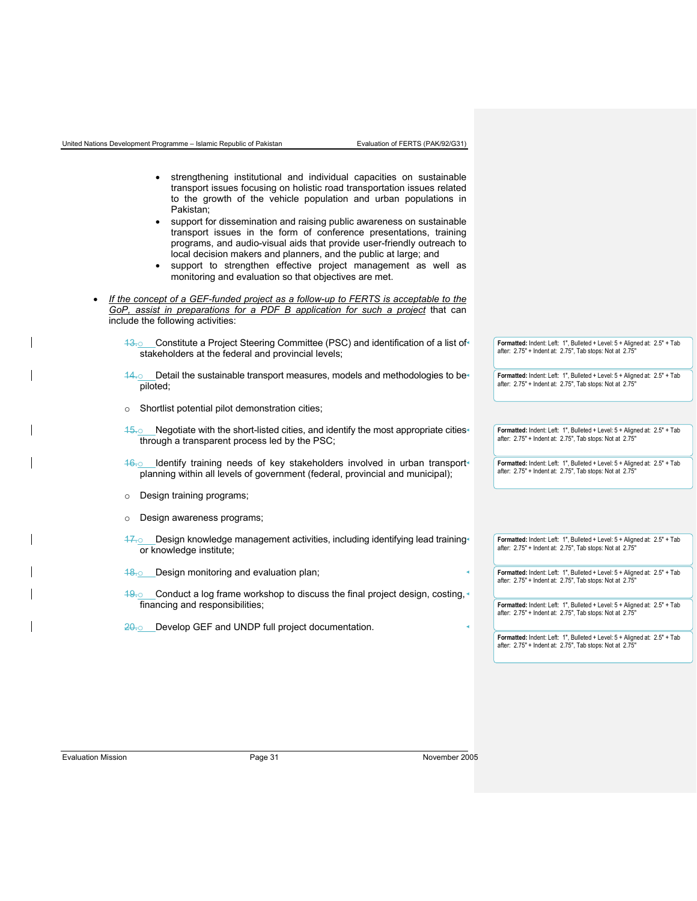- strengthening institutional and individual capacities on sustainable transport issues focusing on holistic road transportation issues related to the growth of the vehicle population and urban populations in Pakistan;
- support for dissemination and raising public awareness on sustainable transport issues in the form of conference presentations, training programs, and audio-visual aids that provide user-friendly outreach to local decision makers and planners, and the public at large; and
- support to strengthen effective project management as well as monitoring and evaluation so that objectives are met.

- *If the concept of a GEF-funded project as a follow-up to FERTS is acceptable to the GoP, assist in preparations for a PDF B application for such a project* that can include the following activities:

    - Constitute a Project Steering Committee (PSC) and identification of a list of stakeholders at the federal and provincial levels;
    - Detail the sustainable transport measures, models and methodologies to be piloted;
    - Shortlist potential pilot demonstration cities;
    - Negotiate with the short-listed cities, and identify the most appropriate cities through a transparent process led by the PSC;
    - Identify training needs of key stakeholders involved in urban transport planning within all levels of government (federal, provincial and municipal);
    - Design training programs;
    - Design awareness programs;
    - Design knowledge management activities, including identifying lead training or knowledge institute;
    - Design monitoring and evaluation plan;
    - Conduct a log frame workshop to discuss the final project design, costing, financing and responsibilities;
    - Develop GEF and UNDP full project documentation.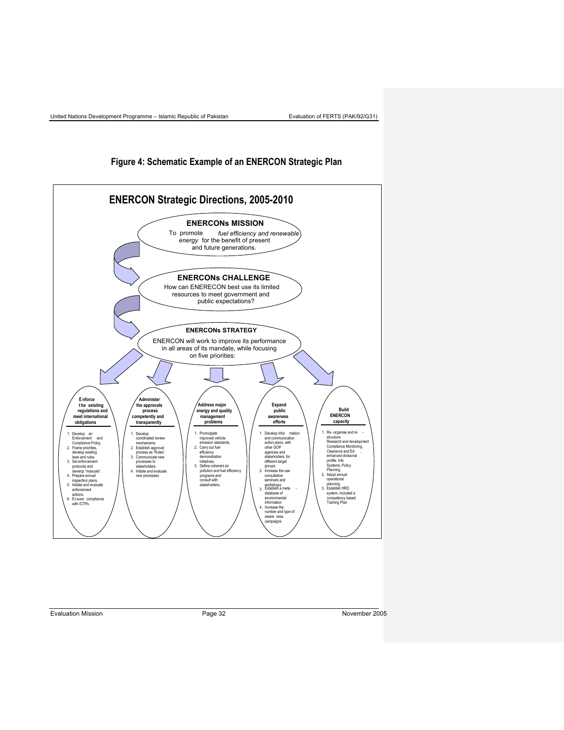## Figure 4: Schematic Example of an ENERCON Strategic Plan

### ENERCON Strategic Directions, 2005-2010

**ENERCONs MISSION**

To promote *fuel efficiency and renewable energy* for the benefit of present and future generations.

**ENERCONs CHALLENGE**

How can ENERECON best use its limited resources to meet government and public expectations?

**ENERCONs STRATEGY**

ENERCON will work to improve its performance in all areas of its mandate, while focusing on five priorities:

**Enforce the existing regulations and meet international obligations**

1. Develop an Enforcement and Compliance Policy.
2. Frame priorities, develop existing laws and rules.
3. Set enforcement protocols and develop "manuals".
4. Prepare annual inspection plans.
5. Initiate and evaluate enforcement actions.
6. Ensure compliance with ICTPs.

**Administer the approvals process competently and transparently**

1. Develop coordinated review mechanisms.
2. Establish approval process as "Rules".
3. Communicate new processes to stakeholders.
4. Initiate and evaluate new processes

**Address major energy and quality management problems**

1. Promulgate improved vehicle emission standards.
2. Carry out fuel efficiency demonstration initiatives.
3. Define coherent air pollution and fuel efficiency programs and consult with stakeholders.

**Expand public awareness efforts**

1. Develop information and communication action plans, with other GOP agencies and stakeholders, for different target groups.
2. Increase the use consultative seminars and workshops
3. Establish a meta-database of environmental information
4. Increase the number and type of awareness campaigns

**Build ENERCON capacity**

1. Re-organise and re-structure: Research and development Compliance Monitoring, Clearance and EA, enhanced divisional profile, Info Systems, Policy Planning
2. Adopt annual operational planning.
3. Establish HRD system, included a competency based Training Plan.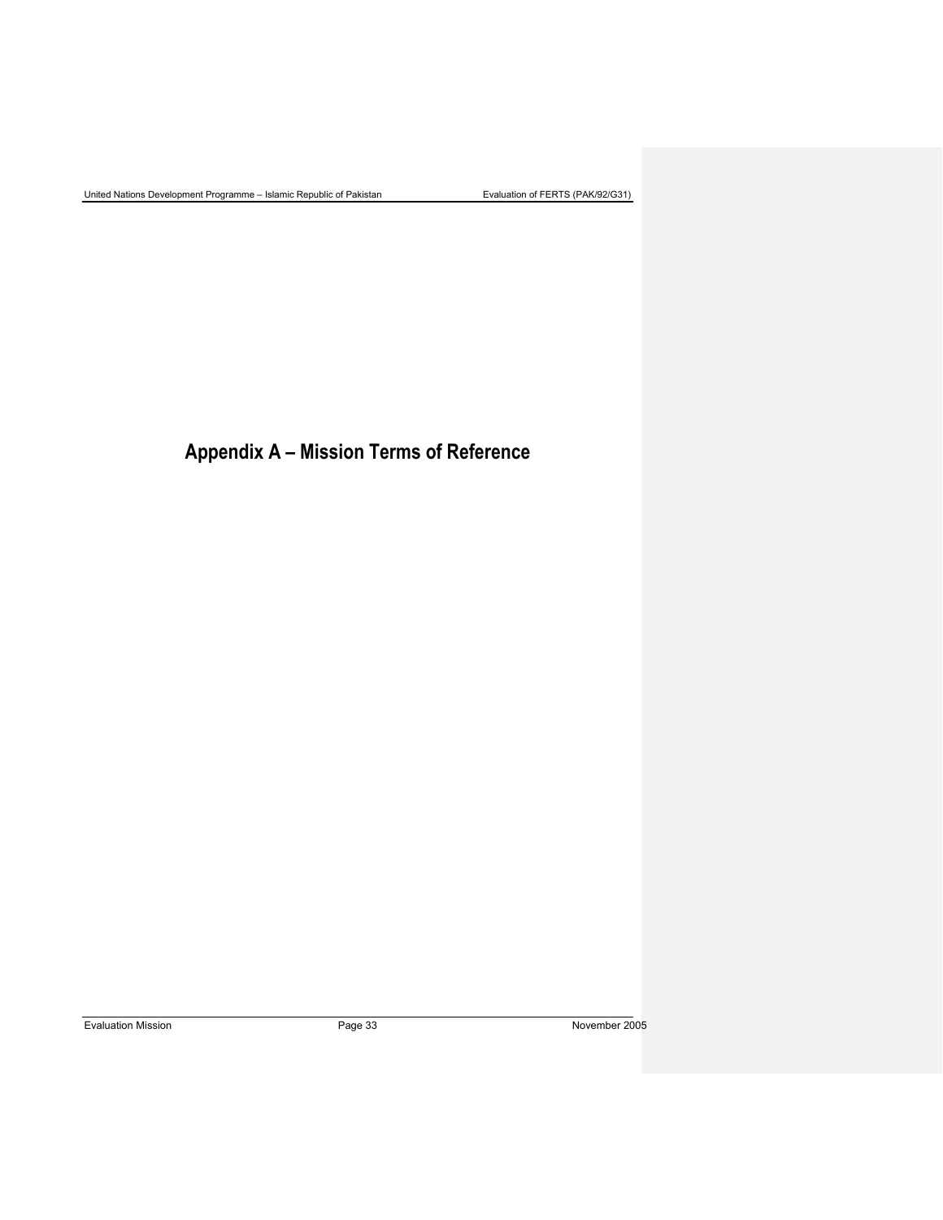# Appendix A – Mission Terms of Reference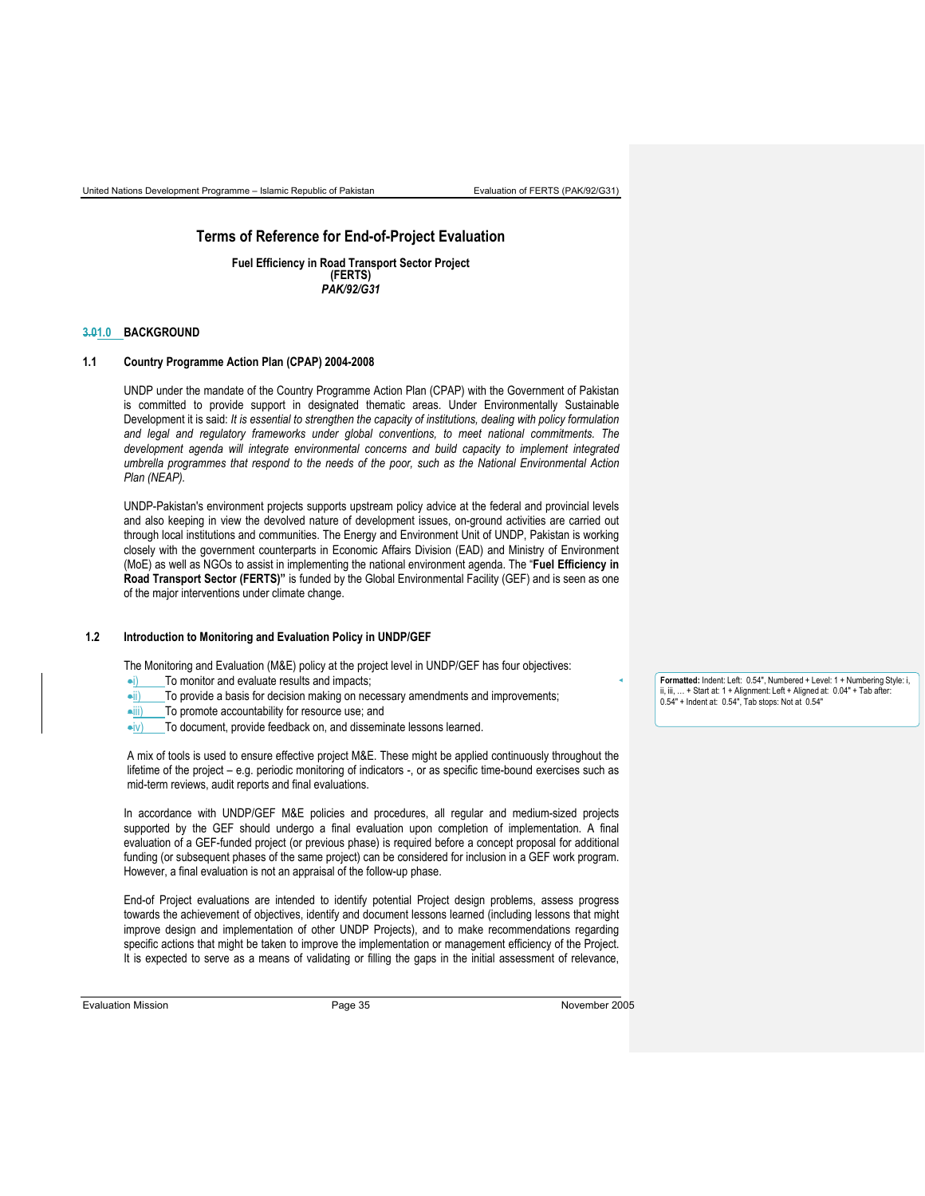# Terms of Reference for End-of-Project Evaluation

**Fuel Efficiency in Road Transport Sector Project (FERTS)**
***PAK/92/G31***

## 1.0 BACKGROUND

### 1.1 Country Programme Action Plan (CPAP) 2004-2008

UNDP under the mandate of the Country Programme Action Plan (CPAP) with the Government of Pakistan is committed to provide support in designated thematic areas. Under Environmentally Sustainable Development it is said: *It is essential to strengthen the capacity of institutions, dealing with policy formulation and legal and regulatory frameworks under global conventions, to meet national commitments. The development agenda will integrate environmental concerns and build capacity to implement integrated umbrella programmes that respond to the needs of the poor, such as the National Environmental Action Plan (NEAP).*

UNDP-Pakistan's environment projects supports upstream policy advice at the federal and provincial levels and also keeping in view the devolved nature of development issues, on-ground activities are carried out through local institutions and communities. The Energy and Environment Unit of UNDP, Pakistan is working closely with the government counterparts in Economic Affairs Division (EAD) and Ministry of Environment (MoE) as well as NGOs to assist in implementing the national environment agenda. The "**Fuel Efficiency in Road Transport Sector (FERTS)"** is funded by the Global Environmental Facility (GEF) and is seen as one of the major interventions under climate change.

### 1.2 Introduction to Monitoring and Evaluation Policy in UNDP/GEF

The Monitoring and Evaluation (M&E) policy at the project level in UNDP/GEF has four objectives:

i) To monitor and evaluate results and impacts;
ii) To provide a basis for decision making on necessary amendments and improvements;
iii) To promote accountability for resource use; and
iv) To document, provide feedback on, and disseminate lessons learned.

A mix of tools is used to ensure effective project M&E. These might be applied continuously throughout the lifetime of the project – e.g. periodic monitoring of indicators -, or as specific time-bound exercises such as mid-term reviews, audit reports and final evaluations.

In accordance with UNDP/GEF M&E policies and procedures, all regular and medium-sized projects supported by the GEF should undergo a final evaluation upon completion of implementation. A final evaluation of a GEF-funded project (or previous phase) is required before a concept proposal for additional funding (or subsequent phases of the same project) can be considered for inclusion in a GEF work program. However, a final evaluation is not an appraisal of the follow-up phase.

End-of Project evaluations are intended to identify potential Project design problems, assess progress towards the achievement of objectives, identify and document lessons learned (including lessons that might improve design and implementation of other UNDP Projects), and to make recommendations regarding specific actions that might be taken to improve the implementation or management efficiency of the Project. It is expected to serve as a means of validating or filling the gaps in the initial assessment of relevance,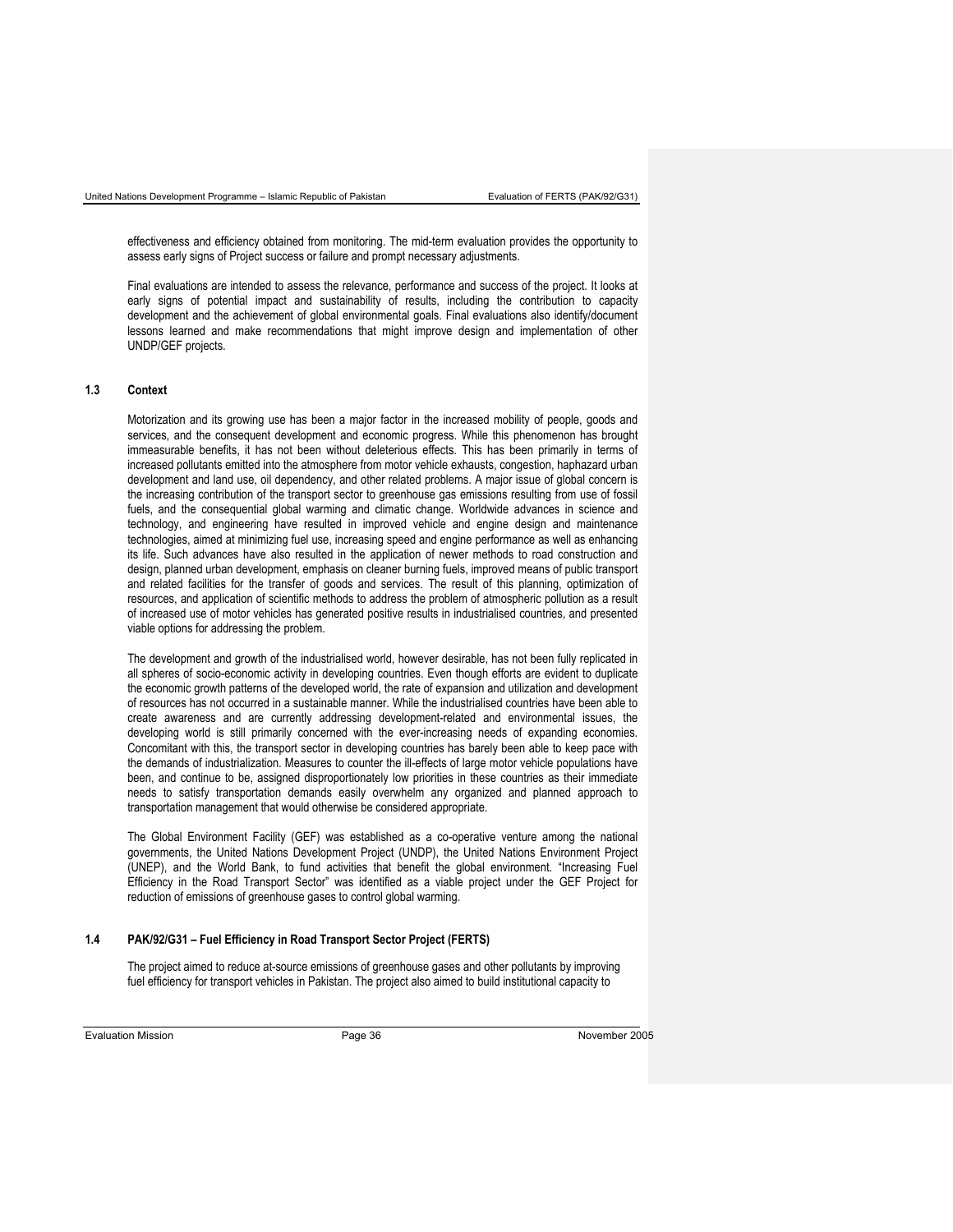effectiveness and efficiency obtained from monitoring. The mid-term evaluation provides the opportunity to assess early signs of Project success or failure and prompt necessary adjustments.

Final evaluations are intended to assess the relevance, performance and success of the project. It looks at early signs of potential impact and sustainability of results, including the contribution to capacity development and the achievement of global environmental goals. Final evaluations also identify/document lessons learned and make recommendations that might improve design and implementation of other UNDP/GEF projects.

### 1.3 Context

Motorization and its growing use has been a major factor in the increased mobility of people, goods and services, and the consequent development and economic progress. While this phenomenon has brought immeasurable benefits, it has not been without deleterious effects. This has been primarily in terms of increased pollutants emitted into the atmosphere from motor vehicle exhausts, congestion, haphazard urban development and land use, oil dependency, and other related problems. A major issue of global concern is the increasing contribution of the transport sector to greenhouse gas emissions resulting from use of fossil fuels, and the consequential global warming and climatic change. Worldwide advances in science and technology, and engineering have resulted in improved vehicle and engine design and maintenance technologies, aimed at minimizing fuel use, increasing speed and engine performance as well as enhancing its life. Such advances have also resulted in the application of newer methods to road construction and design, planned urban development, emphasis on cleaner burning fuels, improved means of public transport and related facilities for the transfer of goods and services. The result of this planning, optimization of resources, and application of scientific methods to address the problem of atmospheric pollution as a result of increased use of motor vehicles has generated positive results in industrialised countries, and presented viable options for addressing the problem.

The development and growth of the industrialised world, however desirable, has not been fully replicated in all spheres of socio-economic activity in developing countries. Even though efforts are evident to duplicate the economic growth patterns of the developed world, the rate of expansion and utilization and development of resources has not occurred in a sustainable manner. While the industrialised countries have been able to create awareness and are currently addressing development-related and environmental issues, the developing world is still primarily concerned with the ever-increasing needs of expanding economies. Concomitant with this, the transport sector in developing countries has barely been able to keep pace with the demands of industrialization. Measures to counter the ill-effects of large motor vehicle populations have been, and continue to be, assigned disproportionately low priorities in these countries as their immediate needs to satisfy transportation demands easily overwhelm any organized and planned approach to transportation management that would otherwise be considered appropriate.

The Global Environment Facility (GEF) was established as a co-operative venture among the national governments, the United Nations Development Project (UNDP), the United Nations Environment Project (UNEP), and the World Bank, to fund activities that benefit the global environment. "Increasing Fuel Efficiency in the Road Transport Sector" was identified as a viable project under the GEF Project for reduction of emissions of greenhouse gases to control global warming.

### 1.4 PAK/92/G31 – Fuel Efficiency in Road Transport Sector Project (FERTS)

The project aimed to reduce at-source emissions of greenhouse gases and other pollutants by improving fuel efficiency for transport vehicles in Pakistan. The project also aimed to build institutional capacity to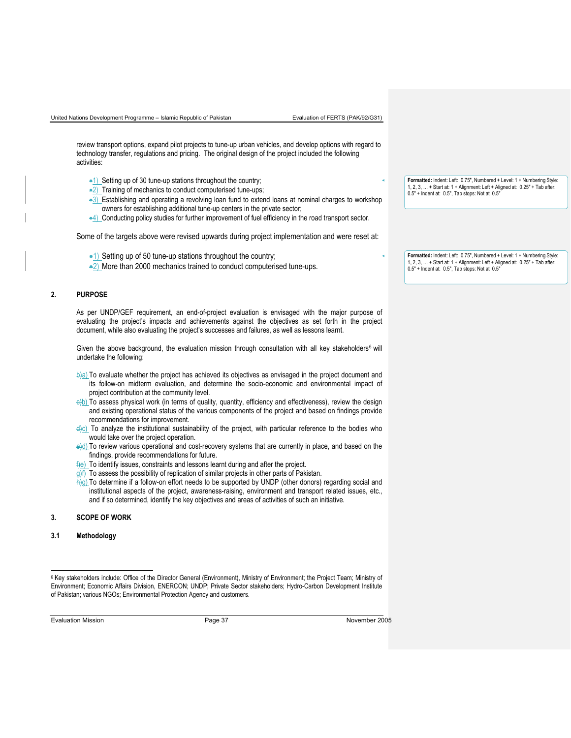review transport options, expand pilot projects to tune-up urban vehicles, and develop options with regard to technology transfer, regulations and pricing. The original design of the project included the following activities:

1) Setting up of 30 tune-up stations throughout the country;
2) Training of mechanics to conduct computerised tune-ups;
3) Establishing and operating a revolving loan fund to extend loans at nominal charges to workshop owners for establishing additional tune-up centers in the private sector;
4) Conducting policy studies for further improvement of fuel efficiency in the road transport sector.

Some of the targets above were revised upwards during project implementation and were reset at:

1) Setting up of 50 tune-up stations throughout the country;
2) More than 2000 mechanics trained to conduct computerised tune-ups.

## 2. PURPOSE

As per UNDP/GEF requirement, an end-of-project evaluation is envisaged with the major purpose of evaluating the project's impacts and achievements against the objectives as set forth in the project document, while also evaluating the project's successes and failures, as well as lessons learnt.

Given the above background, the evaluation mission through consultation with all key stakeholders[6] will undertake the following:

a) To evaluate whether the project has achieved its objectives as envisaged in the project document and its follow-on midterm evaluation, and determine the socio-economic and environmental impact of project contribution at the community level.
b) To assess physical work (in terms of quality, quantity, efficiency and effectiveness), review the design and existing operational status of the various components of the project and based on findings provide recommendations for improvement.
c) To analyze the institutional sustainability of the project, with particular reference to the bodies who would take over the project operation.
d) To review various operational and cost-recovery systems that are currently in place, and based on the findings, provide recommendations for future.
e) To identify issues, constraints and lessons learnt during and after the project.
f) To assess the possibility of replication of similar projects in other parts of Pakistan.
g) To determine if a follow-on effort needs to be supported by UNDP (other donors) regarding social and institutional aspects of the project, awareness-raising, environment and transport related issues, etc., and if so determined, identify the key objectives and areas of activities of such an initiative.

## 3. SCOPE OF WORK

### 3.1 Methodology

[6] Key stakeholders include: Office of the Director General (Environment), Ministry of Environment; the Project Team; Ministry of Environment; Economic Affairs Division, ENERCON; UNDP; Private Sector stakeholders; Hydro-Carbon Development Institute of Pakistan; various NGOs; Environmental Protection Agency and customers.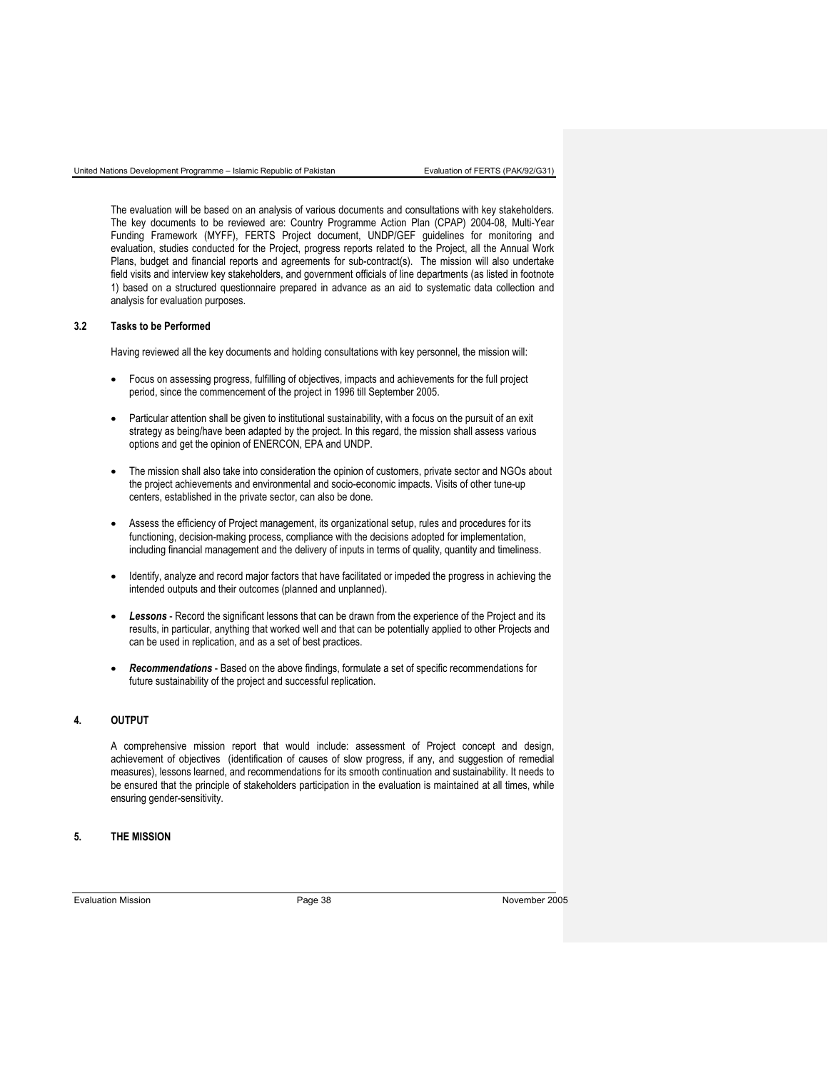The evaluation will be based on an analysis of various documents and consultations with key stakeholders. The key documents to be reviewed are: Country Programme Action Plan (CPAP) 2004-08, Multi-Year Funding Framework (MYFF), FERTS Project document, UNDP/GEF guidelines for monitoring and evaluation, studies conducted for the Project, progress reports related to the Project, all the Annual Work Plans, budget and financial reports and agreements for sub-contract(s). The mission will also undertake field visits and interview key stakeholders, and government officials of line departments (as listed in footnote 1) based on a structured questionnaire prepared in advance as an aid to systematic data collection and analysis for evaluation purposes.

### 3.2 Tasks to be Performed

Having reviewed all the key documents and holding consultations with key personnel, the mission will:

- Focus on assessing progress, fulfilling of objectives, impacts and achievements for the full project period, since the commencement of the project in 1996 till September 2005.
- Particular attention shall be given to institutional sustainability, with a focus on the pursuit of an exit strategy as being/have been adapted by the project. In this regard, the mission shall assess various options and get the opinion of ENERCON, EPA and UNDP.
- The mission shall also take into consideration the opinion of customers, private sector and NGOs about the project achievements and environmental and socio-economic impacts. Visits of other tune-up centers, established in the private sector, can also be done.
- Assess the efficiency of Project management, its organizational setup, rules and procedures for its functioning, decision-making process, compliance with the decisions adopted for implementation, including financial management and the delivery of inputs in terms of quality, quantity and timeliness.
- Identify, analyze and record major factors that have facilitated or impeded the progress in achieving the intended outputs and their outcomes (planned and unplanned).
- ***Lessons*** - Record the significant lessons that can be drawn from the experience of the Project and its results, in particular, anything that worked well and that can be potentially applied to other Projects and can be used in replication, and as a set of best practices.
- ***Recommendations*** - Based on the above findings, formulate a set of specific recommendations for future sustainability of the project and successful replication.

## 4. OUTPUT

A comprehensive mission report that would include: assessment of Project concept and design, achievement of objectives (identification of causes of slow progress, if any, and suggestion of remedial measures), lessons learned, and recommendations for its smooth continuation and sustainability. It needs to be ensured that the principle of stakeholders participation in the evaluation is maintained at all times, while ensuring gender-sensitivity.

## 5. THE MISSION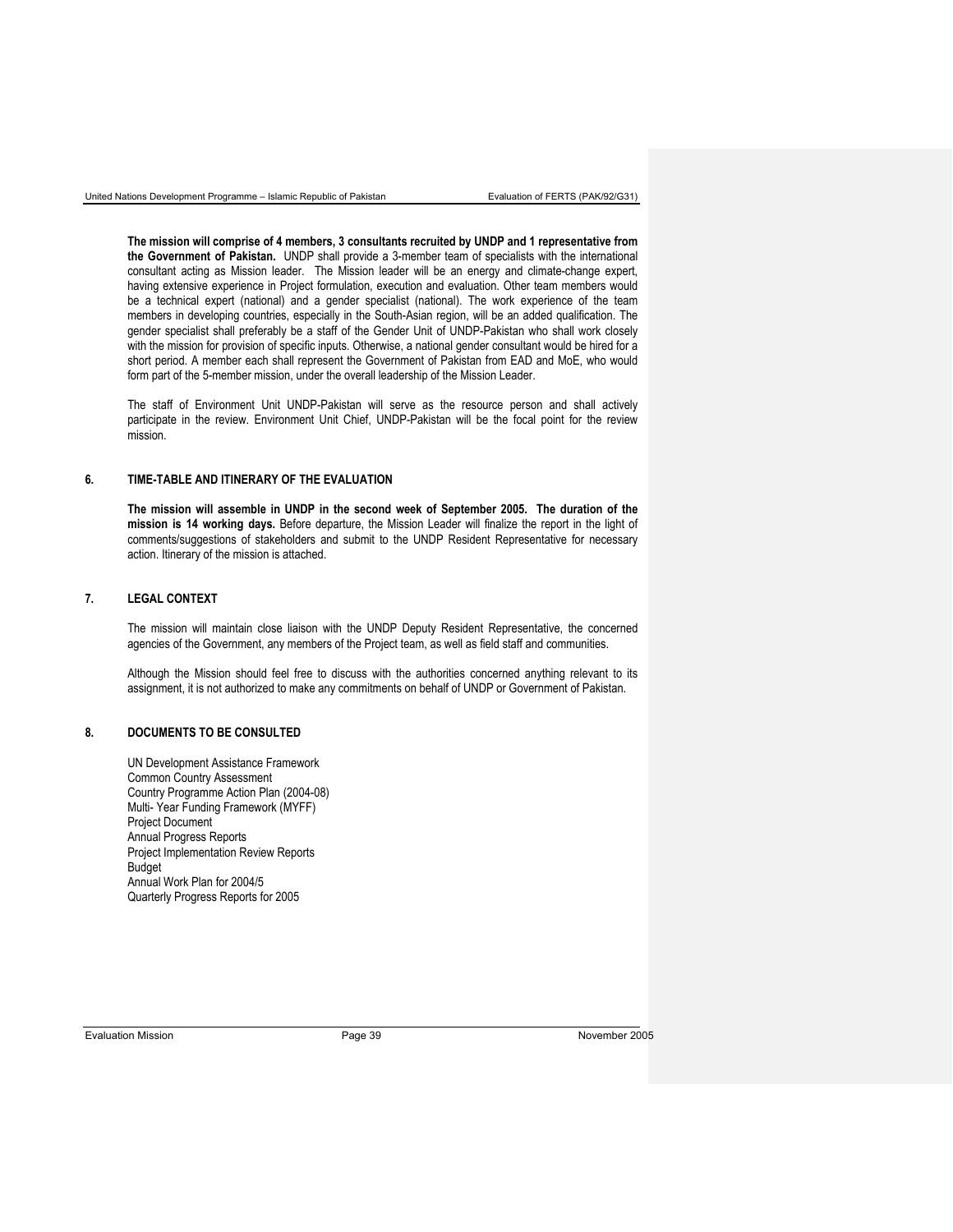**The mission will comprise of 4 members, 3 consultants recruited by UNDP and 1 representative from the Government of Pakistan.** UNDP shall provide a 3-member team of specialists with the international consultant acting as Mission leader. The Mission leader will be an energy and climate-change expert, having extensive experience in Project formulation, execution and evaluation. Other team members would be a technical expert (national) and a gender specialist (national). The work experience of the team members in developing countries, especially in the South-Asian region, will be an added qualification. The gender specialist shall preferably be a staff of the Gender Unit of UNDP-Pakistan who shall work closely with the mission for provision of specific inputs. Otherwise, a national gender consultant would be hired for a short period. A member each shall represent the Government of Pakistan from EAD and MoE, who would form part of the 5-member mission, under the overall leadership of the Mission Leader.

The staff of Environment Unit UNDP-Pakistan will serve as the resource person and shall actively participate in the review. Environment Unit Chief, UNDP-Pakistan will be the focal point for the review mission.

## 6. TIME-TABLE AND ITINERARY OF THE EVALUATION

**The mission will assemble in UNDP in the second week of September 2005. The duration of the mission is 14 working days.** Before departure, the Mission Leader will finalize the report in the light of comments/suggestions of stakeholders and submit to the UNDP Resident Representative for necessary action. Itinerary of the mission is attached.

## 7. LEGAL CONTEXT

The mission will maintain close liaison with the UNDP Deputy Resident Representative, the concerned agencies of the Government, any members of the Project team, as well as field staff and communities.

Although the Mission should feel free to discuss with the authorities concerned anything relevant to its assignment, it is not authorized to make any commitments on behalf of UNDP or Government of Pakistan.

## 8. DOCUMENTS TO BE CONSULTED

UN Development Assistance Framework
Common Country Assessment
Country Programme Action Plan (2004-08)
Multi- Year Funding Framework (MYFF)
Project Document
Annual Progress Reports
Project Implementation Review Reports
Budget
Annual Work Plan for 2004/5
Quarterly Progress Reports for 2005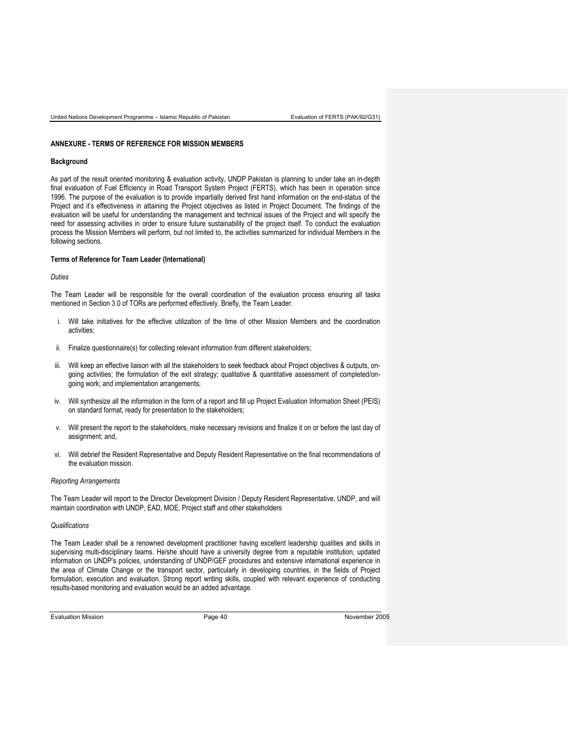## ANNEXURE - TERMS OF REFERENCE FOR MISSION MEMBERS

### Background

As part of the result oriented monitoring & evaluation activity, UNDP Pakistan is planning to under take an in-depth final evaluation of Fuel Efficiency in Road Transport System Project (FERTS), which has been in operation since 1996. The purpose of the evaluation is to provide impartially derived first hand information on the end-status of the Project and it's effectiveness in attaining the Project objectives as listed in Project Document. The findings of the evaluation will be useful for understanding the management and technical issues of the Project and will specify the need for assessing activities in order to ensure future sustainability of the project itself. To conduct the evaluation process the Mission Members will perform, but not limited to, the activities summarized for individual Members in the following sections.

### Terms of Reference for Team Leader (International)

*Duties*

The Team Leader will be responsible for the overall coordination of the evaluation process ensuring all tasks mentioned in Section 3.0 of TORs are performed effectively. Briefly, the Team Leader:

i. Will take initiatives for the effective utilization of the time of other Mission Members and the coordination activities;

ii. Finalize questionnaire(s) for collecting relevant information from different stakeholders;

iii. Will keep an effective liaison with all the stakeholders to seek feedback about Project objectives & outputs, on-going activities; the formulation of the exit strategy; qualitative & quantitative assessment of completed/on-going work; and implementation arrangements;

iv. Will synthesize all the information in the form of a report and fill up Project Evaluation Information Sheet (PEIS) on standard format, ready for presentation to the stakeholders;

v. Will present the report to the stakeholders, make necessary revisions and finalize it on or before the last day of assignment; and,

vi. Will debrief the Resident Representative and Deputy Resident Representative on the final recommendations of the evaluation mission.

*Reporting Arrangements*

The Team Leader will report to the Director Development Division / Deputy Resident Representative, UNDP, and will maintain coordination with UNDP, EAD, MOE, Project staff and other stakeholders

*Qualifications*

The Team Leader shall be a renowned development practitioner having excellent leadership qualities and skills in supervising multi-disciplinary teams. He/she should have a university degree from a reputable institution, updated information on UNDP's policies, understanding of UNDP/GEF procedures and extensive international experience in the area of Climate Change or the transport sector, particularly in developing countries, in the fields of Project formulation, execution and evaluation. Strong report writing skills, coupled with relevant experience of conducting results-based monitoring and evaluation would be an added advantage.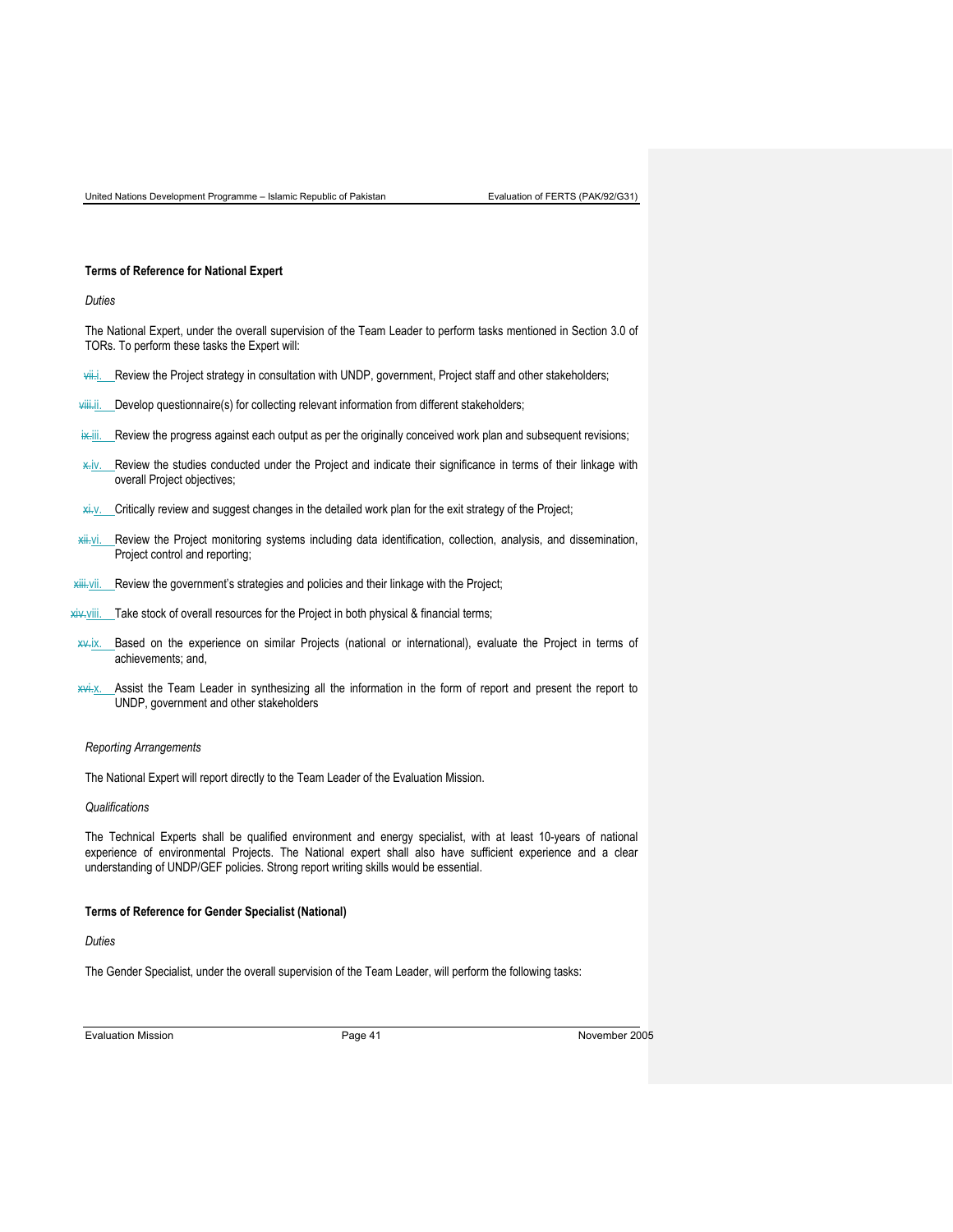**Terms of Reference for National Expert**

*Duties*

The National Expert, under the overall supervision of the Team Leader to perform tasks mentioned in Section 3.0 of TORs. To perform these tasks the Expert will:

i. Review the Project strategy in consultation with UNDP, government, Project staff and other stakeholders;

ii. Develop questionnaire(s) for collecting relevant information from different stakeholders;

iii. Review the progress against each output as per the originally conceived work plan and subsequent revisions;

iv. Review the studies conducted under the Project and indicate their significance in terms of their linkage with overall Project objectives;

v. Critically review and suggest changes in the detailed work plan for the exit strategy of the Project;

vi. Review the Project monitoring systems including data identification, collection, analysis, and dissemination, Project control and reporting;

vii. Review the government's strategies and policies and their linkage with the Project;

viii. Take stock of overall resources for the Project in both physical & financial terms;

ix. Based on the experience on similar Projects (national or international), evaluate the Project in terms of achievements; and,

x. Assist the Team Leader in synthesizing all the information in the form of report and present the report to UNDP, government and other stakeholders

*Reporting Arrangements*

The National Expert will report directly to the Team Leader of the Evaluation Mission.

*Qualifications*

The Technical Experts shall be qualified environment and energy specialist, with at least 10-years of national experience of environmental Projects. The National expert shall also have sufficient experience and a clear understanding of UNDP/GEF policies. Strong report writing skills would be essential.

**Terms of Reference for Gender Specialist (National)**

*Duties*

The Gender Specialist, under the overall supervision of the Team Leader, will perform the following tasks: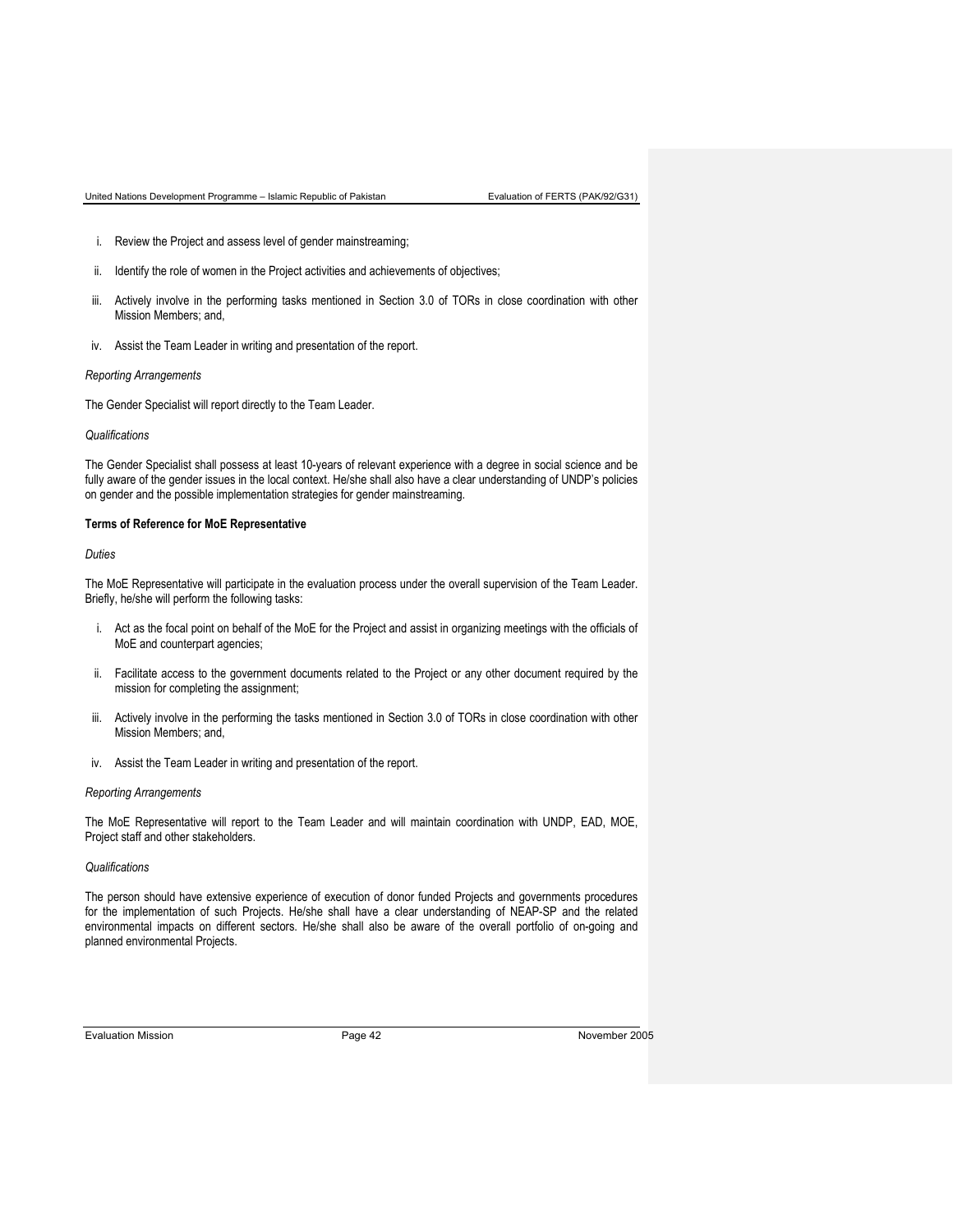i. Review the Project and assess level of gender mainstreaming;

ii. Identify the role of women in the Project activities and achievements of objectives;

iii. Actively involve in the performing tasks mentioned in Section 3.0 of TORs in close coordination with other Mission Members; and,

iv. Assist the Team Leader in writing and presentation of the report.

*Reporting Arrangements*

The Gender Specialist will report directly to the Team Leader.

*Qualifications*

The Gender Specialist shall possess at least 10-years of relevant experience with a degree in social science and be fully aware of the gender issues in the local context. He/she shall also have a clear understanding of UNDP's policies on gender and the possible implementation strategies for gender mainstreaming.

**Terms of Reference for MoE Representative**

*Duties*

The MoE Representative will participate in the evaluation process under the overall supervision of the Team Leader. Briefly, he/she will perform the following tasks:

i. Act as the focal point on behalf of the MoE for the Project and assist in organizing meetings with the officials of MoE and counterpart agencies;

ii. Facilitate access to the government documents related to the Project or any other document required by the mission for completing the assignment;

iii. Actively involve in the performing the tasks mentioned in Section 3.0 of TORs in close coordination with other Mission Members; and,

iv. Assist the Team Leader in writing and presentation of the report.

*Reporting Arrangements*

The MoE Representative will report to the Team Leader and will maintain coordination with UNDP, EAD, MOE, Project staff and other stakeholders.

*Qualifications*

The person should have extensive experience of execution of donor funded Projects and governments procedures for the implementation of such Projects. He/she shall have a clear understanding of NEAP-SP and the related environmental impacts on different sectors. He/she shall also be aware of the overall portfolio of on-going and planned environmental Projects.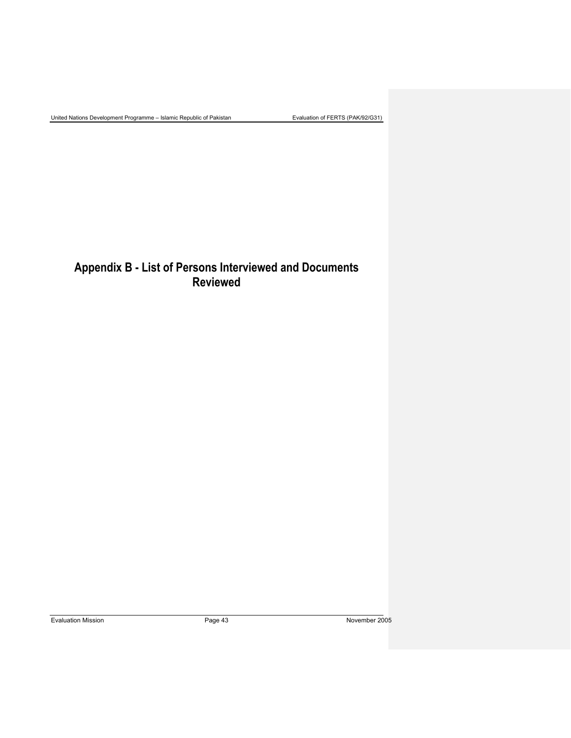# Appendix B - List of Persons Interviewed and Documents Reviewed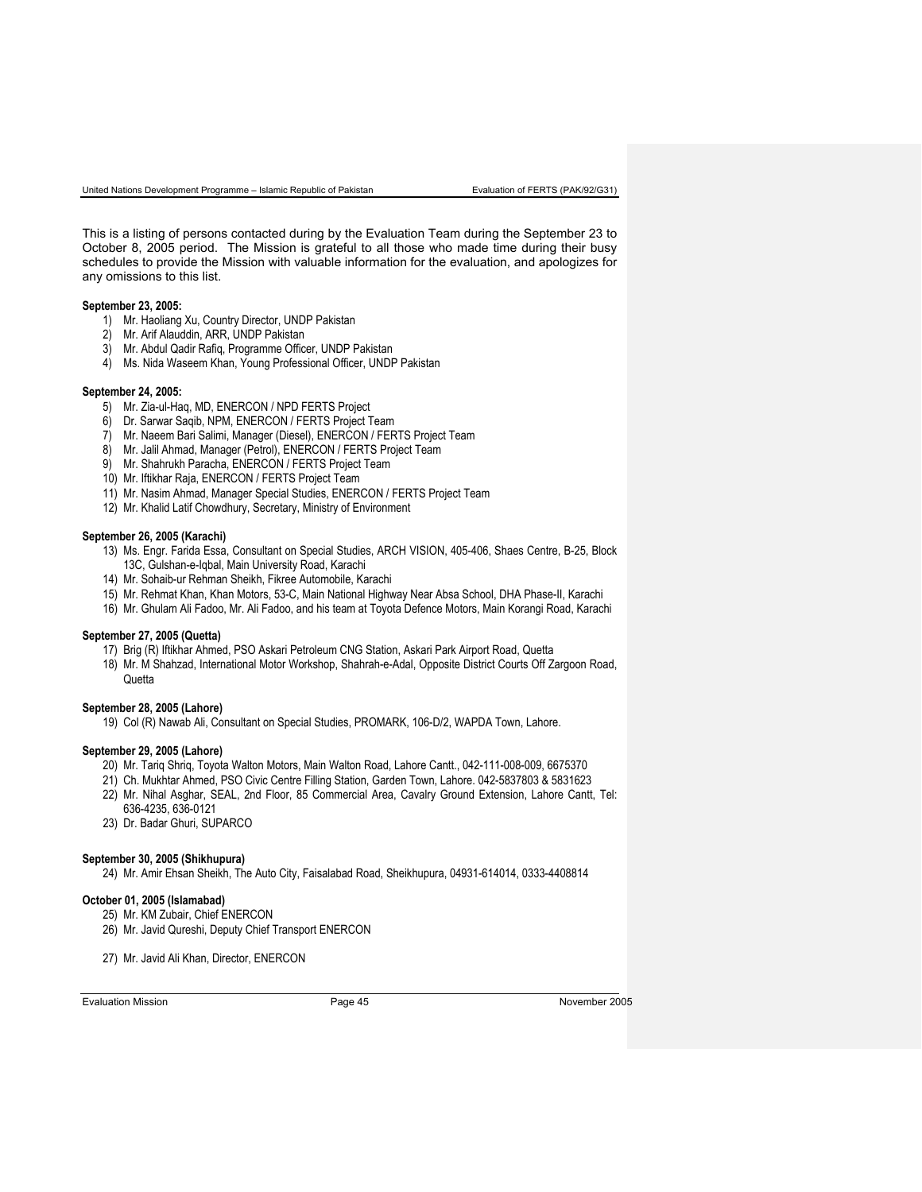This is a listing of persons contacted during by the Evaluation Team during the September 23 to October 8, 2005 period. The Mission is grateful to all those who made time during their busy schedules to provide the Mission with valuable information for the evaluation, and apologizes for any omissions to this list.

**September 23, 2005:**

1) Mr. Haoliang Xu, Country Director, UNDP Pakistan
2) Mr. Arif Alauddin, ARR, UNDP Pakistan
3) Mr. Abdul Qadir Rafiq, Programme Officer, UNDP Pakistan
4) Ms. Nida Waseem Khan, Young Professional Officer, UNDP Pakistan

**September 24, 2005:**

5) Mr. Zia-ul-Haq, MD, ENERCON / NPD FERTS Project
6) Dr. Sarwar Saqib, NPM, ENERCON / FERTS Project Team
7) Mr. Naeem Bari Salimi, Manager (Diesel), ENERCON / FERTS Project Team
8) Mr. Jalil Ahmad, Manager (Petrol), ENERCON / FERTS Project Team
9) Mr. Shahrukh Paracha, ENERCON / FERTS Project Team
10) Mr. Iftikhar Raja, ENERCON / FERTS Project Team
11) Mr. Nasim Ahmad, Manager Special Studies, ENERCON / FERTS Project Team
12) Mr. Khalid Latif Chowdhury, Secretary, Ministry of Environment

**September 26, 2005 (Karachi)**

13) Ms. Engr. Farida Essa, Consultant on Special Studies, ARCH VISION, 405-406, Shaes Centre, B-25, Block 13C, Gulshan-e-Iqbal, Main University Road, Karachi
14) Mr. Sohaib-ur Rehman Sheikh, Fikree Automobile, Karachi
15) Mr. Rehmat Khan, Khan Motors, 53-C, Main National Highway Near Absa School, DHA Phase-II, Karachi
16) Mr. Ghulam Ali Fadoo, Mr. Ali Fadoo, and his team at Toyota Defence Motors, Main Korangi Road, Karachi

**September 27, 2005 (Quetta)**

17) Brig (R) Iftikhar Ahmed, PSO Askari Petroleum CNG Station, Askari Park Airport Road, Quetta
18) Mr. M Shahzad, International Motor Workshop, Shahrah-e-Adal, Opposite District Courts Off Zargoon Road, Quetta

**September 28, 2005 (Lahore)**

19) Col (R) Nawab Ali, Consultant on Special Studies, PROMARK, 106-D/2, WAPDA Town, Lahore.

**September 29, 2005 (Lahore)**

20) Mr. Tariq Shriq, Toyota Walton Motors, Main Walton Road, Lahore Cantt., 042-111-008-009, 6675370
21) Ch. Mukhtar Ahmed, PSO Civic Centre Filling Station, Garden Town, Lahore. 042-5837803 & 5831623
22) Mr. Nihal Asghar, SEAL, 2nd Floor, 85 Commercial Area, Cavalry Ground Extension, Lahore Cantt, Tel: 636-4235, 636-0121
23) Dr. Badar Ghuri, SUPARCO

**September 30, 2005 (Shikhupura)**

24) Mr. Amir Ehsan Sheikh, The Auto City, Faisalabad Road, Sheikhupura, 04931-614014, 0333-4408814

**October 01, 2005 (Islamabad)**

25) Mr. KM Zubair, Chief ENERCON
26) Mr. Javid Qureshi, Deputy Chief Transport ENERCON
27) Mr. Javid Ali Khan, Director, ENERCON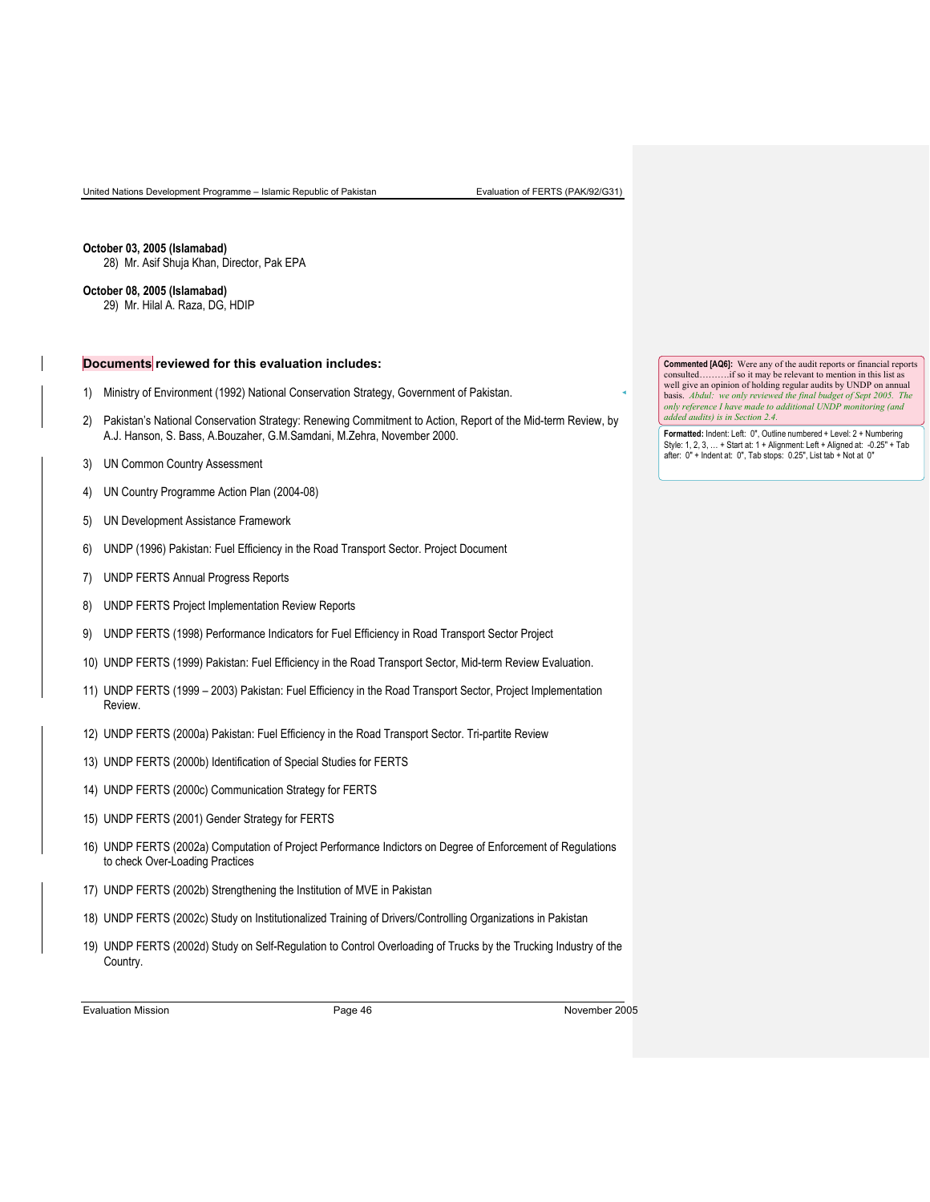**October 03, 2005 (Islamabad)**

28) Mr. Asif Shuja Khan, Director, Pak EPA

**October 08, 2005 (Islamabad)**

29) Mr. Hilal A. Raza, DG, HDIP

### Documents reviewed for this evaluation includes:

1) Ministry of Environment (1992) National Conservation Strategy, Government of Pakistan.
2) Pakistan's National Conservation Strategy: Renewing Commitment to Action, Report of the Mid-term Review, by A.J. Hanson, S. Bass, A.Bouzaher, G.M.Samdani, M.Zehra, November 2000.
3) UN Common Country Assessment
4) UN Country Programme Action Plan (2004-08)
5) UN Development Assistance Framework
6) UNDP (1996) Pakistan: Fuel Efficiency in the Road Transport Sector. Project Document
7) UNDP FERTS Annual Progress Reports
8) UNDP FERTS Project Implementation Review Reports
9) UNDP FERTS (1998) Performance Indicators for Fuel Efficiency in Road Transport Sector Project
10) UNDP FERTS (1999) Pakistan: Fuel Efficiency in the Road Transport Sector, Mid-term Review Evaluation.
11) UNDP FERTS (1999 – 2003) Pakistan: Fuel Efficiency in the Road Transport Sector, Project Implementation Review.
12) UNDP FERTS (2000a) Pakistan: Fuel Efficiency in the Road Transport Sector. Tri-partite Review
13) UNDP FERTS (2000b) Identification of Special Studies for FERTS
14) UNDP FERTS (2000c) Communication Strategy for FERTS
15) UNDP FERTS (2001) Gender Strategy for FERTS
16) UNDP FERTS (2002a) Computation of Project Performance Indictors on Degree of Enforcement of Regulations to check Over-Loading Practices
17) UNDP FERTS (2002b) Strengthening the Institution of MVE in Pakistan
18) UNDP FERTS (2002c) Study on Institutionalized Training of Drivers/Controlling Organizations in Pakistan
19) UNDP FERTS (2002d) Study on Self-Regulation to Control Overloading of Trucks by the Trucking Industry of the Country.

**Commented [AQ6]:** Were any of the audit reports or financial reports consulted……….if so it may be relevant to mention in this list as well give an opinion of holding regular audits by UNDP on annual basis. *Abdul: we only reviewed the final budget of Sept 2005. The only reference I have made to additional UNDP monitoring (and added audits) is in Section 2.4.*

**Formatted:** Indent: Left: 0", Outline numbered + Level: 2 + Numbering Style: 1, 2, 3, … + Start at: 1 + Alignment: Left + Aligned at: -0.25" + Tab after: 0" + Indent at: 0", Tab stops: 0.25", List tab + Not at 0"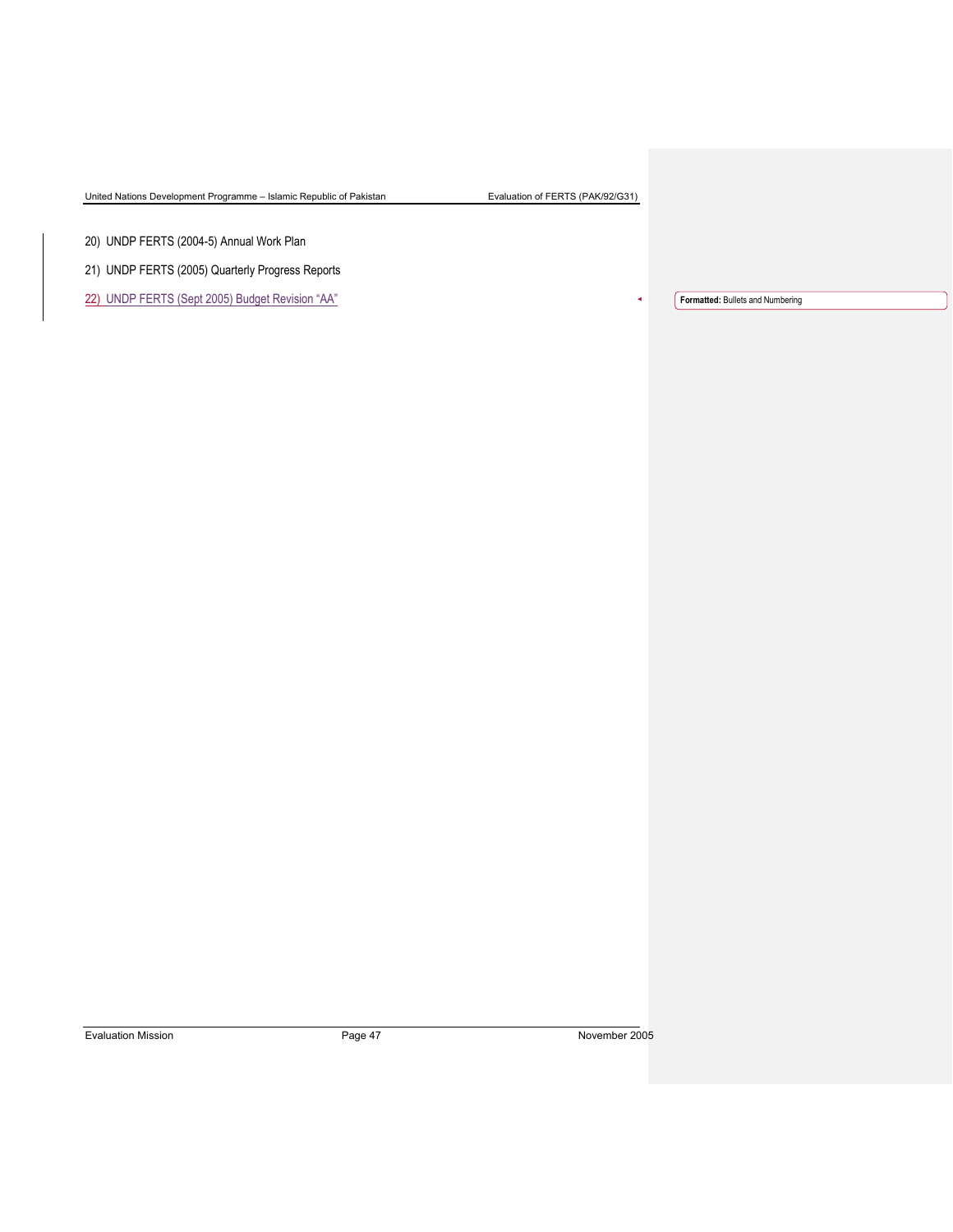20) UNDP FERTS (2004-5) Annual Work Plan

21) UNDP FERTS (2005) Quarterly Progress Reports

22) UNDP FERTS (Sept 2005) Budget Revision "AA"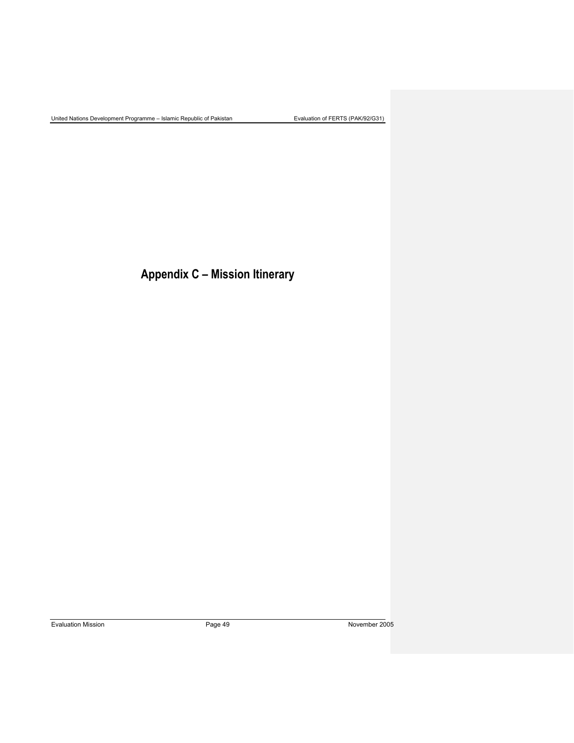# Appendix C – Mission Itinerary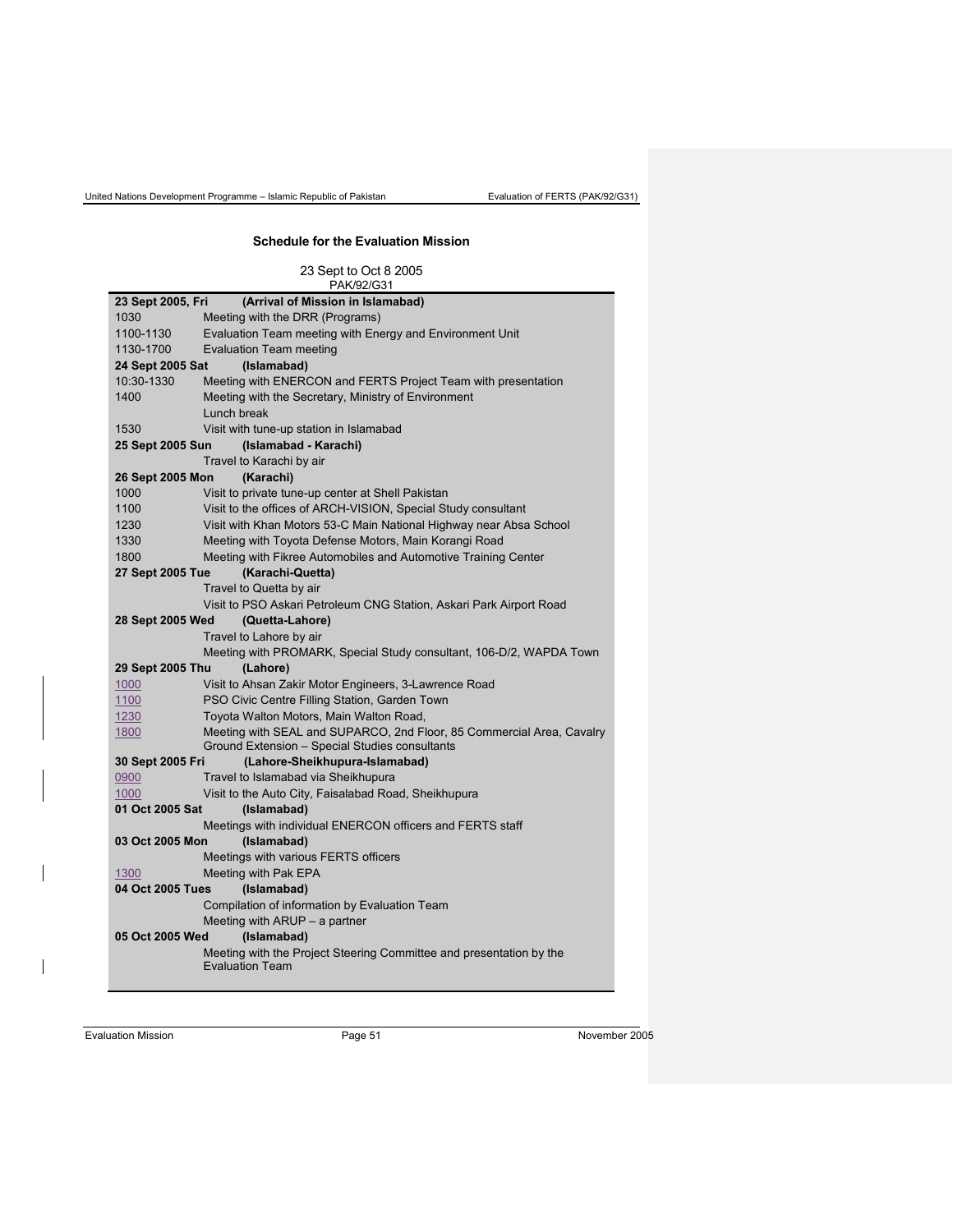## Schedule for the Evaluation Mission

23 Sept to Oct 8 2005
PAK/92/G31

| | |
|---|---|
| **23 Sept 2005, Fri** | **(Arrival of Mission in Islamabad)** |
| 1030 | Meeting with the DRR (Programs) |
| 1100-1130 | Evaluation Team meeting with Energy and Environment Unit |
| 1130-1700 | Evaluation Team meeting |
| **24 Sept 2005 Sat** | **(Islamabad)** |
| 10:30-1330 | Meeting with ENERCON and FERTS Project Team with presentation |
| 1400 | Meeting with the Secretary, Ministry of Environment |
| | Lunch break |
| 1530 | Visit with tune-up station in Islamabad |
| **25 Sept 2005 Sun** | **(Islamabad - Karachi)** |
| | Travel to Karachi by air |
| **26 Sept 2005 Mon** | **(Karachi)** |
| 1000 | Visit to private tune-up center at Shell Pakistan |
| 1100 | Visit to the offices of ARCH-VISION, Special Study consultant |
| 1230 | Visit with Khan Motors 53-C Main National Highway near Absa School |
| 1330 | Meeting with Toyota Defense Motors, Main Korangi Road |
| 1800 | Meeting with Fikree Automobiles and Automotive Training Center |
| **27 Sept 2005 Tue** | **(Karachi-Quetta)** |
| | Travel to Quetta by air |
| | Visit to PSO Askari Petroleum CNG Station, Askari Park Airport Road |
| **28 Sept 2005 Wed** | **(Quetta-Lahore)** |
| | Travel to Lahore by air |
| | Meeting with PROMARK, Special Study consultant, 106-D/2, WAPDA Town |
| **29 Sept 2005 Thu** | **(Lahore)** |
| 1000 | Visit to Ahsan Zakir Motor Engineers, 3-Lawrence Road |
| 1100 | PSO Civic Centre Filling Station, Garden Town |
| 1230 | Toyota Walton Motors, Main Walton Road, |
| 1800 | Meeting with SEAL and SUPARCO, 2nd Floor, 85 Commercial Area, Cavalry Ground Extension – Special Studies consultants |
| **30 Sept 2005 Fri** | **(Lahore-Sheikhupura-Islamabad)** |
| 0900 | Travel to Islamabad via Sheikhupura |
| 1000 | Visit to the Auto City, Faisalabad Road, Sheikhupura |
| **01 Oct 2005 Sat** | **(Islamabad)** |
| | Meetings with individual ENERCON officers and FERTS staff |
| **03 Oct 2005 Mon** | **(Islamabad)** |
| | Meetings with various FERTS officers |
| 1300 | Meeting with Pak EPA |
| **04 Oct 2005 Tues** | **(Islamabad)** |
| | Compilation of information by Evaluation Team |
| | Meeting with ARUP – a partner |
| **05 Oct 2005 Wed** | **(Islamabad)** |
| | Meeting with the Project Steering Committee and presentation by the Evaluation Team |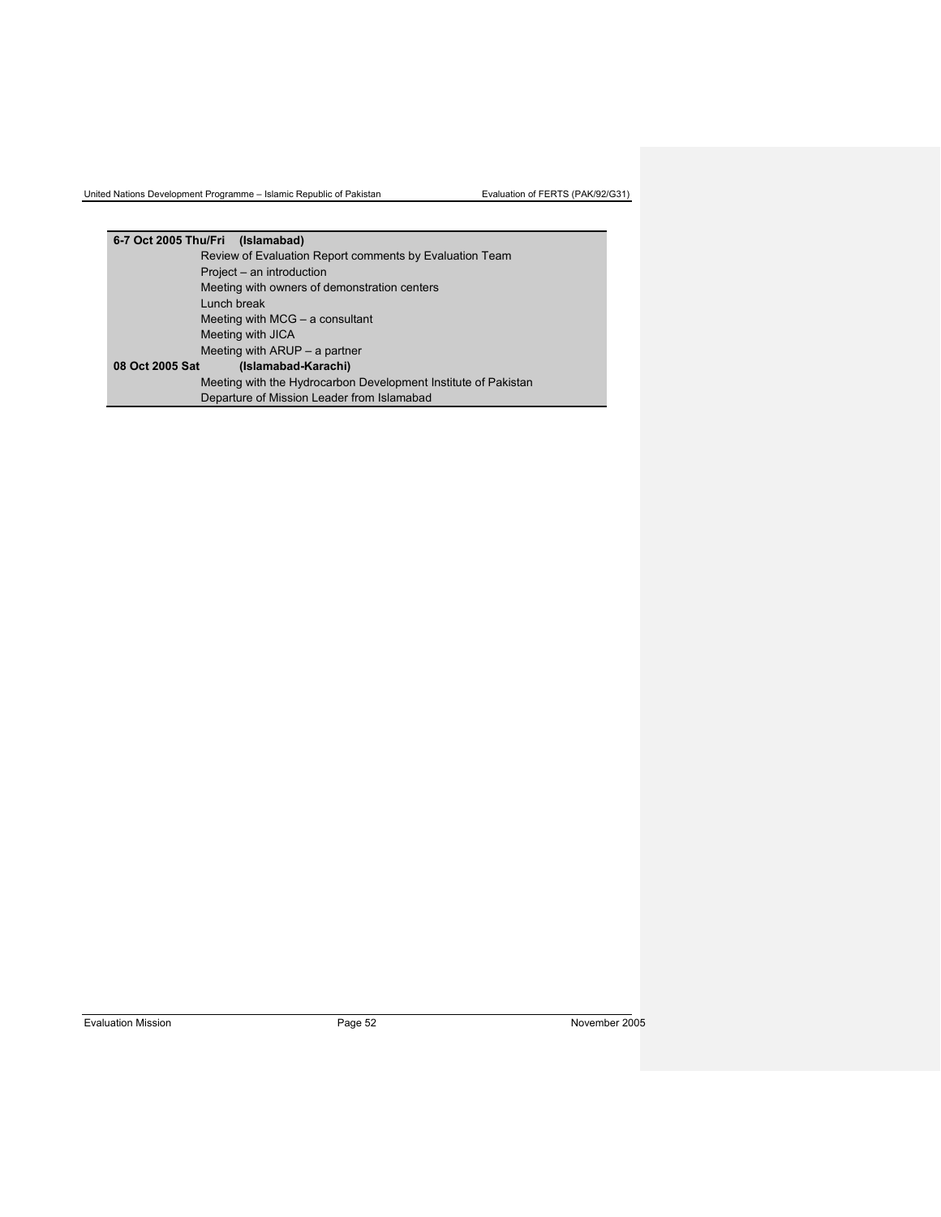| 6-7 Oct 2005 Thu/Fri | (Islamabad) |
| --- | --- |
| | Review of Evaluation Report comments by Evaluation Team |
| | Project – an introduction |
| | Meeting with owners of demonstration centers |
| | Lunch break |
| | Meeting with MCG – a consultant |
| | Meeting with JICA |
| | Meeting with ARUP – a partner |
| **08 Oct 2005 Sat** | **(Islamabad-Karachi)** |
| | Meeting with the Hydrocarbon Development Institute of Pakistan |
| | Departure of Mission Leader from Islamabad |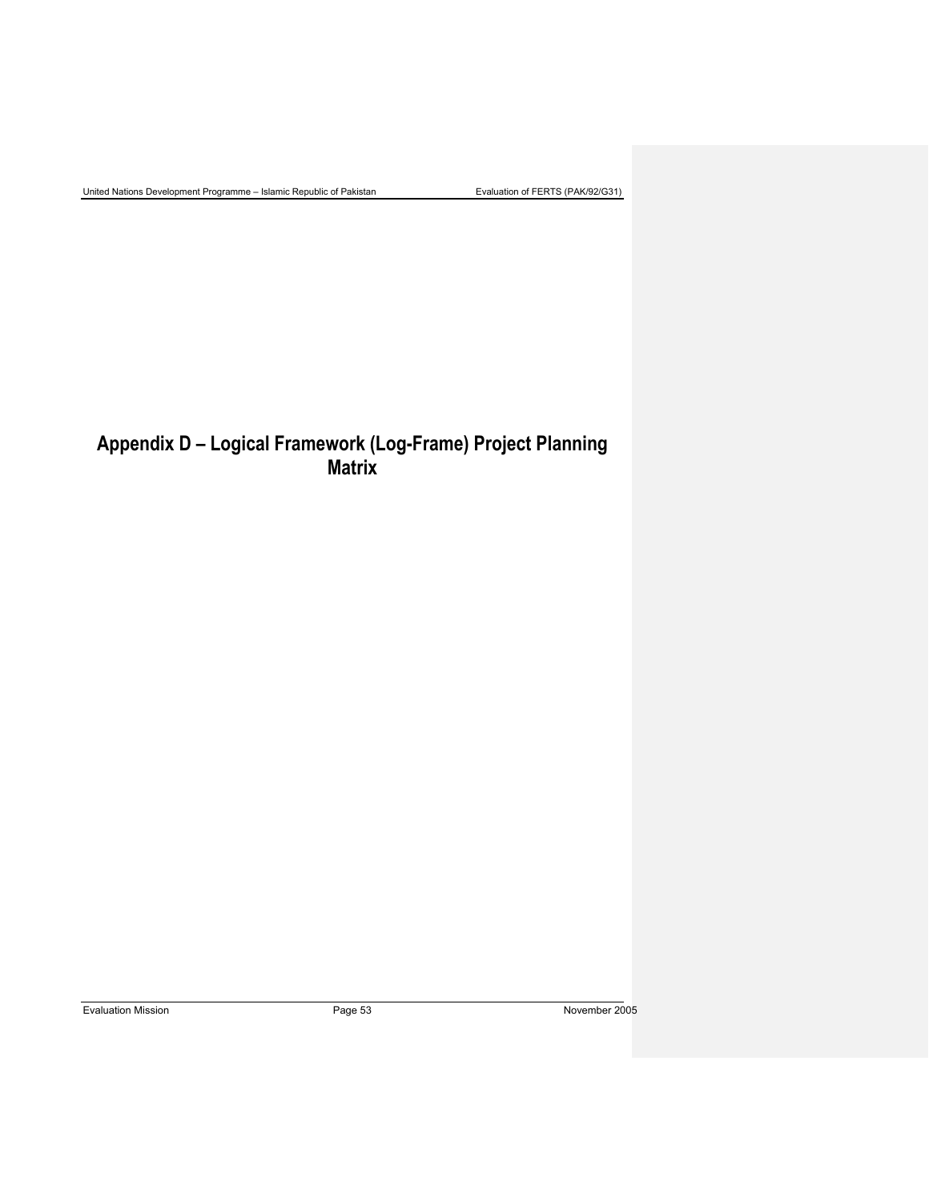# Appendix D – Logical Framework (Log-Frame) Project Planning Matrix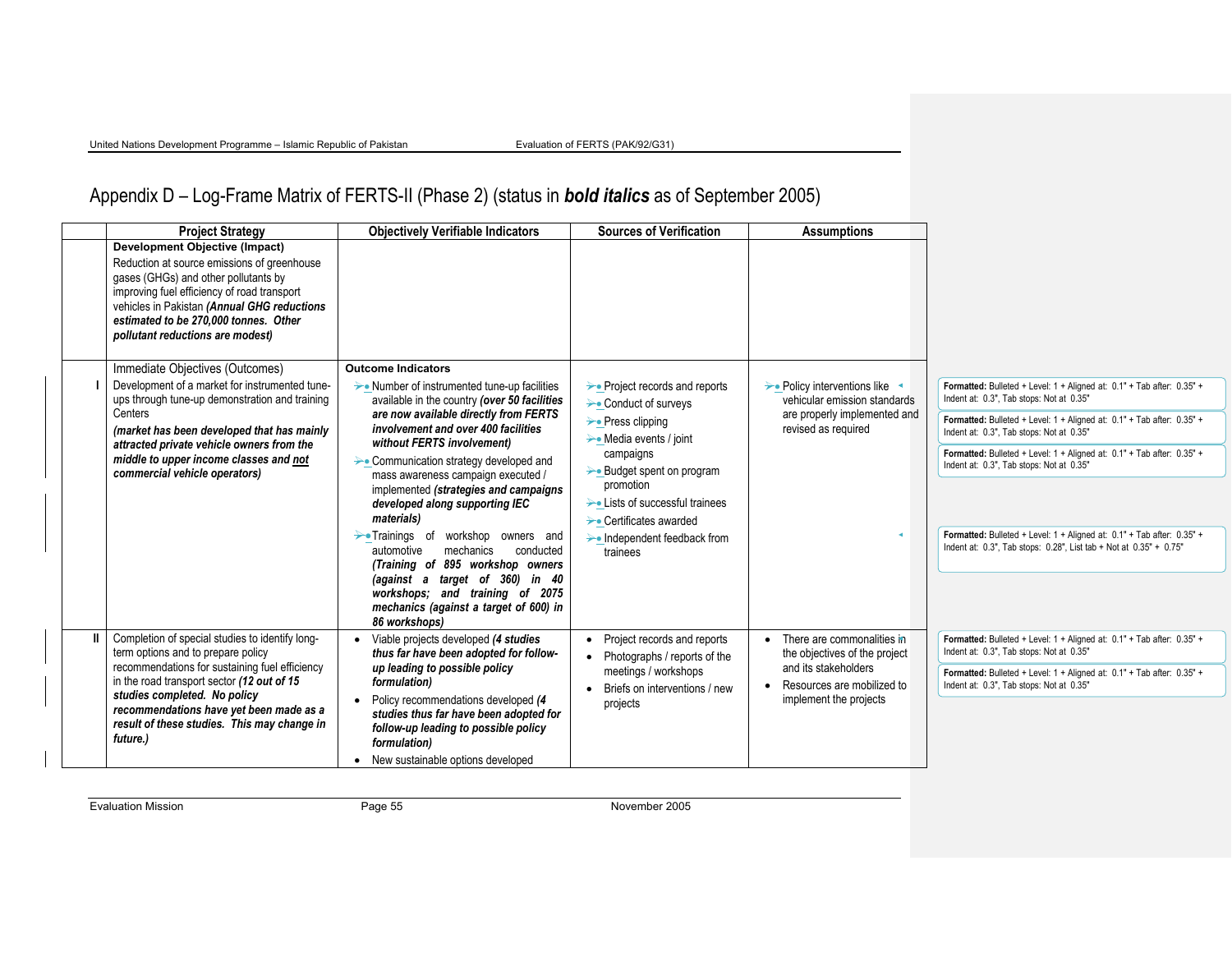# Appendix D – Log-Frame Matrix of FERTS-II (Phase 2) (status in ***bold italics*** as of September 2005)

| | Project Strategy | Objectively Verifiable Indicators | Sources of Verification | Assumptions |
|---|---|---|---|---|
| | **Development Objective (Impact)**<br>Reduction at source emissions of greenhouse gases (GHGs) and other pollutants by improving fuel efficiency of road transport vehicles in Pakistan ***(Annual GHG reductions estimated to be 270,000 tonnes. Other pollutant reductions are modest)*** | | | |
| | Immediate Objectives (Outcomes) | **Outcome Indicators** | | |
| I | Development of a market for instrumented tune-ups through tune-up demonstration and training Centers<br>***(market has been developed that has mainly attracted private vehicle owners from the middle to upper income classes and not commercial vehicle operators)*** | • Number of instrumented tune-up facilities available in the country ***(over 50 facilities are now available directly from FERTS involvement and over 400 facilities without FERTS involvement)***<br>• Communication strategy developed and mass awareness campaign executed / implemented ***(strategies and campaigns developed along supporting IEC materials)***<br>• Trainings of workshop owners and automotive mechanics conducted ***(Training of 895 workshop owners (against a target of 360) in 40 workshops; and training of 2075 mechanics (against a target of 600) in 86 workshops)*** | • Project records and reports<br>• Conduct of surveys<br>• Press clipping<br>• Media events / joint campaigns<br>• Budget spent on program promotion<br>• Lists of successful trainees<br>• Certificates awarded<br>• Independent feedback from trainees | • Policy interventions like vehicular emission standards are properly implemented and revised as required |
| II | Completion of special studies to identify long-term options and to prepare policy recommendations for sustaining fuel efficiency in the road transport sector ***(12 out of 15 studies completed. No policy recommendations have yet been made as a result of these studies. This may change in future.)*** | • Viable projects developed ***(4 studies thus far have been adopted for follow-up leading to possible policy formulation)***<br>• Policy recommendations developed ***(4 studies thus far have been adopted for follow-up leading to possible policy formulation)***<br>• New sustainable options developed | • Project records and reports<br>• Photographs / reports of the meetings / workshops<br>• Briefs on interventions / new projects | • There are commonalities in the objectives of the project and its stakeholders<br>• Resources are mobilized to implement the projects |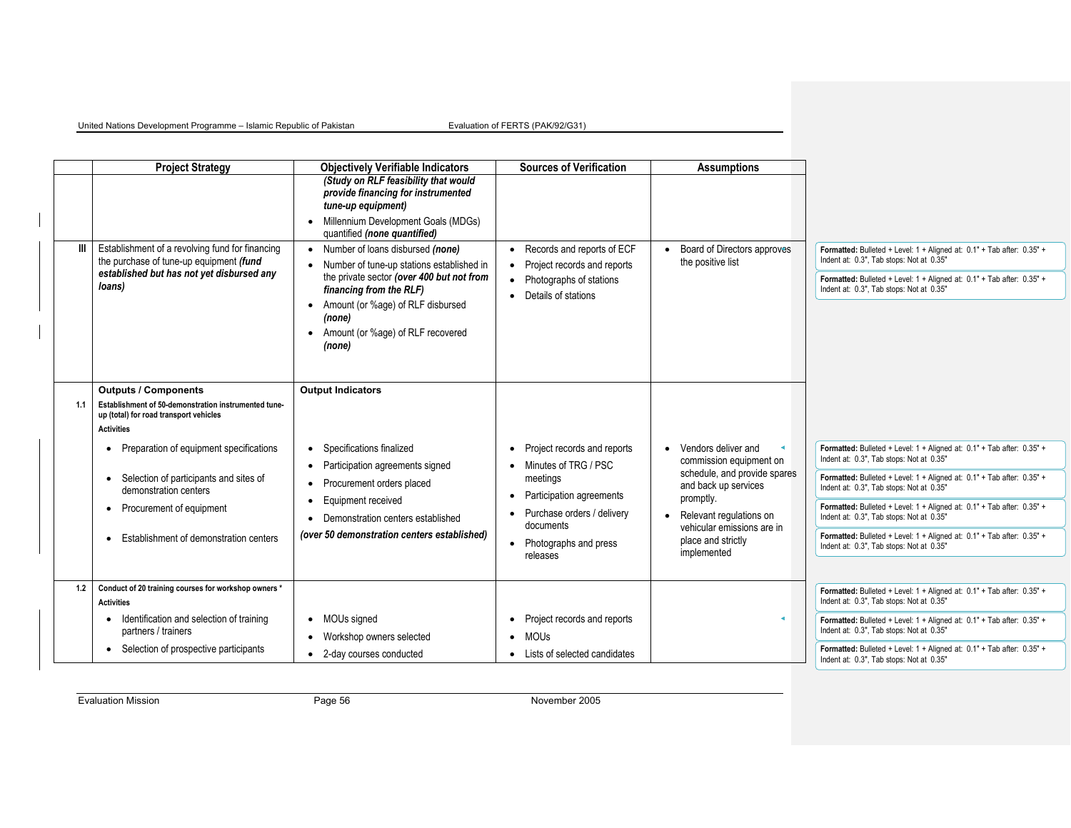| | Project Strategy | Objectively Verifiable Indicators | Sources of Verification | Assumptions |
|---|---|---|---|---|
| | | ***(Study on RLF feasibility that would provide financing for instrumented tune-up equipment)*** <br>• Millennium Development Goals (MDGs) quantified ***(none quantified)*** | | |
| III | Establishment of a revolving fund for financing the purchase of tune-up equipment ***(fund established but has not yet disbursed any loans)*** | • Number of loans disbursed ***(none)*** <br>• Number of tune-up stations established in the private sector ***(over 400 but not from financing from the RLF)*** <br>• Amount (or %age) of RLF disbursed ***(none)*** <br>• Amount (or %age) of RLF recovered ***(none)*** | • Records and reports of ECF <br>• Project records and reports <br>• Photographs of stations <br>• Details of stations | • Board of Directors approves the positive list |
| | **Outputs / Components** | **Output Indicators** | | |
| 1.1 | **Establishment of 50-demonstration instrumented tune-up (total) for road transport vehicles** <br>**Activities** <br>• Preparation of equipment specifications <br>• Selection of participants and sites of demonstration centers <br>• Procurement of equipment <br>• Establishment of demonstration centers | • Specifications finalized <br>• Participation agreements signed <br>• Procurement orders placed <br>• Equipment received <br>• Demonstration centers established <br>***(over 50 demonstration centers established)*** | • Project records and reports <br>• Minutes of TRG / PSC meetings <br>• Participation agreements <br>• Purchase orders / delivery documents <br>• Photographs and press releases | • Vendors deliver and commission equipment on schedule, and provide spares and back up services promptly. <br>• Relevant regulations on vehicular emissions are in place and strictly implemented |
| 1.2 | **Conduct of 20 training courses for workshop owners \*** <br>**Activities** <br>• Identification and selection of training partners / trainers <br>• Selection of prospective participants | • MOUs signed <br>• Workshop owners selected <br>• 2-day courses conducted | • Project records and reports <br>• MOUs <br>• Lists of selected candidates | |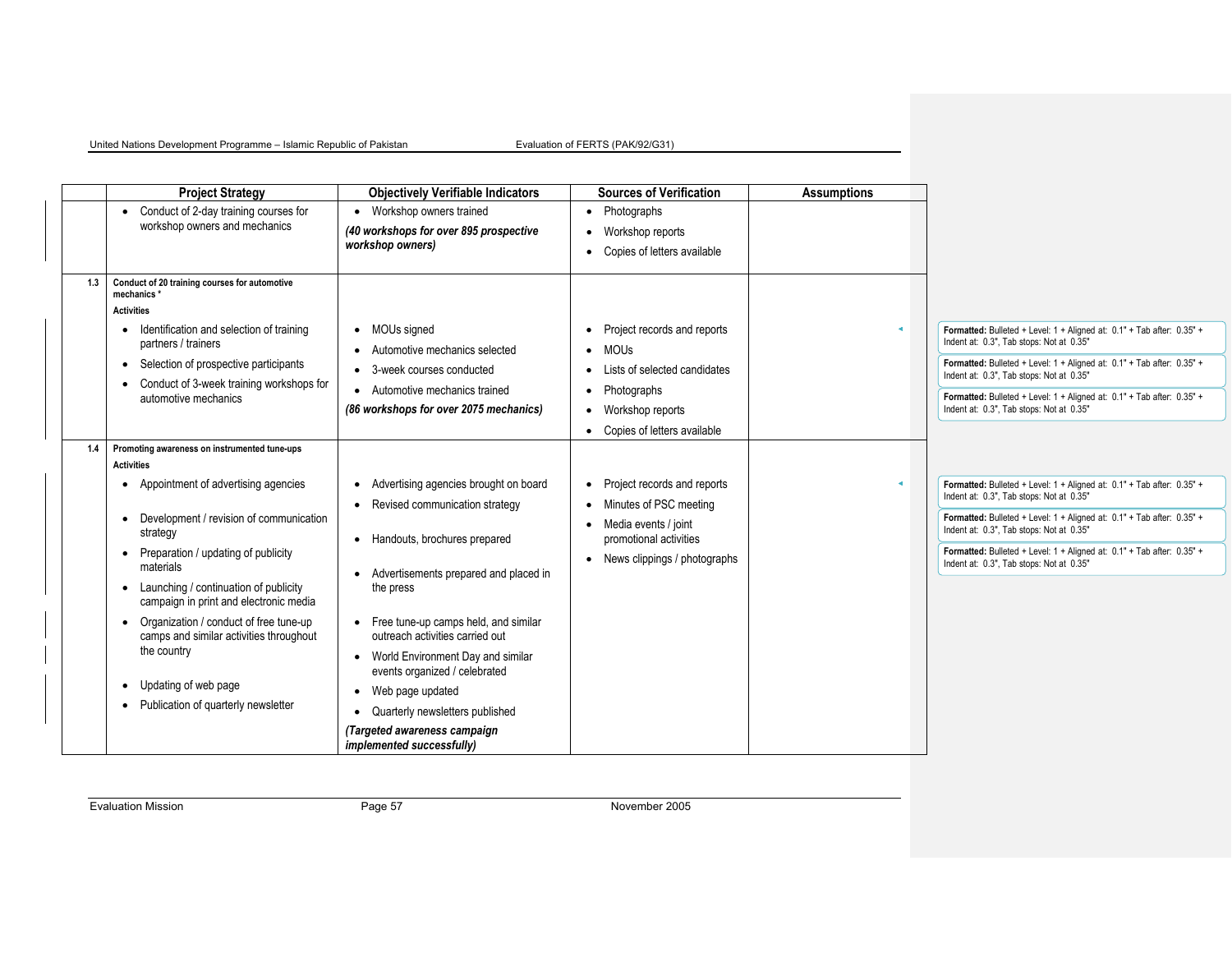| | Project Strategy | Objectively Verifiable Indicators | Sources of Verification | Assumptions |
|---|---|---|---|---|
| | • Conduct of 2-day training courses for workshop owners and mechanics | • Workshop owners trained<br>***(40 workshops for over 895 prospective workshop owners)*** | • Photographs<br>• Workshop reports<br>• Copies of letters available | |
| **1.3** | **Conduct of 20 training courses for automotive mechanics \***<br>**Activities**<br>• Identification and selection of training partners / trainers<br>• Selection of prospective participants<br>• Conduct of 3-week training workshops for automotive mechanics | • MOUs signed<br>• Automotive mechanics selected<br>• 3-week courses conducted<br>• Automotive mechanics trained<br>***(86 workshops for over 2075 mechanics)*** | • Project records and reports<br>• MOUs<br>• Lists of selected candidates<br>• Photographs<br>• Workshop reports<br>• Copies of letters available | |
| **1.4** | **Promoting awareness on instrumented tune-ups**<br>**Activities**<br>• Appointment of advertising agencies<br>• Development / revision of communication strategy<br>• Preparation / updating of publicity materials<br>• Launching / continuation of publicity campaign in print and electronic media<br>• Organization / conduct of free tune-up camps and similar activities throughout the country<br>• Updating of web page<br>• Publication of quarterly newsletter | • Advertising agencies brought on board<br>• Revised communication strategy<br>• Handouts, brochures prepared<br>• Advertisements prepared and placed in the press<br>• Free tune-up camps held, and similar outreach activities carried out<br>• World Environment Day and similar events organized / celebrated<br>• Web page updated<br>• Quarterly newsletters published<br>***(Targeted awareness campaign implemented successfully)*** | • Project records and reports<br>• Minutes of PSC meeting<br>• Media events / joint promotional activities<br>• News clippings / photographs | |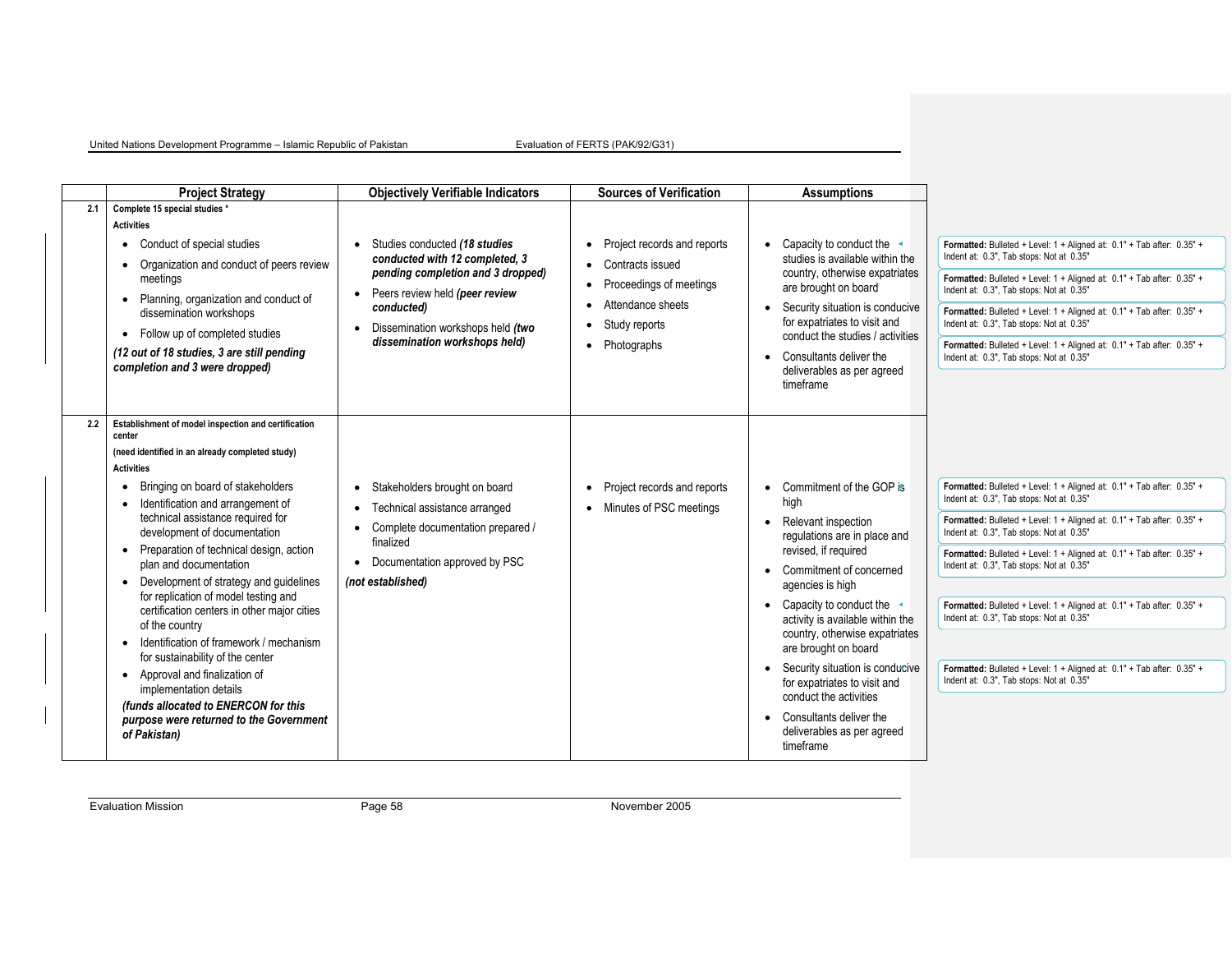|  | Project Strategy | Objectively Verifiable Indicators | Sources of Verification | Assumptions |
|---|---|---|---|---|
| 2.1 | **Complete 15 special studies ***<br>**Activities**<br>• Conduct of special studies<br>• Organization and conduct of peers review meetings<br>• Planning, organization and conduct of dissemination workshops<br>• Follow up of completed studies<br>***(12 out of 18 studies, 3 are still pending completion and 3 were dropped)*** | • Studies conducted ***(18 studies conducted with 12 completed, 3 pending completion and 3 dropped)***<br>• Peers review held ***(peer review conducted)***<br>• Dissemination workshops held ***(two dissemination workshops held)*** | • Project records and reports<br>• Contracts issued<br>• Proceedings of meetings<br>• Attendance sheets<br>• Study reports<br>• Photographs | • Capacity to conduct the studies is available within the country, otherwise expatriates are brought on board<br>• Security situation is conducive for expatriates to visit and conduct the studies / activities<br>• Consultants deliver the deliverables as per agreed timeframe |
| 2.2 | **Establishment of model inspection and certification center**<br>**(need identified in an already completed study)**<br>**Activities**<br>• Bringing on board of stakeholders<br>• Identification and arrangement of technical assistance required for development of documentation<br>• Preparation of technical design, action plan and documentation<br>• Development of strategy and guidelines for replication of model testing and certification centers in other major cities of the country<br>• Identification of framework / mechanism for sustainability of the center<br>• Approval and finalization of implementation details<br>***(funds allocated to ENERCON for this purpose were returned to the Government of Pakistan)*** | • Stakeholders brought on board<br>• Technical assistance arranged<br>• Complete documentation prepared / finalized<br>• Documentation approved by PSC<br>***(not established)*** | • Project records and reports<br>• Minutes of PSC meetings | • Commitment of the GOP is high<br>• Relevant inspection regulations are in place and revised, if required<br>• Commitment of concerned agencies is high<br>• Capacity to conduct the activity is available within the country, otherwise expatriates are brought on board<br>• Security situation is conducive for expatriates to visit and conduct the activities<br>• Consultants deliver the deliverables as per agreed timeframe |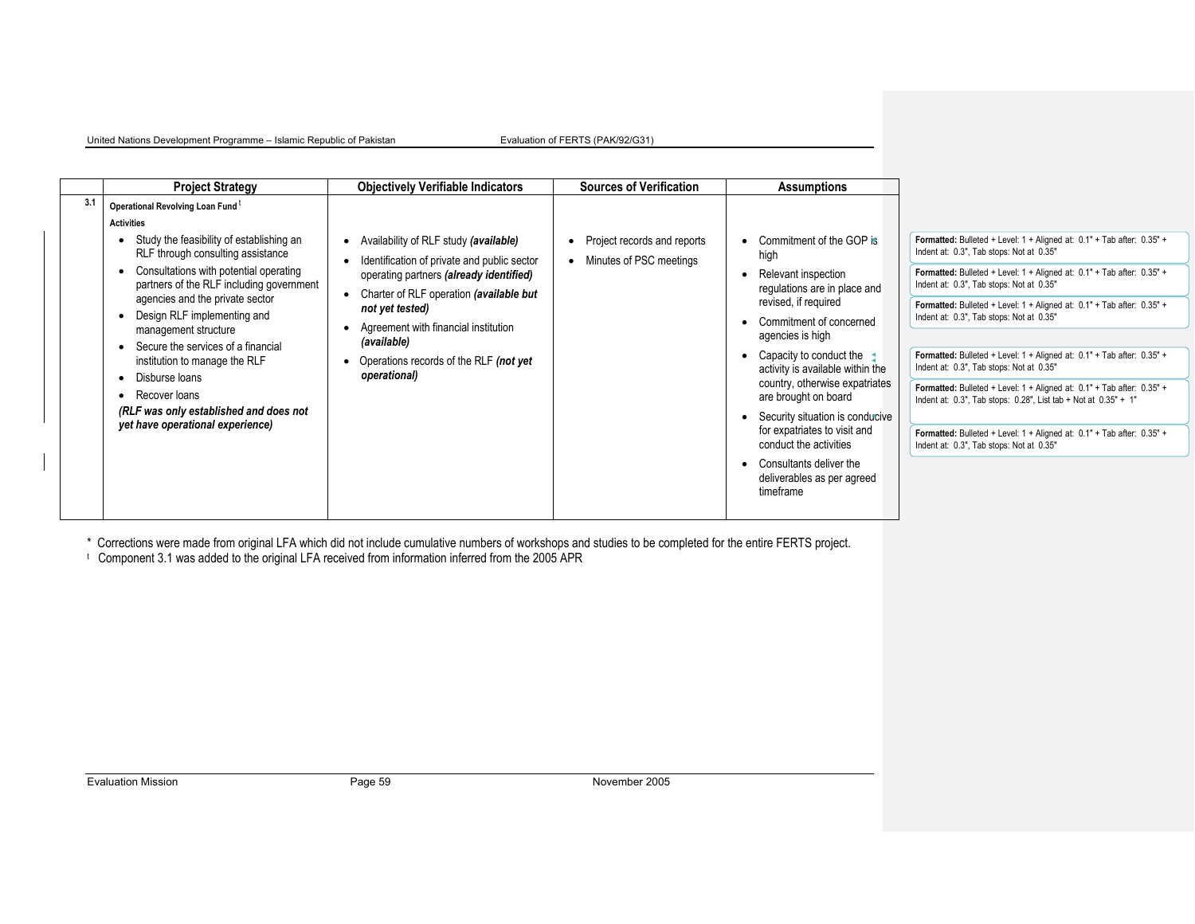| | Project Strategy | Objectively Verifiable Indicators | Sources of Verification | Assumptions |
|---|---|---|---|---|
| 3.1 | **Operational Revolving Loan Fund** [t]<br>**Activities**<br>• Study the feasibility of establishing an RLF through consulting assistance<br>• Consultations with potential operating partners of the RLF including government agencies and the private sector<br>• Design RLF implementing and management structure<br>• Secure the services of a financial institution to manage the RLF<br>• Disburse loans<br>• Recover loans<br>***(RLF was only established and does not yet have operational experience)*** | • Availability of RLF study ***(available)***<br>• Identification of private and public sector operating partners ***(already identified)***<br>• Charter of RLF operation ***(available but not yet tested)***<br>• Agreement with financial institution ***(available)***<br>• Operations records of the RLF ***(not yet operational)*** | • Project records and reports<br>• Minutes of PSC meetings | • Commitment of the GOP is high<br>• Relevant inspection regulations are in place and revised, if required<br>• Commitment of concerned agencies is high<br>• Capacity to conduct the activity is available within the country, otherwise expatriates are brought on board<br>• Security situation is conducive for expatriates to visit and conduct the activities<br>• Consultants deliver the deliverables as per agreed timeframe |

\* Corrections were made from original LFA which did not include cumulative numbers of workshops and studies to be completed for the entire FERTS project.

[t] Component 3.1 was added to the original LFA received from information inferred from the 2005 APR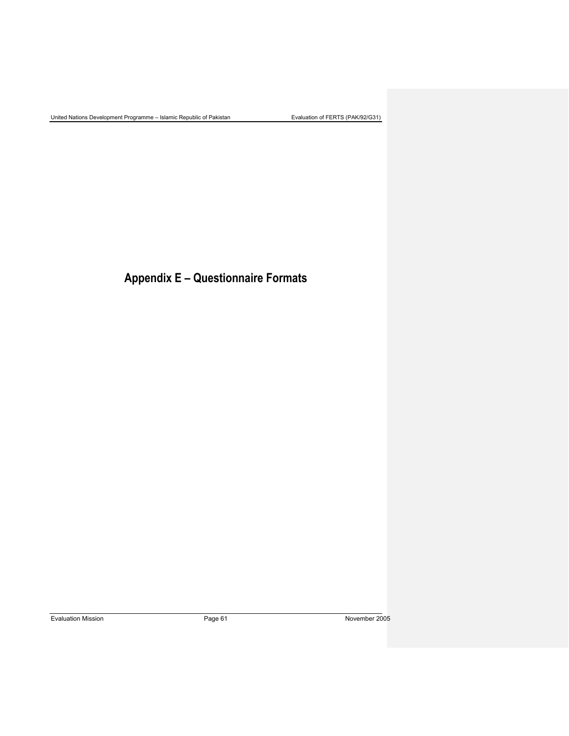# Appendix E – Questionnaire Formats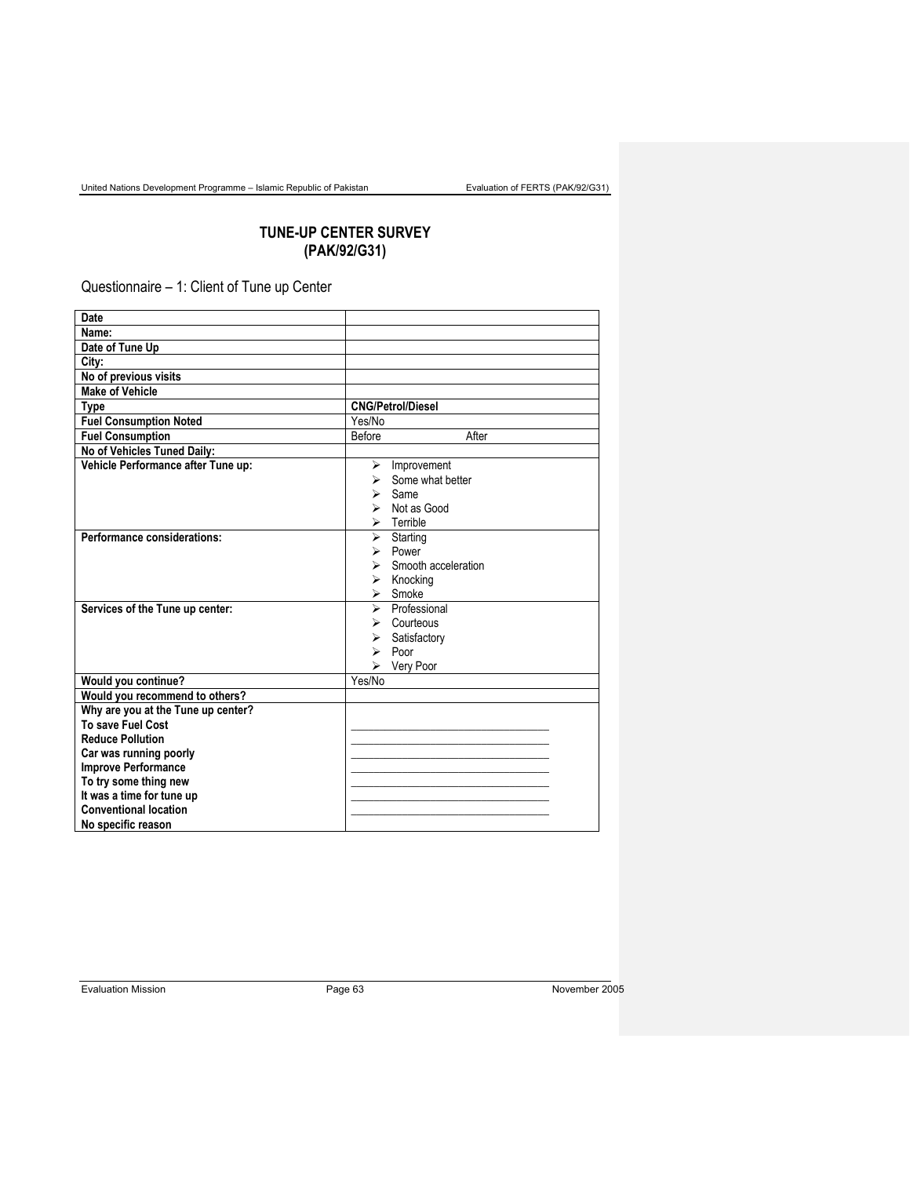# TUNE-UP CENTER SURVEY
# (PAK/92/G31)

## Questionnaire – 1: Client of Tune up Center

| | |
|---|---|
| **Date** | |
| **Name:** | |
| **Date of Tune Up** | |
| **City:** | |
| **No of previous visits** | |
| **Make of Vehicle** | |
| **Type** | **CNG/Petrol/Diesel** |
| **Fuel Consumption Noted** | Yes/No |
| **Fuel Consumption** | Before After |
| **No of Vehicles Tuned Daily:** | |
| **Vehicle Performance after Tune up:** | ➢ Improvement<br>➢ Some what better<br>➢ Same<br>➢ Not as Good<br>➢ Terrible |
| **Performance considerations:** | ➢ Starting<br>➢ Power<br>➢ Smooth acceleration<br>➢ Knocking<br>➢ Smoke |
| **Services of the Tune up center:** | ➢ Professional<br>➢ Courteous<br>➢ Satisfactory<br>➢ Poor<br>➢ Very Poor |
| **Would you continue?** | Yes/No |
| **Would you recommend to others?** | |
| **Why are you at the Tune up center?**<br>**To save Fuel Cost**<br>**Reduce Pollution**<br>**Car was running poorly**<br>**Improve Performance**<br>**To try some thing new**<br>**It was a time for tune up**<br>**Conventional location**<br>**No specific reason** | \_\_\_\_\_\_\_\_\_\_\_\_\_\_\_\_\_\_\_\_\_\_\_\_\_\_\_\_\_\_<br>\_\_\_\_\_\_\_\_\_\_\_\_\_\_\_\_\_\_\_\_\_\_\_\_\_\_\_\_\_\_<br>\_\_\_\_\_\_\_\_\_\_\_\_\_\_\_\_\_\_\_\_\_\_\_\_\_\_\_\_\_\_<br>\_\_\_\_\_\_\_\_\_\_\_\_\_\_\_\_\_\_\_\_\_\_\_\_\_\_\_\_\_\_<br>\_\_\_\_\_\_\_\_\_\_\_\_\_\_\_\_\_\_\_\_\_\_\_\_\_\_\_\_\_\_<br>\_\_\_\_\_\_\_\_\_\_\_\_\_\_\_\_\_\_\_\_\_\_\_\_\_\_\_\_\_\_<br>\_\_\_\_\_\_\_\_\_\_\_\_\_\_\_\_\_\_\_\_\_\_\_\_\_\_\_\_\_\_ |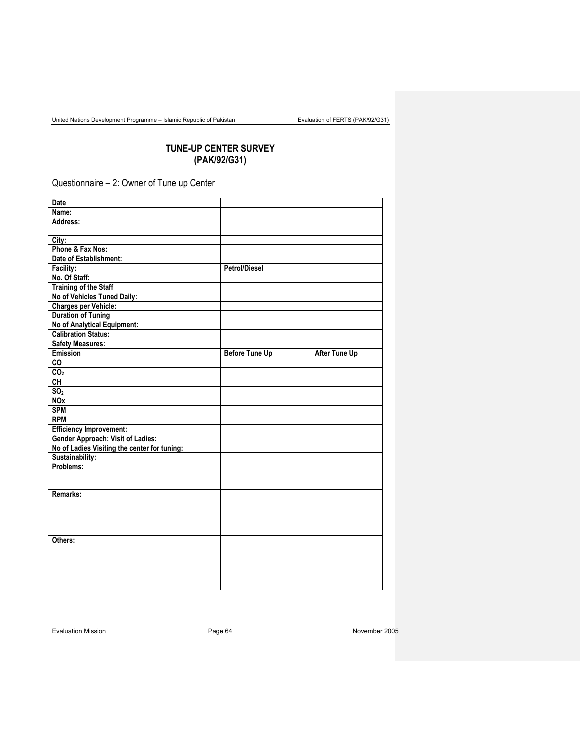## TUNE-UP CENTER SURVEY
## (PAK/92/G31)

Questionnaire – 2: Owner of Tune up Center

| Date | | |
|---|---|---|
| **Name:** | | |
| **Address:** | | |
| **City:** | | |
| **Phone & Fax Nos:** | | |
| **Date of Establishment:** | | |
| **Facility:** | **Petrol/Diesel** | |
| **No. Of Staff:** | | |
| **Training of the Staff** | | |
| **No of Vehicles Tuned Daily:** | | |
| **Charges per Vehicle:** | | |
| **Duration of Tuning** | | |
| **No of Analytical Equipment:** | | |
| **Calibration Status:** | | |
| **Safety Measures:** | | |
| **Emission** | **Before Tune Up** | **After Tune Up** |
| **CO** | | |
| **$CO_2$** | | |
| **CH** | | |
| **$SO_2$** | | |
| **NOx** | | |
| **SPM** | | |
| **RPM** | | |
| **Efficiency Improvement:** | | |
| **Gender Approach: Visit of Ladies:** | | |
| **No of Ladies Visiting the center for tuning:** | | |
| **Sustainability:** | | |
| **Problems:** | | |
| **Remarks:** | | |
| **Others:** | | |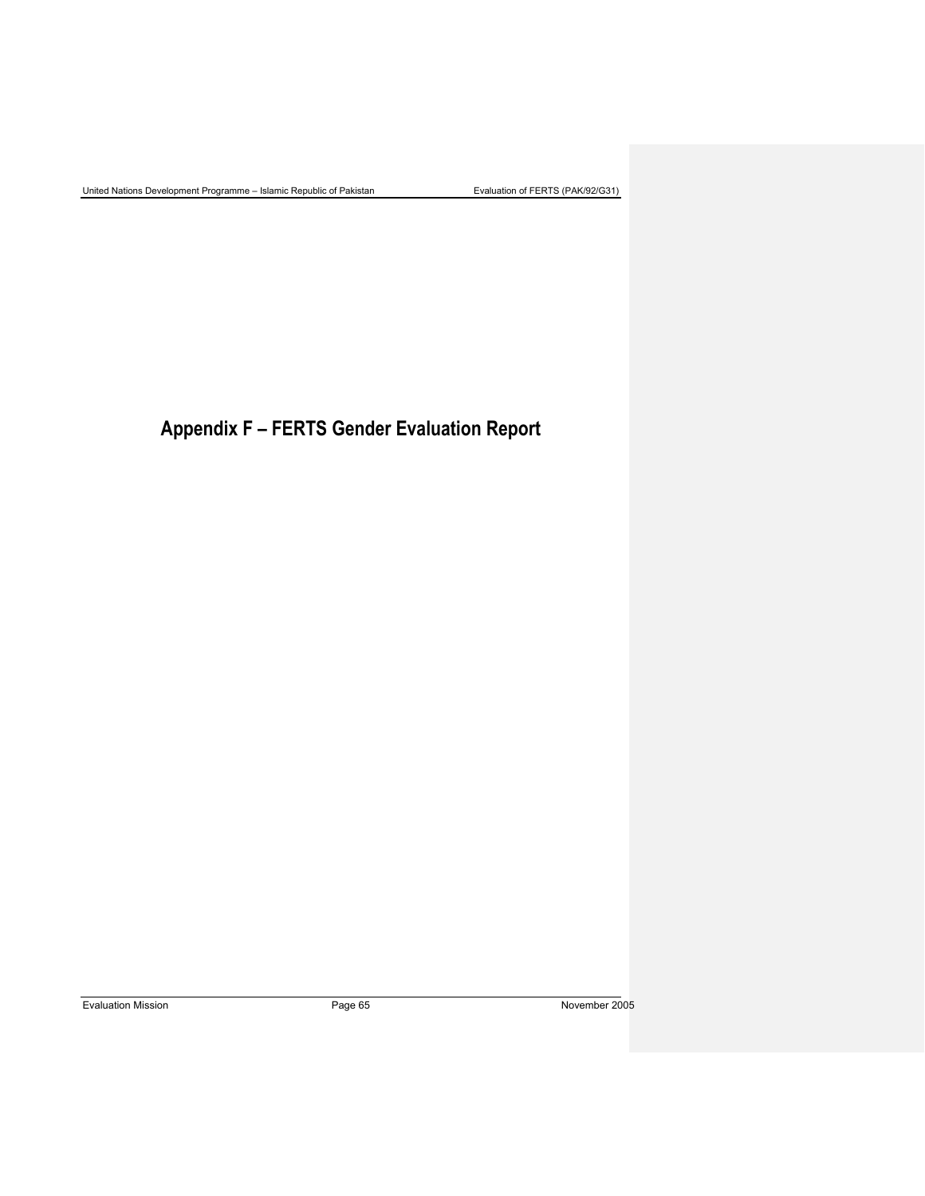# Appendix F – FERTS Gender Evaluation Report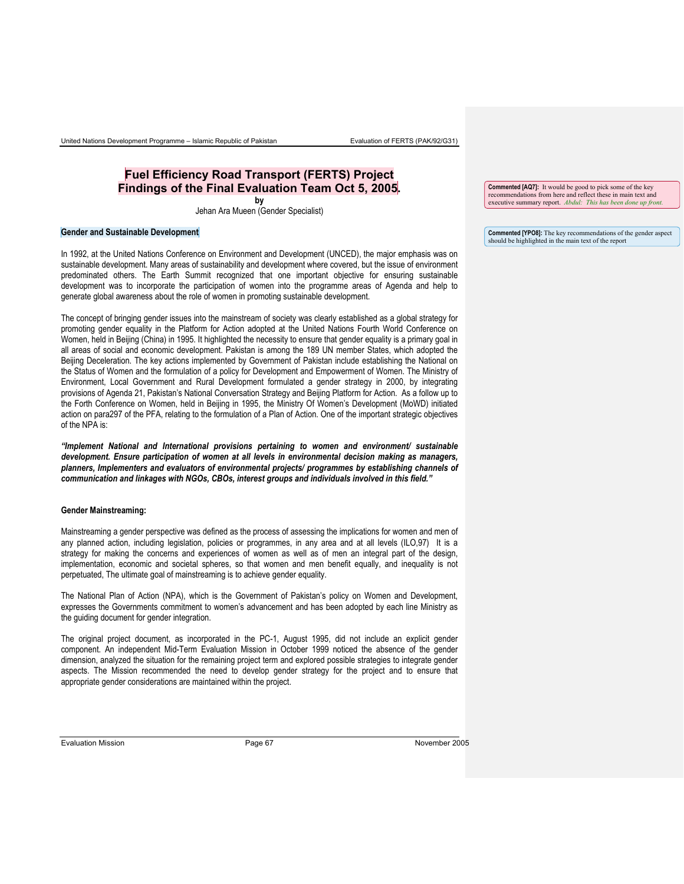# Fuel Efficiency Road Transport (FERTS) Project
# Findings of the Final Evaluation Team Oct 5, 2005.

**by**

Jehan Ara Mueen (Gender Specialist)

> **Commented [AQ7]:** It would be good to pick some of the key recommendations from here and reflect these in main text and executive summary report. *Abdul: This has been done up front.*

> **Commented [YPO8]:** The key recommendations of the gender aspect should be highlighted in the main text of the report

**Gender and Sustainable Development**

In 1992, at the United Nations Conference on Environment and Development (UNCED), the major emphasis was on sustainable development. Many areas of sustainability and development where covered, but the issue of environment predominated others. The Earth Summit recognized that one important objective for ensuring sustainable development was to incorporate the participation of women into the programme areas of Agenda and help to generate global awareness about the role of women in promoting sustainable development.

The concept of bringing gender issues into the mainstream of society was clearly established as a global strategy for promoting gender equality in the Platform for Action adopted at the United Nations Fourth World Conference on Women, held in Beijing (China) in 1995. It highlighted the necessity to ensure that gender equality is a primary goal in all areas of social and economic development. Pakistan is among the 189 UN member States, which adopted the Beijing Deceleration. The key actions implemented by Government of Pakistan include establishing the National on the Status of Women and the formulation of a policy for Development and Empowerment of Women. The Ministry of Environment, Local Government and Rural Development formulated a gender strategy in 2000, by integrating provisions of Agenda 21, Pakistan's National Conversation Strategy and Beijing Platform for Action. As a follow up to the Forth Conference on Women, held in Beijing in 1995, the Ministry Of Women's Development (MoWD) initiated action on para297 of the PFA, relating to the formulation of a Plan of Action. One of the important strategic objectives of the NPA is:

***"Implement National and International provisions pertaining to women and environment/ sustainable development. Ensure participation of women at all levels in environmental decision making as managers, planners, Implementers and evaluators of environmental projects/ programmes by establishing channels of communication and linkages with NGOs, CBOs, interest groups and individuals involved in this field."***

**Gender Mainstreaming:**

Mainstreaming a gender perspective was defined as the process of assessing the implications for women and men of any planned action, including legislation, policies or programmes, in any area and at all levels (ILO,97) It is a strategy for making the concerns and experiences of women as well as of men an integral part of the design, implementation, economic and societal spheres, so that women and men benefit equally, and inequality is not perpetuated, The ultimate goal of mainstreaming is to achieve gender equality.

The National Plan of Action (NPA), which is the Government of Pakistan's policy on Women and Development, expresses the Governments commitment to women's advancement and has been adopted by each line Ministry as the guiding document for gender integration.

The original project document, as incorporated in the PC-1, August 1995, did not include an explicit gender component. An independent Mid-Term Evaluation Mission in October 1999 noticed the absence of the gender dimension, analyzed the situation for the remaining project term and explored possible strategies to integrate gender aspects. The Mission recommended the need to develop gender strategy for the project and to ensure that appropriate gender considerations are maintained within the project.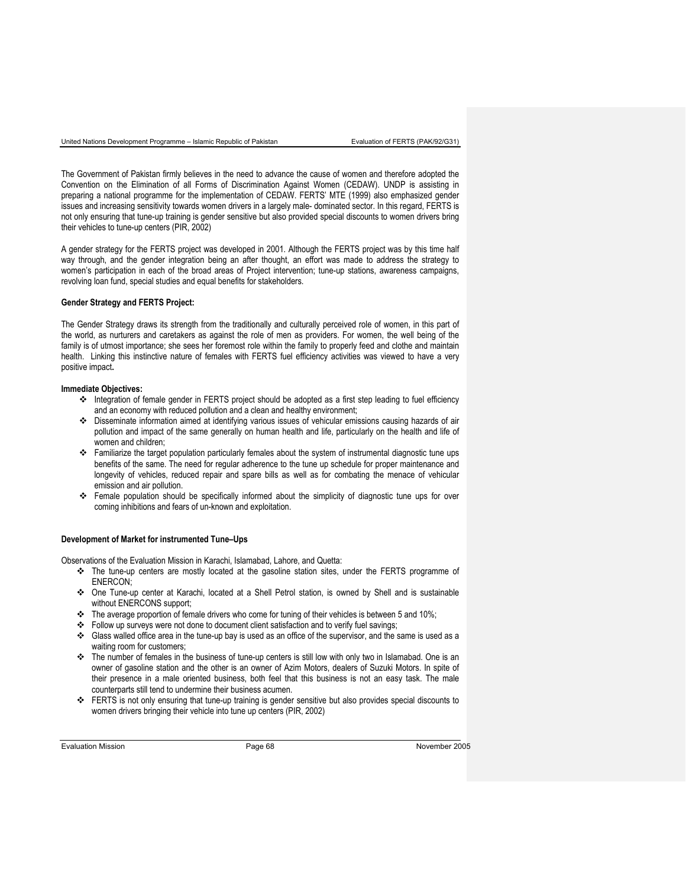The Government of Pakistan firmly believes in the need to advance the cause of women and therefore adopted the Convention on the Elimination of all Forms of Discrimination Against Women (CEDAW). UNDP is assisting in preparing a national programme for the implementation of CEDAW. FERTS' MTE (1999) also emphasized gender issues and increasing sensitivity towards women drivers in a largely male- dominated sector. In this regard, FERTS is not only ensuring that tune-up training is gender sensitive but also provided special discounts to women drivers bring their vehicles to tune-up centers (PIR, 2002)

A gender strategy for the FERTS project was developed in 2001. Although the FERTS project was by this time half way through, and the gender integration being an after thought, an effort was made to address the strategy to women's participation in each of the broad areas of Project intervention; tune-up stations, awareness campaigns, revolving loan fund, special studies and equal benefits for stakeholders.

**Gender Strategy and FERTS Project:**

The Gender Strategy draws its strength from the traditionally and culturally perceived role of women, in this part of the world, as nurturers and caretakers as against the role of men as providers. For women, the well being of the family is of utmost importance; she sees her foremost role within the family to properly feed and clothe and maintain health. Linking this instinctive nature of females with FERTS fuel efficiency activities was viewed to have a very positive impact**.**

**Immediate Objectives:**

- Integration of female gender in FERTS project should be adopted as a first step leading to fuel efficiency and an economy with reduced pollution and a clean and healthy environment;
- Disseminate information aimed at identifying various issues of vehicular emissions causing hazards of air pollution and impact of the same generally on human health and life, particularly on the health and life of women and children;
- Familiarize the target population particularly females about the system of instrumental diagnostic tune ups benefits of the same. The need for regular adherence to the tune up schedule for proper maintenance and longevity of vehicles, reduced repair and spare bills as well as for combating the menace of vehicular emission and air pollution.
- Female population should be specifically informed about the simplicity of diagnostic tune ups for over coming inhibitions and fears of un-known and exploitation.

**Development of Market for instrumented Tune–Ups**

Observations of the Evaluation Mission in Karachi, Islamabad, Lahore, and Quetta:

- The tune-up centers are mostly located at the gasoline station sites, under the FERTS programme of ENERCON;
- One Tune-up center at Karachi, located at a Shell Petrol station, is owned by Shell and is sustainable without ENERCONS support;
- The average proportion of female drivers who come for tuning of their vehicles is between 5 and 10%;
- Follow up surveys were not done to document client satisfaction and to verify fuel savings;
- Glass walled office area in the tune-up bay is used as an office of the supervisor, and the same is used as a waiting room for customers;
- The number of females in the business of tune-up centers is still low with only two in Islamabad. One is an owner of gasoline station and the other is an owner of Azim Motors, dealers of Suzuki Motors. In spite of their presence in a male oriented business, both feel that this business is not an easy task. The male counterparts still tend to undermine their business acumen.
- FERTS is not only ensuring that tune-up training is gender sensitive but also provides special discounts to women drivers bringing their vehicle into tune up centers (PIR, 2002)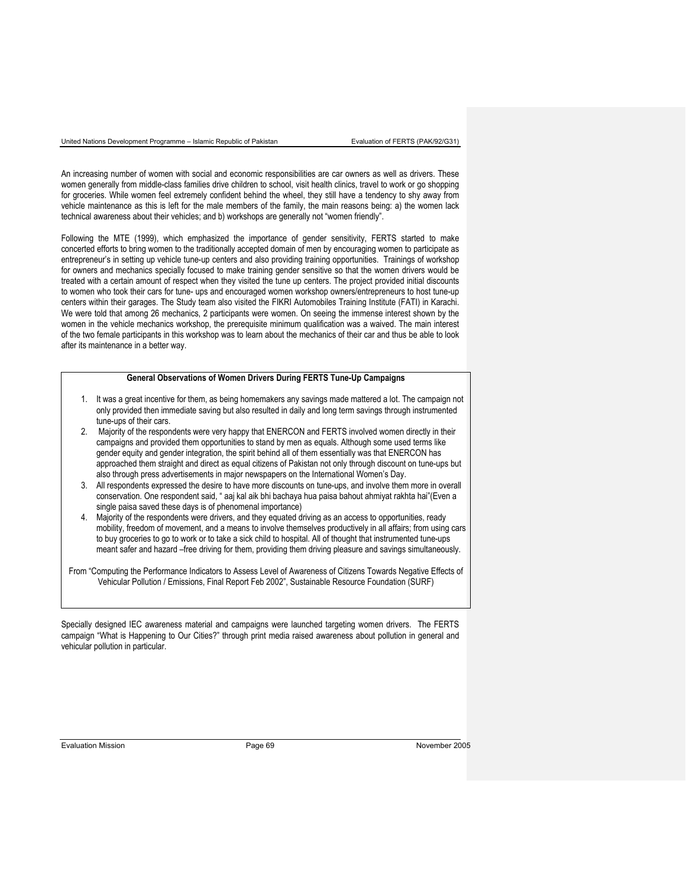An increasing number of women with social and economic responsibilities are car owners as well as drivers. These women generally from middle-class families drive children to school, visit health clinics, travel to work or go shopping for groceries. While women feel extremely confident behind the wheel, they still have a tendency to shy away from vehicle maintenance as this is left for the male members of the family, the main reasons being: a) the women lack technical awareness about their vehicles; and b) workshops are generally not "women friendly".

Following the MTE (1999), which emphasized the importance of gender sensitivity, FERTS started to make concerted efforts to bring women to the traditionally accepted domain of men by encouraging women to participate as entrepreneur's in setting up vehicle tune-up centers and also providing training opportunities. Trainings of workshop for owners and mechanics specially focused to make training gender sensitive so that the women drivers would be treated with a certain amount of respect when they visited the tune up centers. The project provided initial discounts to women who took their cars for tune- ups and encouraged women workshop owners/entrepreneurs to host tune-up centers within their garages. The Study team also visited the FIKRI Automobiles Training Institute (FATI) in Karachi. We were told that among 26 mechanics, 2 participants were women. On seeing the immense interest shown by the women in the vehicle mechanics workshop, the prerequisite minimum qualification was a waived. The main interest of the two female participants in this workshop was to learn about the mechanics of their car and thus be able to look after its maintenance in a better way.

**General Observations of Women Drivers During FERTS Tune-Up Campaigns**

1. It was a great incentive for them, as being homemakers any savings made mattered a lot. The campaign not only provided then immediate saving but also resulted in daily and long term savings through instrumented tune-ups of their cars.
2. Majority of the respondents were very happy that ENERCON and FERTS involved women directly in their campaigns and provided them opportunities to stand by men as equals. Although some used terms like gender equity and gender integration, the spirit behind all of them essentially was that ENERCON has approached them straight and direct as equal citizens of Pakistan not only through discount on tune-ups but also through press advertisements in major newspapers on the International Women's Day.
3. All respondents expressed the desire to have more discounts on tune-ups, and involve them more in overall conservation. One respondent said, " aaj kal aik bhi bachaya hua paisa bahout ahmiyat rakhta hai"(Even a single paisa saved these days is of phenomenal importance)
4. Majority of the respondents were drivers, and they equated driving as an access to opportunities, ready mobility, freedom of movement, and a means to involve themselves productively in all affairs; from using cars to buy groceries to go to work or to take a sick child to hospital. All of thought that instrumented tune-ups meant safer and hazard –free driving for them, providing them driving pleasure and savings simultaneously.

From "Computing the Performance Indicators to Assess Level of Awareness of Citizens Towards Negative Effects of Vehicular Pollution / Emissions, Final Report Feb 2002", Sustainable Resource Foundation (SURF)

Specially designed IEC awareness material and campaigns were launched targeting women drivers. The FERTS campaign "What is Happening to Our Cities?" through print media raised awareness about pollution in general and vehicular pollution in particular.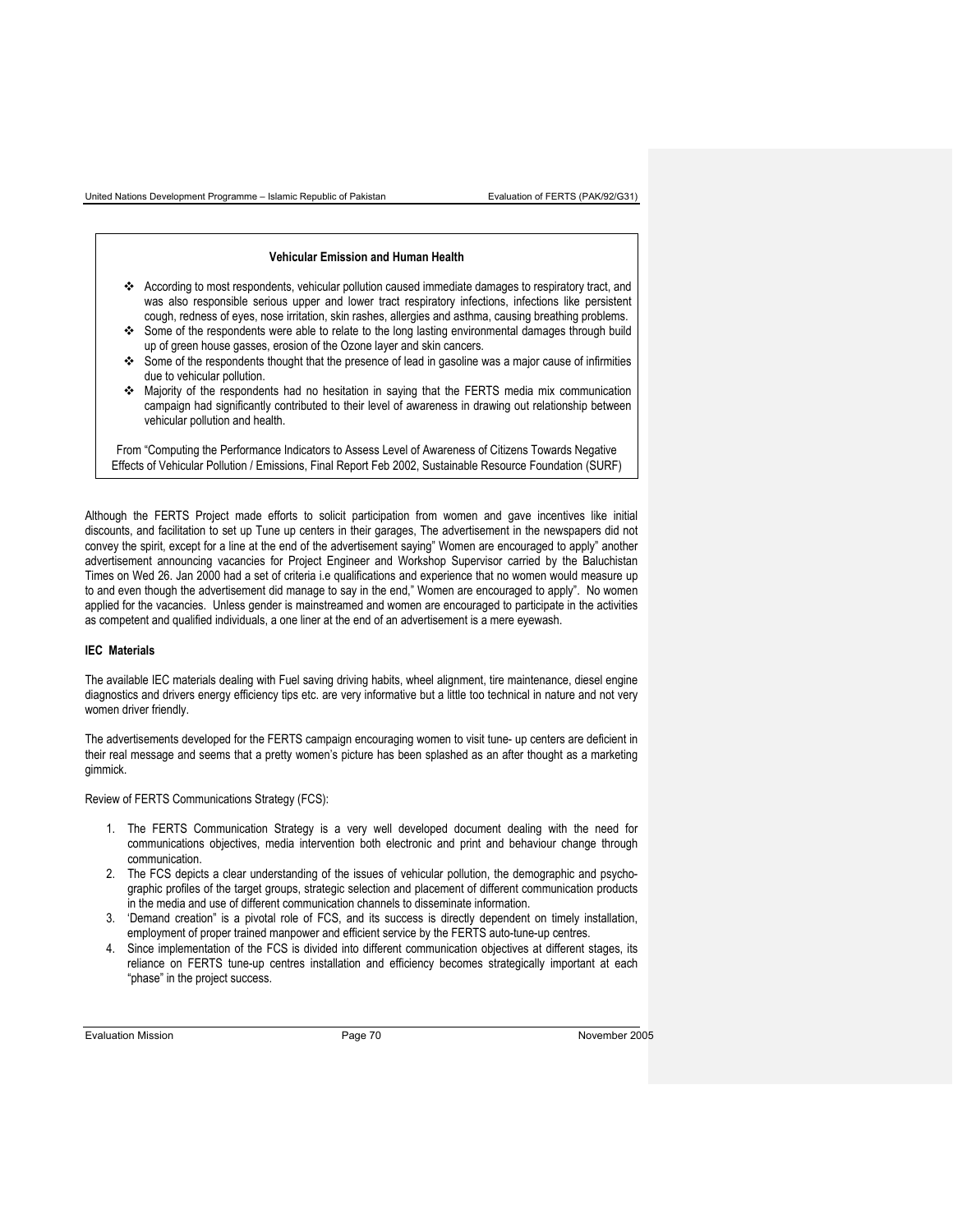**Vehicular Emission and Human Health**

- According to most respondents, vehicular pollution caused immediate damages to respiratory tract, and was also responsible serious upper and lower tract respiratory infections, infections like persistent cough, redness of eyes, nose irritation, skin rashes, allergies and asthma, causing breathing problems.
- Some of the respondents were able to relate to the long lasting environmental damages through build up of green house gasses, erosion of the Ozone layer and skin cancers.
- Some of the respondents thought that the presence of lead in gasoline was a major cause of infirmities due to vehicular pollution.
- Majority of the respondents had no hesitation in saying that the FERTS media mix communication campaign had significantly contributed to their level of awareness in drawing out relationship between vehicular pollution and health.

From "Computing the Performance Indicators to Assess Level of Awareness of Citizens Towards Negative Effects of Vehicular Pollution / Emissions, Final Report Feb 2002, Sustainable Resource Foundation (SURF)

Although the FERTS Project made efforts to solicit participation from women and gave incentives like initial discounts, and facilitation to set up Tune up centers in their garages, The advertisement in the newspapers did not convey the spirit, except for a line at the end of the advertisement saying" Women are encouraged to apply" another advertisement announcing vacancies for Project Engineer and Workshop Supervisor carried by the Baluchistan Times on Wed 26. Jan 2000 had a set of criteria i.e qualifications and experience that no women would measure up to and even though the advertisement did manage to say in the end," Women are encouraged to apply". No women applied for the vacancies. Unless gender is mainstreamed and women are encouraged to participate in the activities as competent and qualified individuals, a one liner at the end of an advertisement is a mere eyewash.

**IEC Materials**

The available IEC materials dealing with Fuel saving driving habits, wheel alignment, tire maintenance, diesel engine diagnostics and drivers energy efficiency tips etc. are very informative but a little too technical in nature and not very women driver friendly.

The advertisements developed for the FERTS campaign encouraging women to visit tune- up centers are deficient in their real message and seems that a pretty women's picture has been splashed as an after thought as a marketing gimmick.

Review of FERTS Communications Strategy (FCS):

1. The FERTS Communication Strategy is a very well developed document dealing with the need for communications objectives, media intervention both electronic and print and behaviour change through communication.
2. The FCS depicts a clear understanding of the issues of vehicular pollution, the demographic and psycho-graphic profiles of the target groups, strategic selection and placement of different communication products in the media and use of different communication channels to disseminate information.
3. 'Demand creation" is a pivotal role of FCS, and its success is directly dependent on timely installation, employment of proper trained manpower and efficient service by the FERTS auto-tune-up centres.
4. Since implementation of the FCS is divided into different communication objectives at different stages, its reliance on FERTS tune-up centres installation and efficiency becomes strategically important at each "phase" in the project success.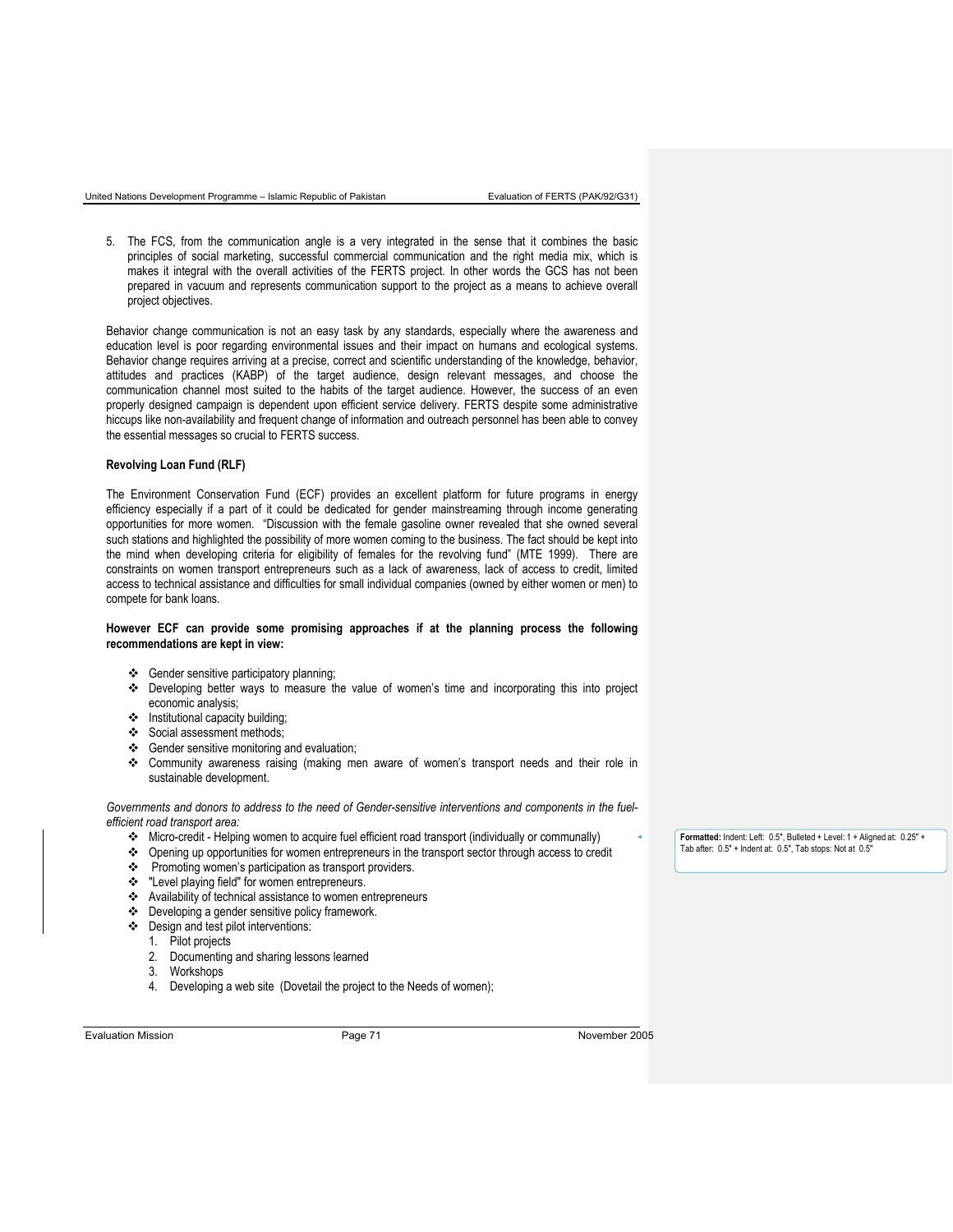5. The FCS, from the communication angle is a very integrated in the sense that it combines the basic principles of social marketing, successful commercial communication and the right media mix, which is makes it integral with the overall activities of the FERTS project. In other words the GCS has not been prepared in vacuum and represents communication support to the project as a means to achieve overall project objectives.

Behavior change communication is not an easy task by any standards, especially where the awareness and education level is poor regarding environmental issues and their impact on humans and ecological systems. Behavior change requires arriving at a precise, correct and scientific understanding of the knowledge, behavior, attitudes and practices (KABP) of the target audience, design relevant messages, and choose the communication channel most suited to the habits of the target audience. However, the success of an even properly designed campaign is dependent upon efficient service delivery. FERTS despite some administrative hiccups like non-availability and frequent change of information and outreach personnel has been able to convey the essential messages so crucial to FERTS success.

**Revolving Loan Fund (RLF)**

The Environment Conservation Fund (ECF) provides an excellent platform for future programs in energy efficiency especially if a part of it could be dedicated for gender mainstreaming through income generating opportunities for more women. "Discussion with the female gasoline owner revealed that she owned several such stations and highlighted the possibility of more women coming to the business. The fact should be kept into the mind when developing criteria for eligibility of females for the revolving fund" (MTE 1999). There are constraints on women transport entrepreneurs such as a lack of awareness, lack of access to credit, limited access to technical assistance and difficulties for small individual companies (owned by either women or men) to compete for bank loans.

**However ECF can provide some promising approaches if at the planning process the following recommendations are kept in view:**

- Gender sensitive participatory planning;
- Developing better ways to measure the value of women's time and incorporating this into project economic analysis;
- Institutional capacity building;
- Social assessment methods;
- Gender sensitive monitoring and evaluation;
- Community awareness raising (making men aware of women's transport needs and their role in sustainable development.

*Governments and donors to address to the need of Gender-sensitive interventions and components in the fuel-efficient road transport area:*

- Micro-credit - Helping women to acquire fuel efficient road transport (individually or communally)
- Opening up opportunities for women entrepreneurs in the transport sector through access to credit
- Promoting women's participation as transport providers.
- "Level playing field" for women entrepreneurs.
- Availability of technical assistance to women entrepreneurs
- Developing a gender sensitive policy framework.
- Design and test pilot interventions:
  1. Pilot projects
  2. Documenting and sharing lessons learned
  3. Workshops
  4. Developing a web site (Dovetail the project to the Needs of women);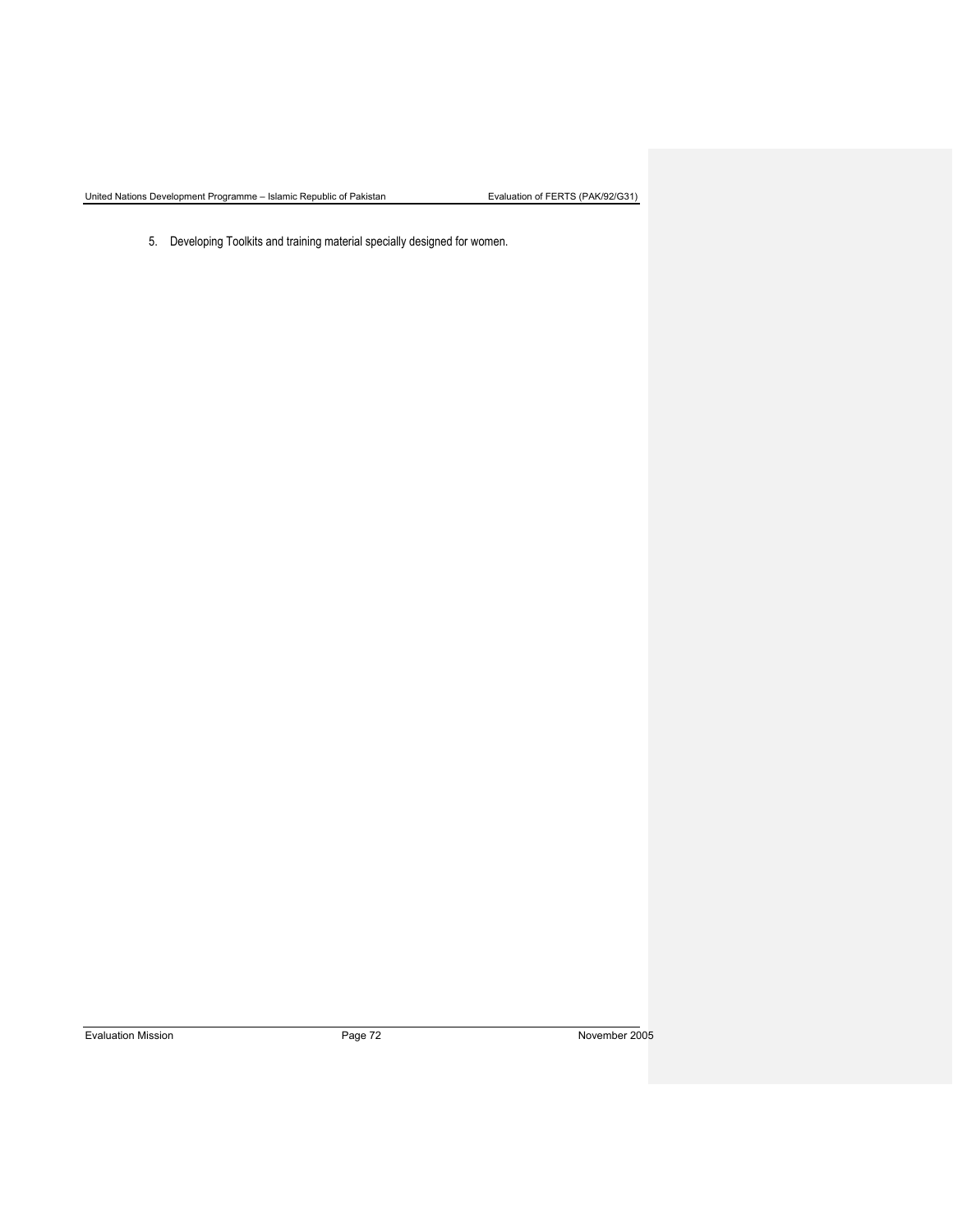5. Developing Toolkits and training material specially designed for women.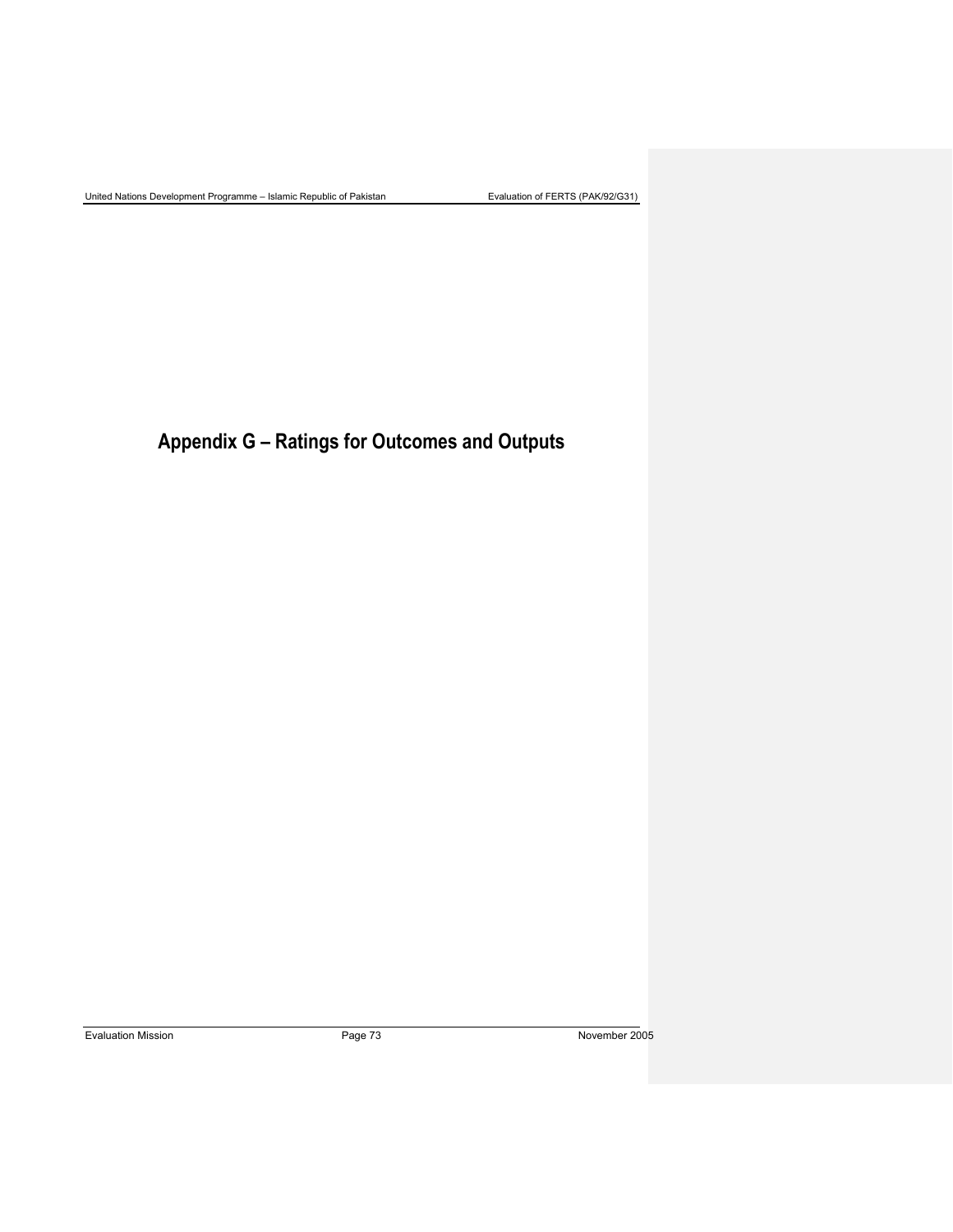# Appendix G – Ratings for Outcomes and Outputs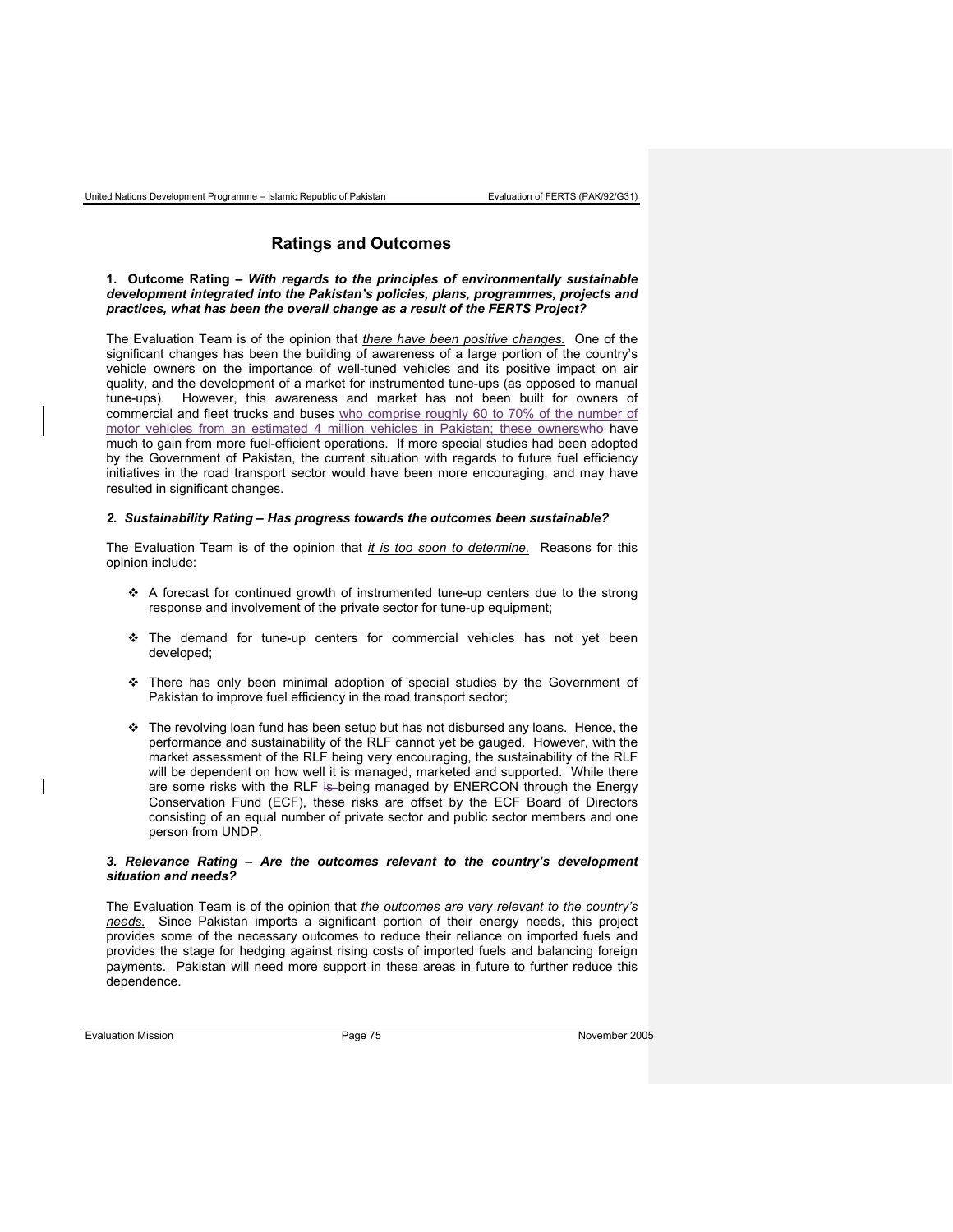## Ratings and Outcomes

**1. Outcome Rating –** ***With regards to the principles of environmentally sustainable development integrated into the Pakistan's policies, plans, programmes, projects and practices, what has been the overall change as a result of the FERTS Project?***

The Evaluation Team is of the opinion that *there have been positive changes.* One of the significant changes has been the building of awareness of a large portion of the country's vehicle owners on the importance of well-tuned vehicles and its positive impact on air quality, and the development of a market for instrumented tune-ups (as opposed to manual tune-ups). However, this awareness and market has not been built for owners of commercial and fleet trucks and buses who comprise roughly 60 to 70% of the number of motor vehicles from an estimated 4 million vehicles in Pakistan; these owners have much to gain from more fuel-efficient operations. If more special studies had been adopted by the Government of Pakistan, the current situation with regards to future fuel efficiency initiatives in the road transport sector would have been more encouraging, and may have resulted in significant changes.

***2. Sustainability Rating – Has progress towards the outcomes been sustainable?***

The Evaluation Team is of the opinion that *it is too soon to determine.* Reasons for this opinion include:

- A forecast for continued growth of instrumented tune-up centers due to the strong response and involvement of the private sector for tune-up equipment;
- The demand for tune-up centers for commercial vehicles has not yet been developed;
- There has only been minimal adoption of special studies by the Government of Pakistan to improve fuel efficiency in the road transport sector;
- The revolving loan fund has been setup but has not disbursed any loans. Hence, the performance and sustainability of the RLF cannot yet be gauged. However, with the market assessment of the RLF being very encouraging, the sustainability of the RLF will be dependent on how well it is managed, marketed and supported. While there are some risks with the RLF being managed by ENERCON through the Energy Conservation Fund (ECF), these risks are offset by the ECF Board of Directors consisting of an equal number of private sector and public sector members and one person from UNDP.

***3. Relevance Rating – Are the outcomes relevant to the country's development situation and needs?***

The Evaluation Team is of the opinion that *the outcomes are very relevant to the country's needs.* Since Pakistan imports a significant portion of their energy needs, this project provides some of the necessary outcomes to reduce their reliance on imported fuels and provides the stage for hedging against rising costs of imported fuels and balancing foreign payments. Pakistan will need more support in these areas in future to further reduce this dependence.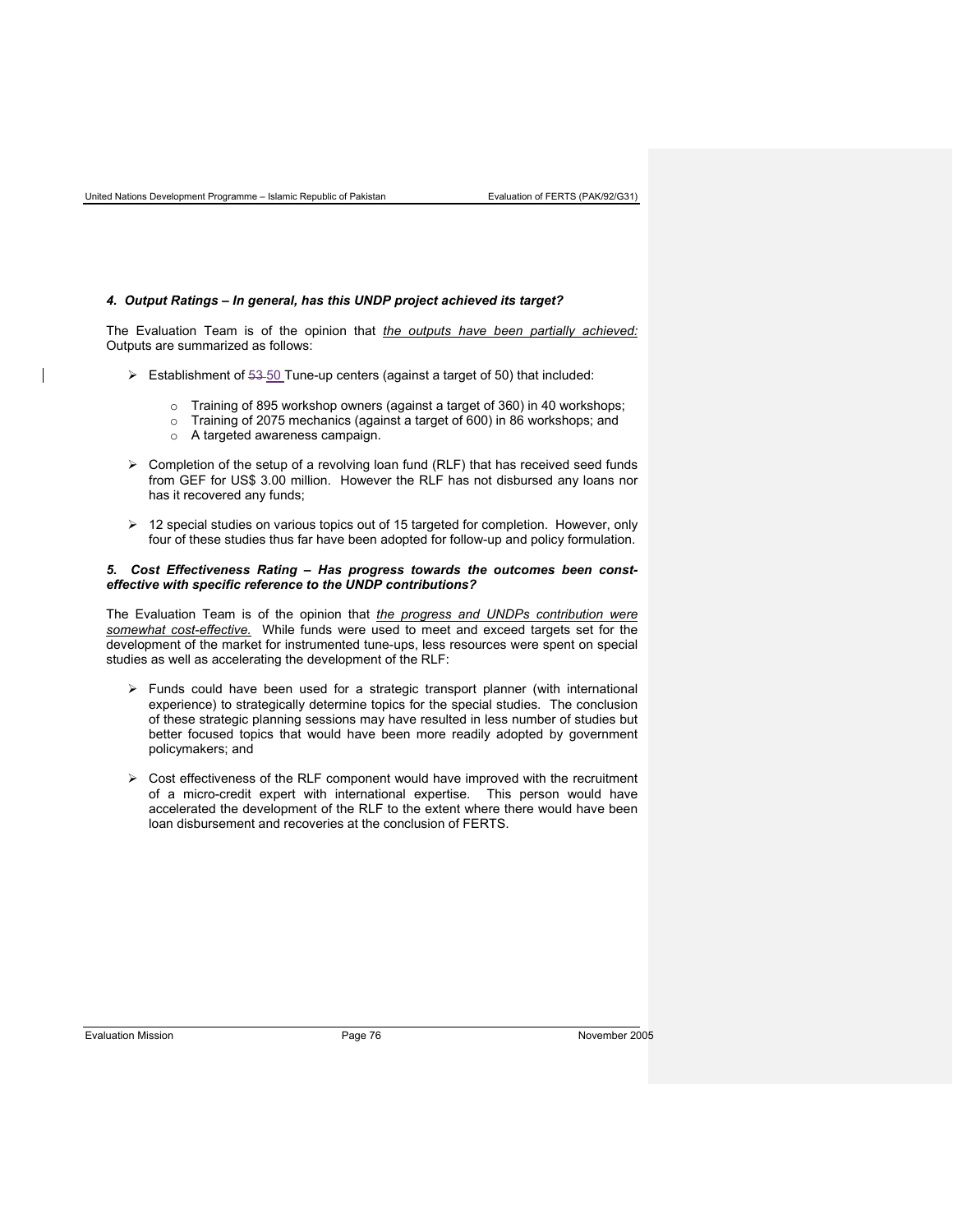#### *4. Output Ratings – In general, has this UNDP project achieved its target?*

The Evaluation Team is of the opinion that *the outputs have been partially achieved:* Outputs are summarized as follows:

- Establishment of ~~53~~ 50 Tune-up centers (against a target of 50) that included:
  - Training of 895 workshop owners (against a target of 360) in 40 workshops;
  - Training of 2075 mechanics (against a target of 600) in 86 workshops; and
  - A targeted awareness campaign.
- Completion of the setup of a revolving loan fund (RLF) that has received seed funds from GEF for US$ 3.00 million. However the RLF has not disbursed any loans nor has it recovered any funds;
- 12 special studies on various topics out of 15 targeted for completion. However, only four of these studies thus far have been adopted for follow-up and policy formulation.

#### *5. Cost Effectiveness Rating – Has progress towards the outcomes been const-effective with specific reference to the UNDP contributions?*

The Evaluation Team is of the opinion that *the progress and UNDPs contribution were somewhat cost-effective.* While funds were used to meet and exceed targets set for the development of the market for instrumented tune-ups, less resources were spent on special studies as well as accelerating the development of the RLF:

- Funds could have been used for a strategic transport planner (with international experience) to strategically determine topics for the special studies. The conclusion of these strategic planning sessions may have resulted in less number of studies but better focused topics that would have been more readily adopted by government policymakers; and
- Cost effectiveness of the RLF component would have improved with the recruitment of a micro-credit expert with international expertise. This person would have accelerated the development of the RLF to the extent where there would have been loan disbursement and recoveries at the conclusion of FERTS.